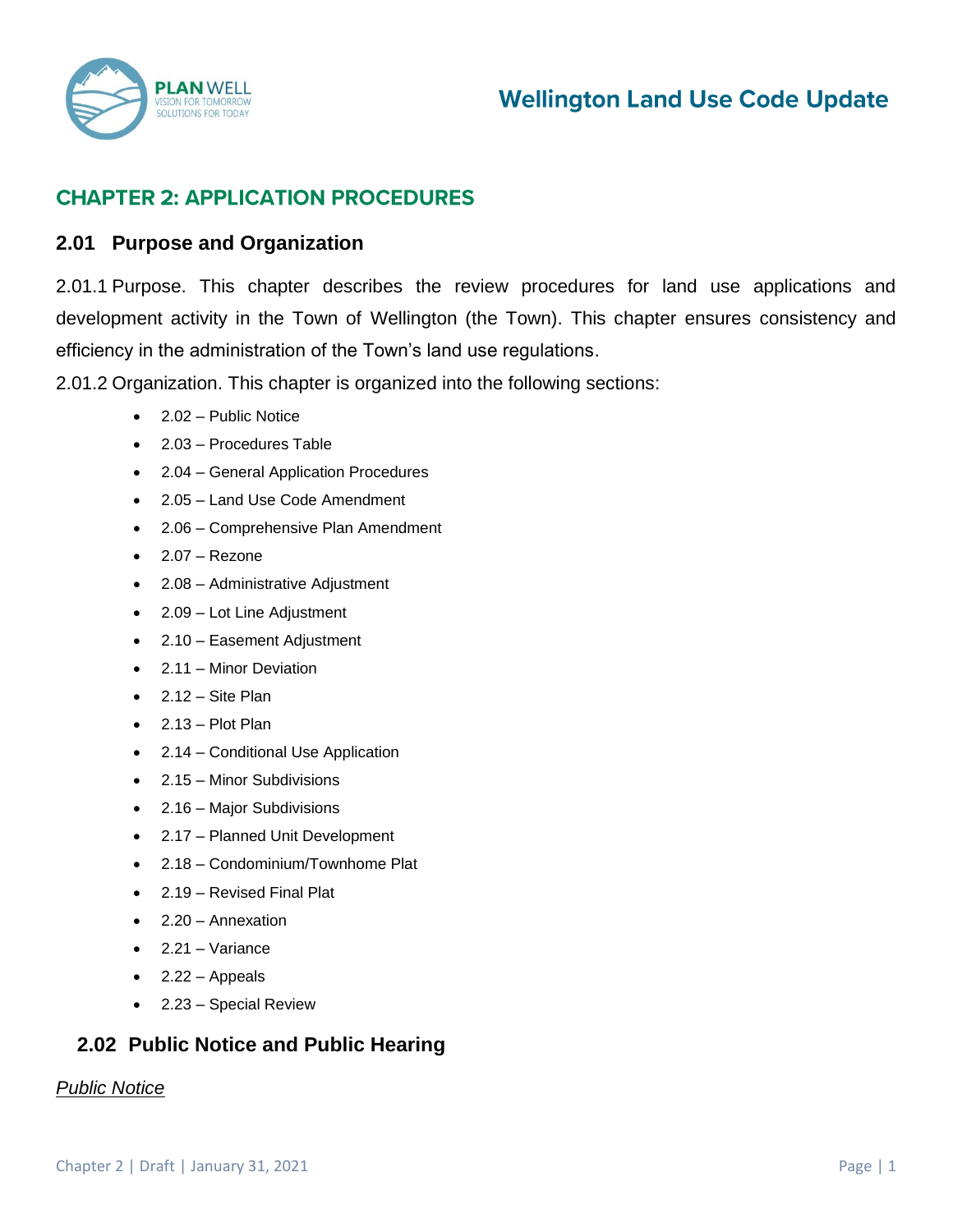# CHAPTER 2: APPLICATION PROCEDURES

## 2.01 Purpose and Organization

2.01.1 Purpose. This chapter describes the review procedures for land use applications and development activity in the Town of Wellington (the Town). This chapter ensures consistency and efficiency in the administration of the Town's land use regulations.

2.01.2 Organization. This chapter is organized into the following sections:

- 2.02 – Public Notice
- 2.03 – Procedures Table
- 2.04 – General Application Procedures
- 2.05 – Land Use Code Amendment
- 2.06 – Comprehensive Plan Amendment
- 2.07 – Rezone
- 2.08 – Administrative Adjustment
- 2.09 – Lot Line Adjustment
- 2.10 – Easement Adjustment
- 2.11 – Minor Deviation
- 2.12 – Site Plan
- 2.13 – Plot Plan
- 2.14 – Conditional Use Application
- 2.15 – Minor Subdivisions
- 2.16 – Major Subdivisions
- 2.17 – Planned Unit Development
- 2.18 – Condominium/Townhome Plat
- 2.19 – Revised Final Plat
- 2.20 – Annexation
- 2.21 – Variance
- 2.22 – Appeals
- 2.23 – Special Review

## 2.02 Public Notice and Public Hearing

*Public Notice*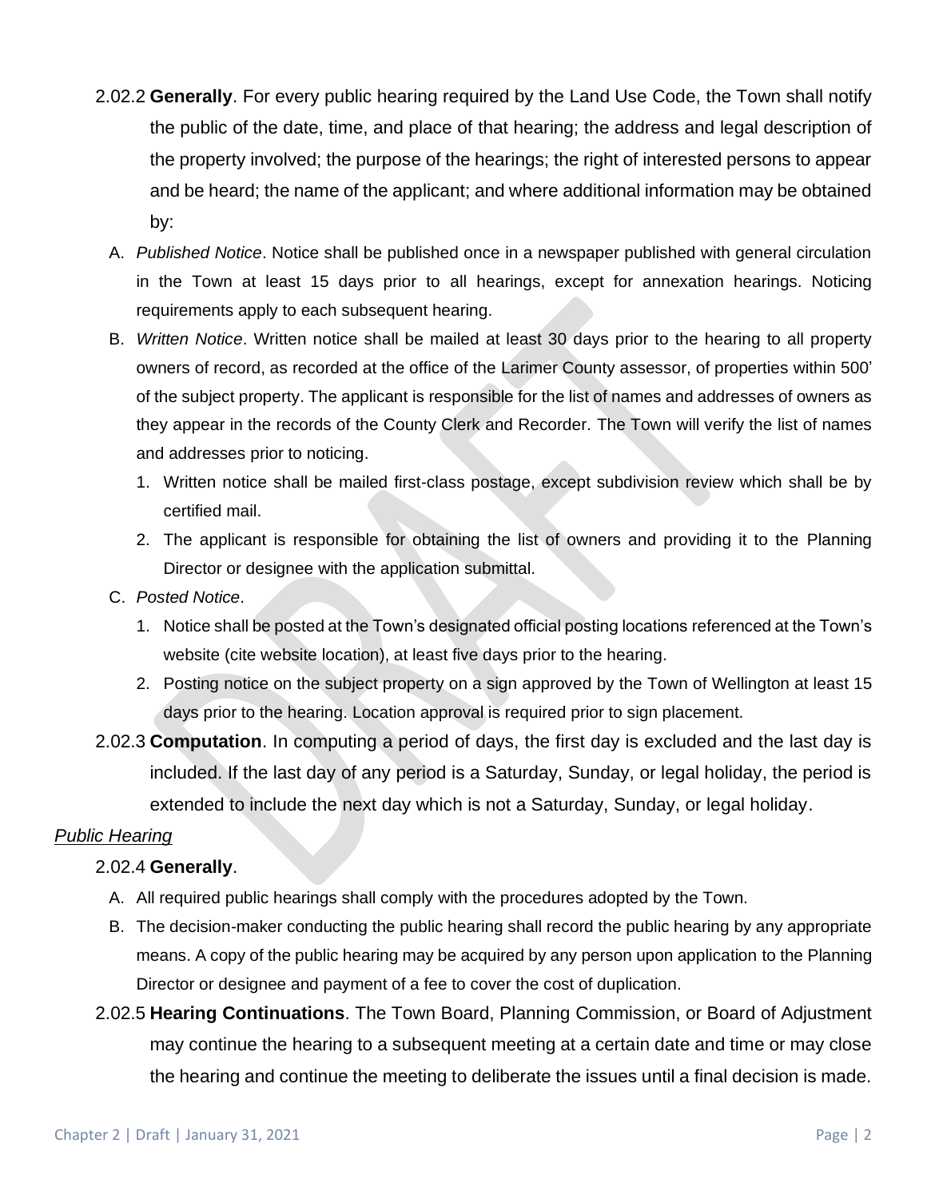2.02.2 **Generally**. For every public hearing required by the Land Use Code, the Town shall notify the public of the date, time, and place of that hearing; the address and legal description of the property involved; the purpose of the hearings; the right of interested persons to appear and be heard; the name of the applicant; and where additional information may be obtained by:

A. *Published Notice*. Notice shall be published once in a newspaper published with general circulation in the Town at least 15 days prior to all hearings, except for annexation hearings. Noticing requirements apply to each subsequent hearing.

B. *Written Notice*. Written notice shall be mailed at least 30 days prior to the hearing to all property owners of record, as recorded at the office of the Larimer County assessor, of properties within 500' of the subject property. The applicant is responsible for the list of names and addresses of owners as they appear in the records of the County Clerk and Recorder. The Town will verify the list of names and addresses prior to noticing.

   1. Written notice shall be mailed first-class postage, except subdivision review which shall be by certified mail.
   2. The applicant is responsible for obtaining the list of owners and providing it to the Planning Director or designee with the application submittal.

C. *Posted Notice*.

   1. Notice shall be posted at the Town's designated official posting locations referenced at the Town's website (cite website location), at least five days prior to the hearing.
   2. Posting notice on the subject property on a sign approved by the Town of Wellington at least 15 days prior to the hearing. Location approval is required prior to sign placement.

2.02.3 **Computation**. In computing a period of days, the first day is excluded and the last day is included. If the last day of any period is a Saturday, Sunday, or legal holiday, the period is extended to include the next day which is not a Saturday, Sunday, or legal holiday.

<u>*Public Hearing*</u>

2.02.4 **Generally**.

A. All required public hearings shall comply with the procedures adopted by the Town.

B. The decision-maker conducting the public hearing shall record the public hearing by any appropriate means. A copy of the public hearing may be acquired by any person upon application to the Planning Director or designee and payment of a fee to cover the cost of duplication.

2.02.5 **Hearing Continuations**. The Town Board, Planning Commission, or Board of Adjustment may continue the hearing to a subsequent meeting at a certain date and time or may close the hearing and continue the meeting to deliberate the issues until a final decision is made.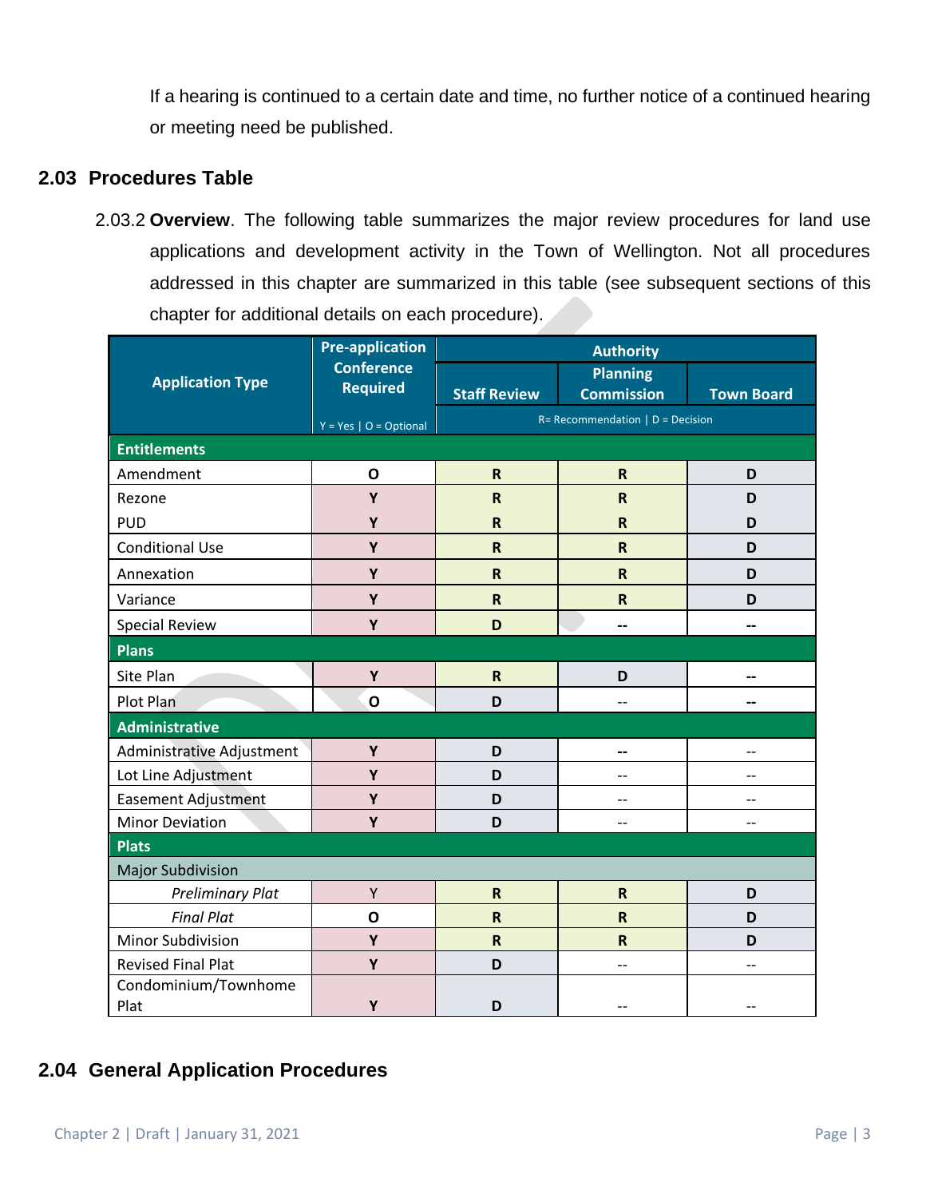If a hearing is continued to a certain date and time, no further notice of a continued hearing or meeting need be published.

## 2.03 Procedures Table

2.03.2 **Overview**. The following table summarizes the major review procedures for land use applications and development activity in the Town of Wellington. Not all procedures addressed in this chapter are summarized in this table (see subsequent sections of this chapter for additional details on each procedure).

| Application Type | Pre-application Conference Required<br>Y = Yes \| O = Optional | Authority<br>Staff Review | <br>Planning Commission | <br>Town Board |
|---|---|---|---|---|
| | | R= Recommendation \| D = Decision | | |
| **Entitlements** | | | | |
| Amendment | O | R | R | D |
| Rezone | Y | R | R | D |
| PUD | Y | R | R | D |
| Conditional Use | Y | R | R | D |
| Annexation | Y | R | R | D |
| Variance | Y | R | R | D |
| Special Review | Y | D | -- | -- |
| **Plans** | | | | |
| Site Plan | Y | R | D | -- |
| Plot Plan | O | D | -- | -- |
| **Administrative** | | | | |
| Administrative Adjustment | Y | D | -- | -- |
| Lot Line Adjustment | Y | D | -- | -- |
| Easement Adjustment | Y | D | -- | -- |
| Minor Deviation | Y | D | -- | -- |
| **Plats** | | | | |
| Major Subdivision | | | | |
| *Preliminary Plat* | Y | R | R | D |
| *Final Plat* | O | R | R | D |
| Minor Subdivision | Y | R | R | D |
| Revised Final Plat | Y | D | -- | -- |
| Condominium/Townhome Plat | Y | D | -- | -- |

## 2.04 General Application Procedures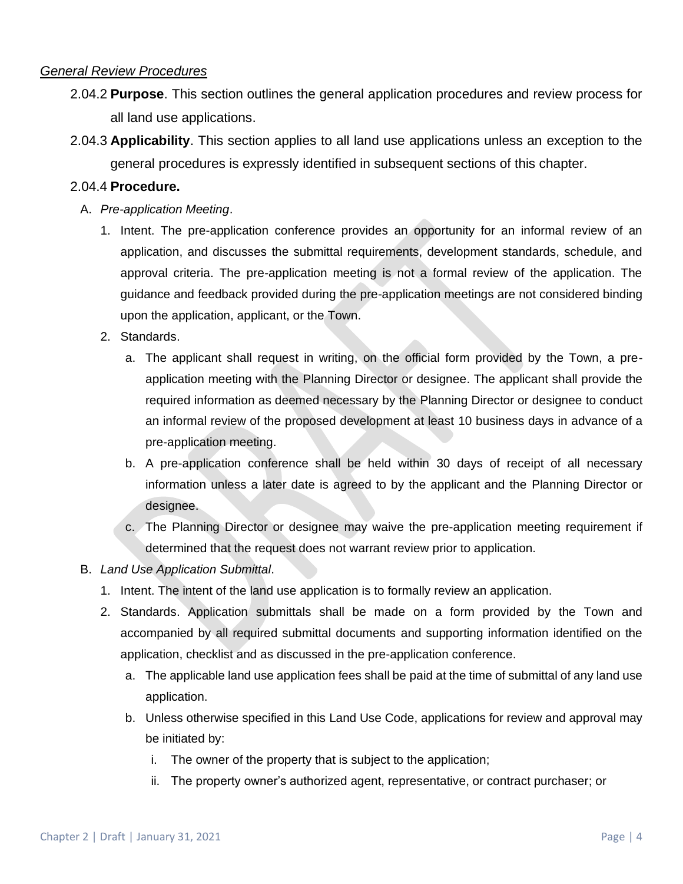*General Review Procedures*

2.04.2 **Purpose**. This section outlines the general application procedures and review process for all land use applications.

2.04.3 **Applicability**. This section applies to all land use applications unless an exception to the general procedures is expressly identified in subsequent sections of this chapter.

2.04.4 **Procedure.**

A. *Pre-application Meeting*.

1. Intent. The pre-application conference provides an opportunity for an informal review of an application, and discusses the submittal requirements, development standards, schedule, and approval criteria. The pre-application meeting is not a formal review of the application. The guidance and feedback provided during the pre-application meetings are not considered binding upon the application, applicant, or the Town.

2. Standards.

   a. The applicant shall request in writing, on the official form provided by the Town, a pre-application meeting with the Planning Director or designee. The applicant shall provide the required information as deemed necessary by the Planning Director or designee to conduct an informal review of the proposed development at least 10 business days in advance of a pre-application meeting.

   b. A pre-application conference shall be held within 30 days of receipt of all necessary information unless a later date is agreed to by the applicant and the Planning Director or designee.

   c. The Planning Director or designee may waive the pre-application meeting requirement if determined that the request does not warrant review prior to application.

B. *Land Use Application Submittal*.

1. Intent. The intent of the land use application is to formally review an application.

2. Standards. Application submittals shall be made on a form provided by the Town and accompanied by all required submittal documents and supporting information identified on the application, checklist and as discussed in the pre-application conference.

   a. The applicable land use application fees shall be paid at the time of submittal of any land use application.

   b. Unless otherwise specified in this Land Use Code, applications for review and approval may be initiated by:

      i. The owner of the property that is subject to the application;

      ii. The property owner's authorized agent, representative, or contract purchaser; or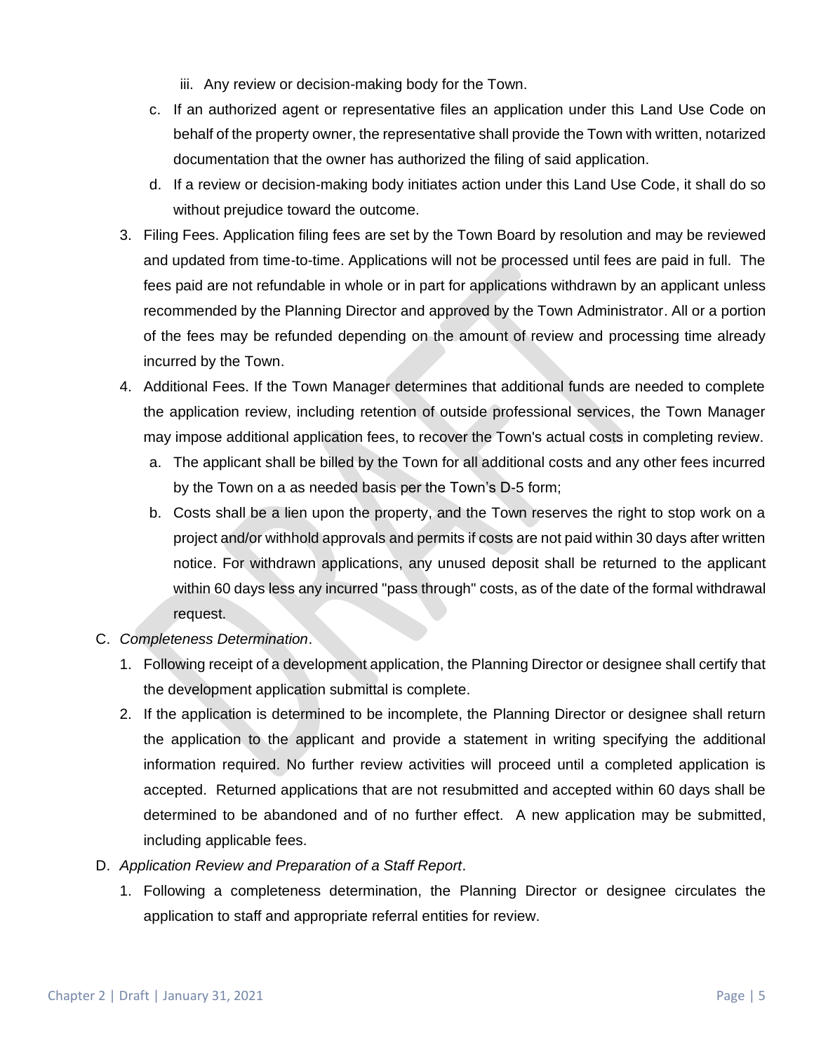iii. Any review or decision-making body for the Town.

  c. If an authorized agent or representative files an application under this Land Use Code on behalf of the property owner, the representative shall provide the Town with written, notarized documentation that the owner has authorized the filing of said application.
  d. If a review or decision-making body initiates action under this Land Use Code, it shall do so without prejudice toward the outcome.

3. Filing Fees. Application filing fees are set by the Town Board by resolution and may be reviewed and updated from time-to-time. Applications will not be processed until fees are paid in full. The fees paid are not refundable in whole or in part for applications withdrawn by an applicant unless recommended by the Planning Director and approved by the Town Administrator. All or a portion of the fees may be refunded depending on the amount of review and processing time already incurred by the Town.
4. Additional Fees. If the Town Manager determines that additional funds are needed to complete the application review, including retention of outside professional services, the Town Manager may impose additional application fees, to recover the Town's actual costs in completing review.
   a. The applicant shall be billed by the Town for all additional costs and any other fees incurred by the Town on a as needed basis per the Town's D-5 form;
   b. Costs shall be a lien upon the property, and the Town reserves the right to stop work on a project and/or withhold approvals and permits if costs are not paid within 30 days after written notice. For withdrawn applications, any unused deposit shall be returned to the applicant within 60 days less any incurred "pass through" costs, as of the date of the formal withdrawal request.

C. *Completeness Determination*.
   1. Following receipt of a development application, the Planning Director or designee shall certify that the development application submittal is complete.
   2. If the application is determined to be incomplete, the Planning Director or designee shall return the application to the applicant and provide a statement in writing specifying the additional information required. No further review activities will proceed until a completed application is accepted. Returned applications that are not resubmitted and accepted within 60 days shall be determined to be abandoned and of no further effect. A new application may be submitted, including applicable fees.

D. *Application Review and Preparation of a Staff Report*.
   1. Following a completeness determination, the Planning Director or designee circulates the application to staff and appropriate referral entities for review.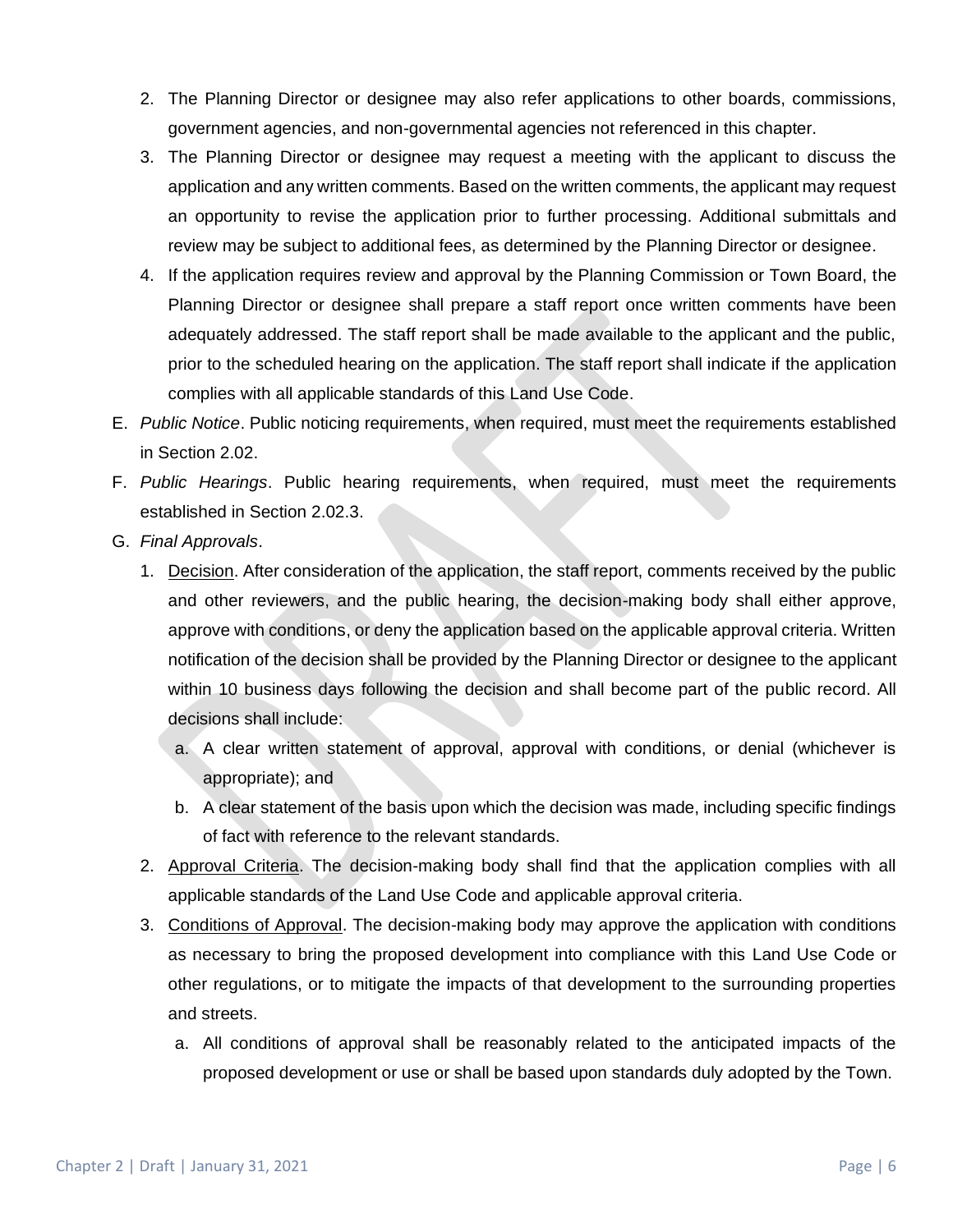2. The Planning Director or designee may also refer applications to other boards, commissions, government agencies, and non-governmental agencies not referenced in this chapter.
3. The Planning Director or designee may request a meeting with the applicant to discuss the application and any written comments. Based on the written comments, the applicant may request an opportunity to revise the application prior to further processing. Additional submittals and review may be subject to additional fees, as determined by the Planning Director or designee.
4. If the application requires review and approval by the Planning Commission or Town Board, the Planning Director or designee shall prepare a staff report once written comments have been adequately addressed. The staff report shall be made available to the applicant and the public, prior to the scheduled hearing on the application. The staff report shall indicate if the application complies with all applicable standards of this Land Use Code.

E. *Public Notice*. Public noticing requirements, when required, must meet the requirements established in Section 2.02.

F. *Public Hearings*. Public hearing requirements, when required, must meet the requirements established in Section 2.02.3.

G. *Final Approvals*.

1. Decision. After consideration of the application, the staff report, comments received by the public and other reviewers, and the public hearing, the decision-making body shall either approve, approve with conditions, or deny the application based on the applicable approval criteria. Written notification of the decision shall be provided by the Planning Director or designee to the applicant within 10 business days following the decision and shall become part of the public record. All decisions shall include:
   a. A clear written statement of approval, approval with conditions, or denial (whichever is appropriate); and
   b. A clear statement of the basis upon which the decision was made, including specific findings of fact with reference to the relevant standards.
2. Approval Criteria. The decision-making body shall find that the application complies with all applicable standards of the Land Use Code and applicable approval criteria.
3. Conditions of Approval. The decision-making body may approve the application with conditions as necessary to bring the proposed development into compliance with this Land Use Code or other regulations, or to mitigate the impacts of that development to the surrounding properties and streets.
   a. All conditions of approval shall be reasonably related to the anticipated impacts of the proposed development or use or shall be based upon standards duly adopted by the Town.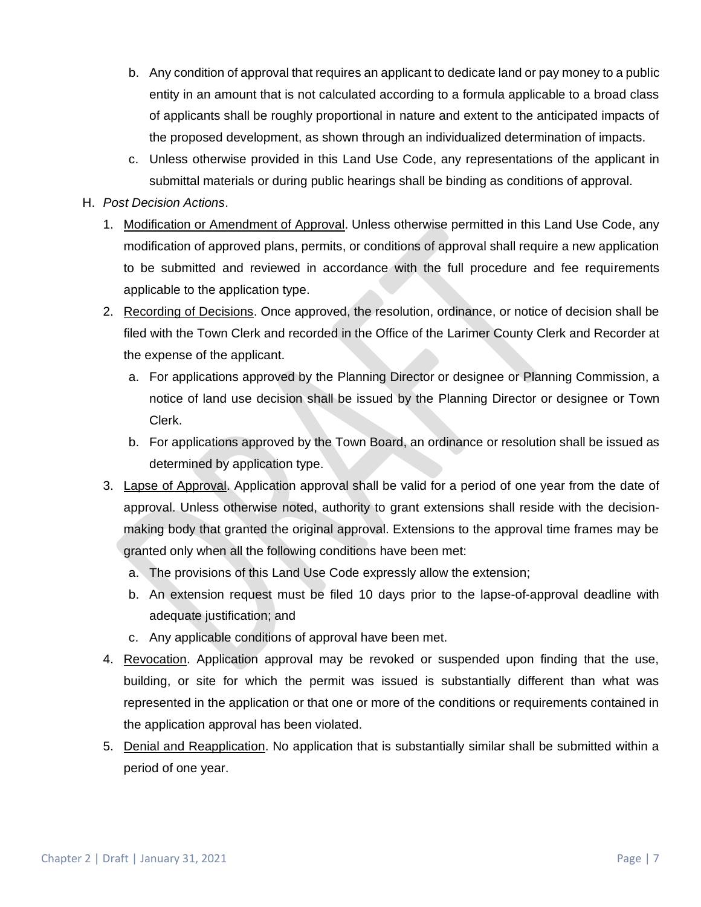b. Any condition of approval that requires an applicant to dedicate land or pay money to a public entity in an amount that is not calculated according to a formula applicable to a broad class of applicants shall be roughly proportional in nature and extent to the anticipated impacts of the proposed development, as shown through an individualized determination of impacts.

c. Unless otherwise provided in this Land Use Code, any representations of the applicant in submittal materials or during public hearings shall be binding as conditions of approval.

H. *Post Decision Actions*.

1. Modification or Amendment of Approval. Unless otherwise permitted in this Land Use Code, any modification of approved plans, permits, or conditions of approval shall require a new application to be submitted and reviewed in accordance with the full procedure and fee requirements applicable to the application type.

2. Recording of Decisions. Once approved, the resolution, ordinance, or notice of decision shall be filed with the Town Clerk and recorded in the Office of the Larimer County Clerk and Recorder at the expense of the applicant.

   a. For applications approved by the Planning Director or designee or Planning Commission, a notice of land use decision shall be issued by the Planning Director or designee or Town Clerk.

   b. For applications approved by the Town Board, an ordinance or resolution shall be issued as determined by application type.

3. Lapse of Approval. Application approval shall be valid for a period of one year from the date of approval. Unless otherwise noted, authority to grant extensions shall reside with the decision-making body that granted the original approval. Extensions to the approval time frames may be granted only when all the following conditions have been met:

   a. The provisions of this Land Use Code expressly allow the extension;

   b. An extension request must be filed 10 days prior to the lapse-of-approval deadline with adequate justification; and

   c. Any applicable conditions of approval have been met.

4. Revocation. Application approval may be revoked or suspended upon finding that the use, building, or site for which the permit was issued is substantially different than what was represented in the application or that one or more of the conditions or requirements contained in the application approval has been violated.

5. Denial and Reapplication. No application that is substantially similar shall be submitted within a period of one year.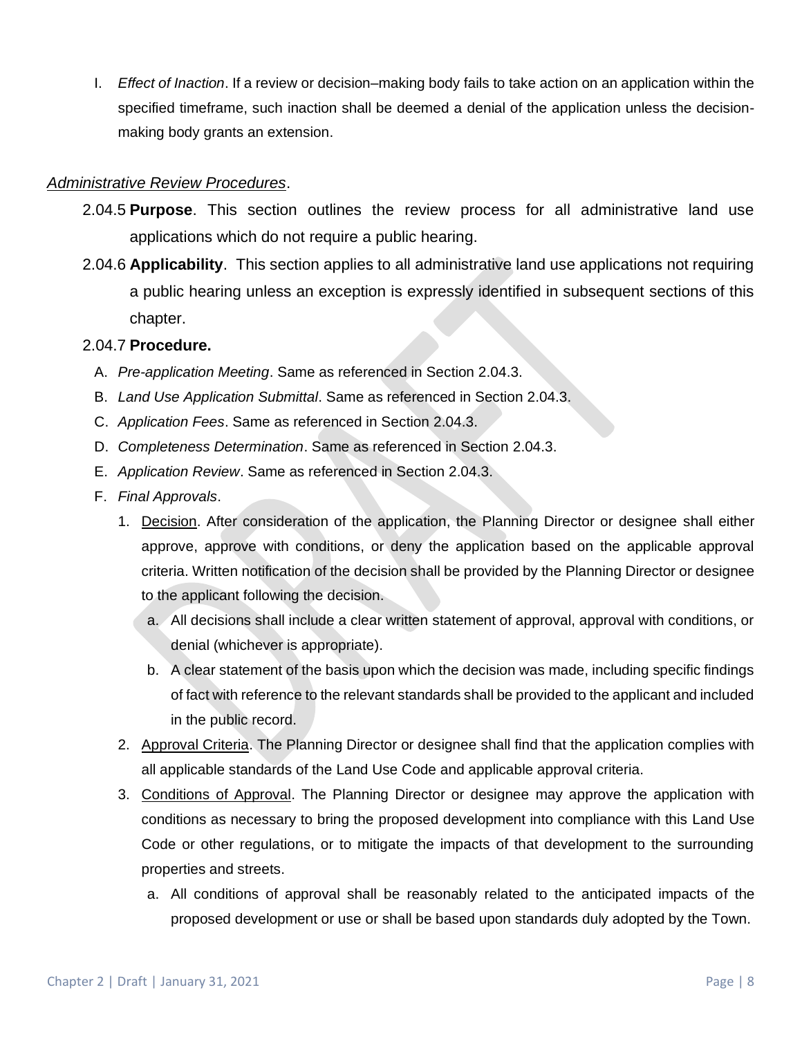I. *Effect of Inaction*. If a review or decision–making body fails to take action on an application within the specified timeframe, such inaction shall be deemed a denial of the application unless the decision-making body grants an extension.

*Administrative Review Procedures*.

2.04.5 **Purpose**. This section outlines the review process for all administrative land use applications which do not require a public hearing.

2.04.6 **Applicability**. This section applies to all administrative land use applications not requiring a public hearing unless an exception is expressly identified in subsequent sections of this chapter.

2.04.7 **Procedure.**

A. *Pre-application Meeting*. Same as referenced in Section 2.04.3.

B. *Land Use Application Submittal*. Same as referenced in Section 2.04.3.

C. *Application Fees*. Same as referenced in Section 2.04.3.

D. *Completeness Determination*. Same as referenced in Section 2.04.3.

E. *Application Review*. Same as referenced in Section 2.04.3.

F. *Final Approvals*.

1. Decision. After consideration of the application, the Planning Director or designee shall either approve, approve with conditions, or deny the application based on the applicable approval criteria. Written notification of the decision shall be provided by the Planning Director or designee to the applicant following the decision.
   a. All decisions shall include a clear written statement of approval, approval with conditions, or denial (whichever is appropriate).
   b. A clear statement of the basis upon which the decision was made, including specific findings of fact with reference to the relevant standards shall be provided to the applicant and included in the public record.
2. Approval Criteria. The Planning Director or designee shall find that the application complies with all applicable standards of the Land Use Code and applicable approval criteria.
3. Conditions of Approval. The Planning Director or designee may approve the application with conditions as necessary to bring the proposed development into compliance with this Land Use Code or other regulations, or to mitigate the impacts of that development to the surrounding properties and streets.
   a. All conditions of approval shall be reasonably related to the anticipated impacts of the proposed development or use or shall be based upon standards duly adopted by the Town.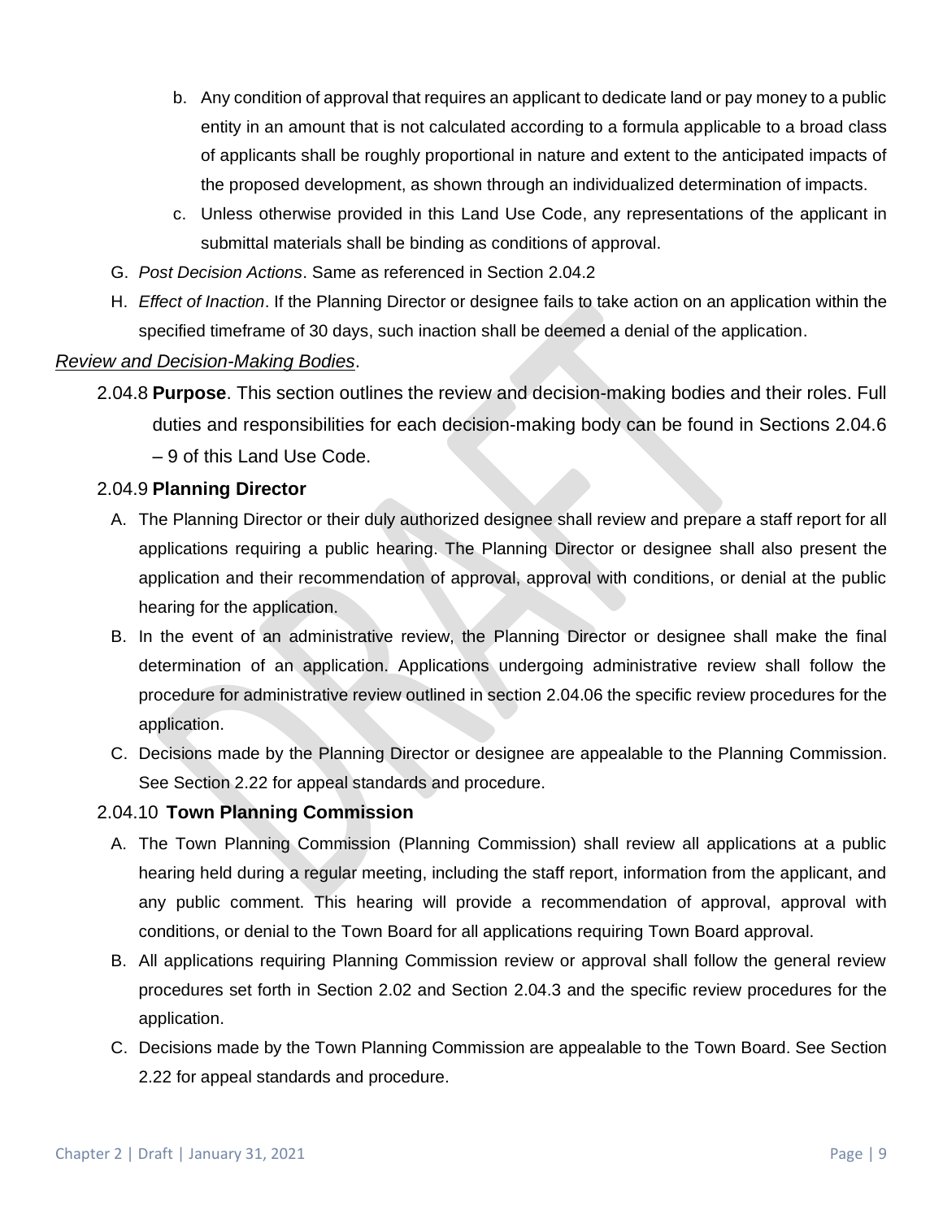b. Any condition of approval that requires an applicant to dedicate land or pay money to a public entity in an amount that is not calculated according to a formula applicable to a broad class of applicants shall be roughly proportional in nature and extent to the anticipated impacts of the proposed development, as shown through an individualized determination of impacts.

c. Unless otherwise provided in this Land Use Code, any representations of the applicant in submittal materials shall be binding as conditions of approval.

G. *Post Decision Actions*. Same as referenced in Section 2.04.2

H. *Effect of Inaction*. If the Planning Director or designee fails to take action on an application within the specified timeframe of 30 days, such inaction shall be deemed a denial of the application.

*Review and Decision-Making Bodies*.

2.04.8 **Purpose**. This section outlines the review and decision-making bodies and their roles. Full duties and responsibilities for each decision-making body can be found in Sections 2.04.6 – 9 of this Land Use Code.

2.04.9 **Planning Director**

A. The Planning Director or their duly authorized designee shall review and prepare a staff report for all applications requiring a public hearing. The Planning Director or designee shall also present the application and their recommendation of approval, approval with conditions, or denial at the public hearing for the application.

B. In the event of an administrative review, the Planning Director or designee shall make the final determination of an application. Applications undergoing administrative review shall follow the procedure for administrative review outlined in section 2.04.06 the specific review procedures for the application.

C. Decisions made by the Planning Director or designee are appealable to the Planning Commission. See Section 2.22 for appeal standards and procedure.

2.04.10 **Town Planning Commission**

A. The Town Planning Commission (Planning Commission) shall review all applications at a public hearing held during a regular meeting, including the staff report, information from the applicant, and any public comment. This hearing will provide a recommendation of approval, approval with conditions, or denial to the Town Board for all applications requiring Town Board approval.

B. All applications requiring Planning Commission review or approval shall follow the general review procedures set forth in Section 2.02 and Section 2.04.3 and the specific review procedures for the application.

C. Decisions made by the Town Planning Commission are appealable to the Town Board. See Section 2.22 for appeal standards and procedure.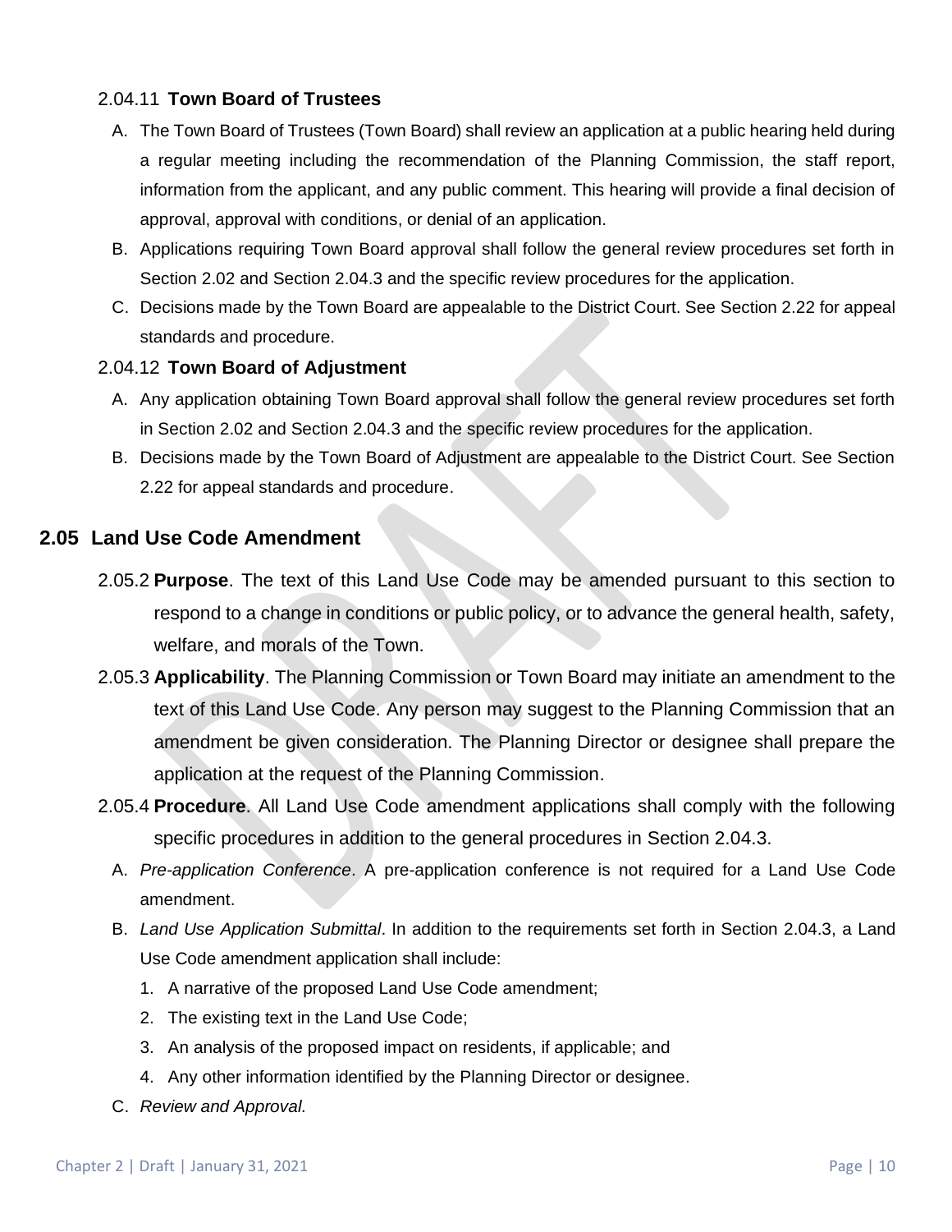#### 2.04.11 **Town Board of Trustees**

A. The Town Board of Trustees (Town Board) shall review an application at a public hearing held during a regular meeting including the recommendation of the Planning Commission, the staff report, information from the applicant, and any public comment. This hearing will provide a final decision of approval, approval with conditions, or denial of an application.

B. Applications requiring Town Board approval shall follow the general review procedures set forth in Section 2.02 and Section 2.04.3 and the specific review procedures for the application.

C. Decisions made by the Town Board are appealable to the District Court. See Section 2.22 for appeal standards and procedure.

#### 2.04.12 **Town Board of Adjustment**

A. Any application obtaining Town Board approval shall follow the general review procedures set forth in Section 2.02 and Section 2.04.3 and the specific review procedures for the application.

B. Decisions made by the Town Board of Adjustment are appealable to the District Court. See Section 2.22 for appeal standards and procedure.

## 2.05 Land Use Code Amendment

2.05.2 **Purpose**. The text of this Land Use Code may be amended pursuant to this section to respond to a change in conditions or public policy, or to advance the general health, safety, welfare, and morals of the Town.

2.05.3 **Applicability**. The Planning Commission or Town Board may initiate an amendment to the text of this Land Use Code. Any person may suggest to the Planning Commission that an amendment be given consideration. The Planning Director or designee shall prepare the application at the request of the Planning Commission.

2.05.4 **Procedure**. All Land Use Code amendment applications shall comply with the following specific procedures in addition to the general procedures in Section 2.04.3.

A. *Pre-application Conference*. A pre-application conference is not required for a Land Use Code amendment.

B. *Land Use Application Submittal*. In addition to the requirements set forth in Section 2.04.3, a Land Use Code amendment application shall include:

1. A narrative of the proposed Land Use Code amendment;
2. The existing text in the Land Use Code;
3. An analysis of the proposed impact on residents, if applicable; and
4. Any other information identified by the Planning Director or designee.

C. *Review and Approval.*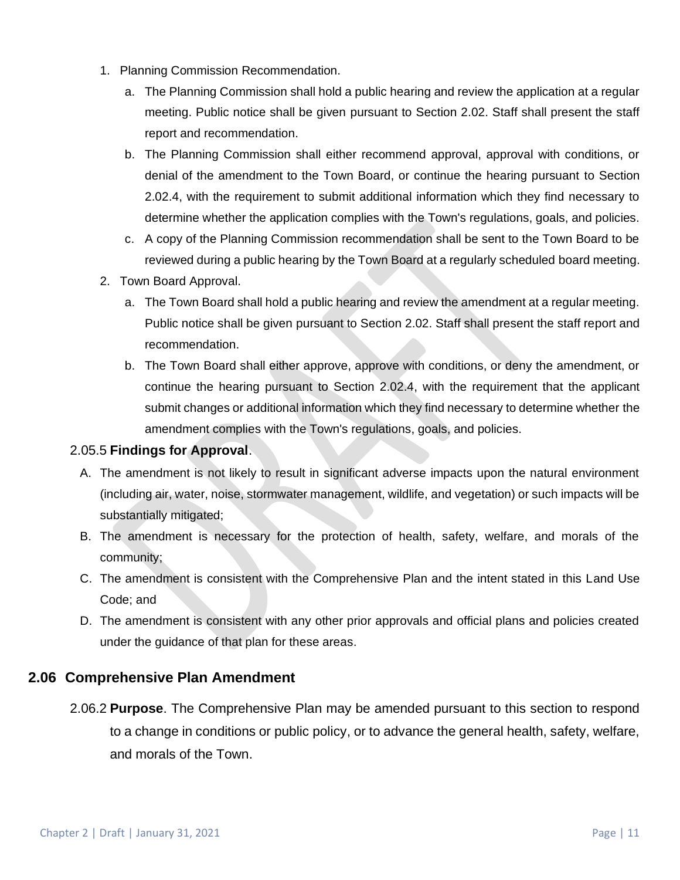1. Planning Commission Recommendation.
    a. The Planning Commission shall hold a public hearing and review the application at a regular meeting. Public notice shall be given pursuant to Section 2.02. Staff shall present the staff report and recommendation.
    b. The Planning Commission shall either recommend approval, approval with conditions, or denial of the amendment to the Town Board, or continue the hearing pursuant to Section 2.02.4, with the requirement to submit additional information which they find necessary to determine whether the application complies with the Town's regulations, goals, and policies.
    c. A copy of the Planning Commission recommendation shall be sent to the Town Board to be reviewed during a public hearing by the Town Board at a regularly scheduled board meeting.
2. Town Board Approval.
    a. The Town Board shall hold a public hearing and review the amendment at a regular meeting. Public notice shall be given pursuant to Section 2.02. Staff shall present the staff report and recommendation.
    b. The Town Board shall either approve, approve with conditions, or deny the amendment, or continue the hearing pursuant to Section 2.02.4, with the requirement that the applicant submit changes or additional information which they find necessary to determine whether the amendment complies with the Town's regulations, goals, and policies.

2.05.5 **Findings for Approval**.

A. The amendment is not likely to result in significant adverse impacts upon the natural environment (including air, water, noise, stormwater management, wildlife, and vegetation) or such impacts will be substantially mitigated;

B. The amendment is necessary for the protection of health, safety, welfare, and morals of the community;

C. The amendment is consistent with the Comprehensive Plan and the intent stated in this Land Use Code; and

D. The amendment is consistent with any other prior approvals and official plans and policies created under the guidance of that plan for these areas.

## 2.06 Comprehensive Plan Amendment

2.06.2 **Purpose**. The Comprehensive Plan may be amended pursuant to this section to respond to a change in conditions or public policy, or to advance the general health, safety, welfare, and morals of the Town.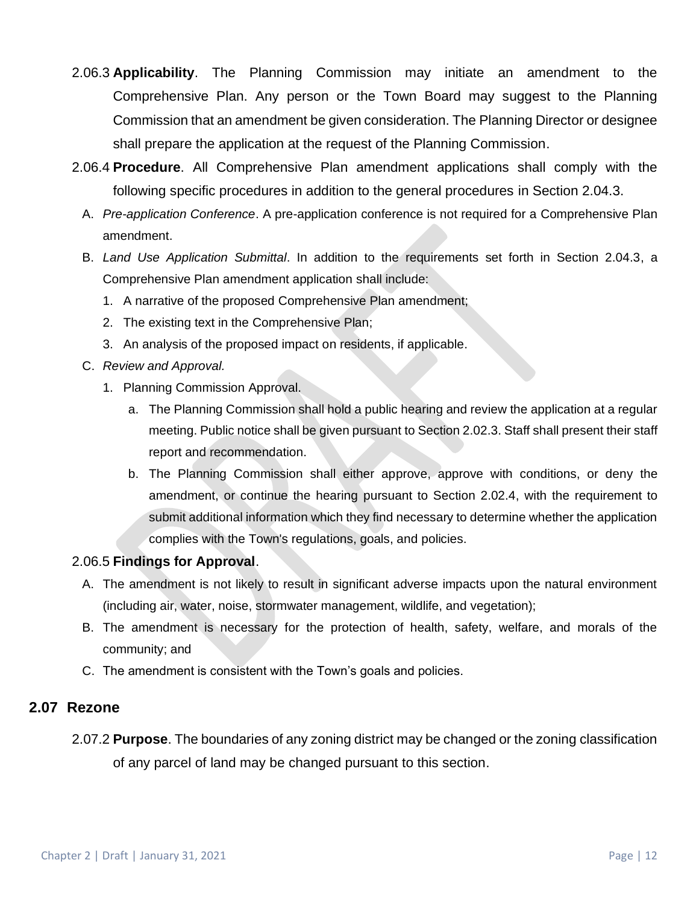2.06.3 **Applicability**. The Planning Commission may initiate an amendment to the Comprehensive Plan. Any person or the Town Board may suggest to the Planning Commission that an amendment be given consideration. The Planning Director or designee shall prepare the application at the request of the Planning Commission.

2.06.4 **Procedure**. All Comprehensive Plan amendment applications shall comply with the following specific procedures in addition to the general procedures in Section 2.04.3.

A. *Pre-application Conference*. A pre-application conference is not required for a Comprehensive Plan amendment.

B. *Land Use Application Submittal*. In addition to the requirements set forth in Section 2.04.3, a Comprehensive Plan amendment application shall include:

1. A narrative of the proposed Comprehensive Plan amendment;
2. The existing text in the Comprehensive Plan;
3. An analysis of the proposed impact on residents, if applicable.

C. *Review and Approval.*

1. Planning Commission Approval.
   a. The Planning Commission shall hold a public hearing and review the application at a regular meeting. Public notice shall be given pursuant to Section 2.02.3. Staff shall present their staff report and recommendation.
   b. The Planning Commission shall either approve, approve with conditions, or deny the amendment, or continue the hearing pursuant to Section 2.02.4, with the requirement to submit additional information which they find necessary to determine whether the application complies with the Town's regulations, goals, and policies.

2.06.5 **Findings for Approval**.

A. The amendment is not likely to result in significant adverse impacts upon the natural environment (including air, water, noise, stormwater management, wildlife, and vegetation);

B. The amendment is necessary for the protection of health, safety, welfare, and morals of the community; and

C. The amendment is consistent with the Town's goals and policies.

## 2.07 Rezone

2.07.2 **Purpose**. The boundaries of any zoning district may be changed or the zoning classification of any parcel of land may be changed pursuant to this section.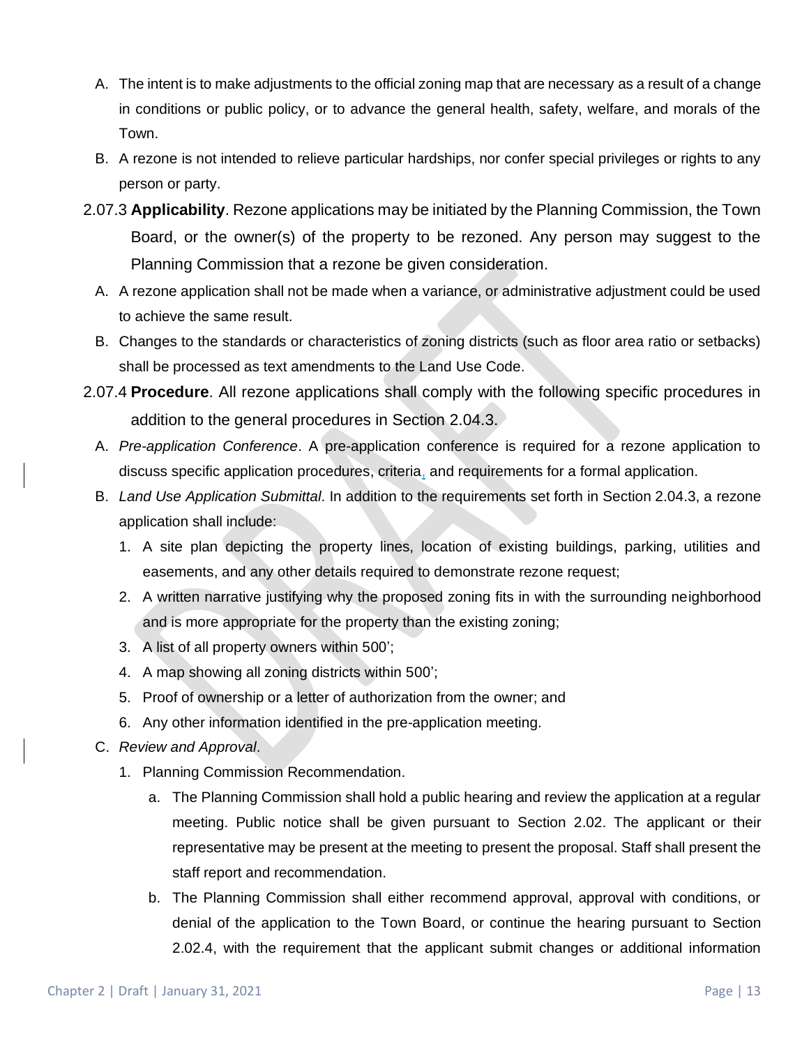A. The intent is to make adjustments to the official zoning map that are necessary as a result of a change in conditions or public policy, or to advance the general health, safety, welfare, and morals of the Town.

B. A rezone is not intended to relieve particular hardships, nor confer special privileges or rights to any person or party.

2.07.3 **Applicability**. Rezone applications may be initiated by the Planning Commission, the Town Board, or the owner(s) of the property to be rezoned. Any person may suggest to the Planning Commission that a rezone be given consideration.

A. A rezone application shall not be made when a variance, or administrative adjustment could be used to achieve the same result.

B. Changes to the standards or characteristics of zoning districts (such as floor area ratio or setbacks) shall be processed as text amendments to the Land Use Code.

2.07.4 **Procedure**. All rezone applications shall comply with the following specific procedures in addition to the general procedures in Section 2.04.3.

A. *Pre-application Conference*. A pre-application conference is required for a rezone application to discuss specific application procedures, criteria, and requirements for a formal application.

B. *Land Use Application Submittal*. In addition to the requirements set forth in Section 2.04.3, a rezone application shall include:

1. A site plan depicting the property lines, location of existing buildings, parking, utilities and easements, and any other details required to demonstrate rezone request;
2. A written narrative justifying why the proposed zoning fits in with the surrounding neighborhood and is more appropriate for the property than the existing zoning;
3. A list of all property owners within 500';
4. A map showing all zoning districts within 500';
5. Proof of ownership or a letter of authorization from the owner; and
6. Any other information identified in the pre-application meeting.

C. *Review and Approval*.

1. Planning Commission Recommendation.
   a. The Planning Commission shall hold a public hearing and review the application at a regular meeting. Public notice shall be given pursuant to Section 2.02. The applicant or their representative may be present at the meeting to present the proposal. Staff shall present the staff report and recommendation.
   b. The Planning Commission shall either recommend approval, approval with conditions, or denial of the application to the Town Board, or continue the hearing pursuant to Section 2.02.4, with the requirement that the applicant submit changes or additional information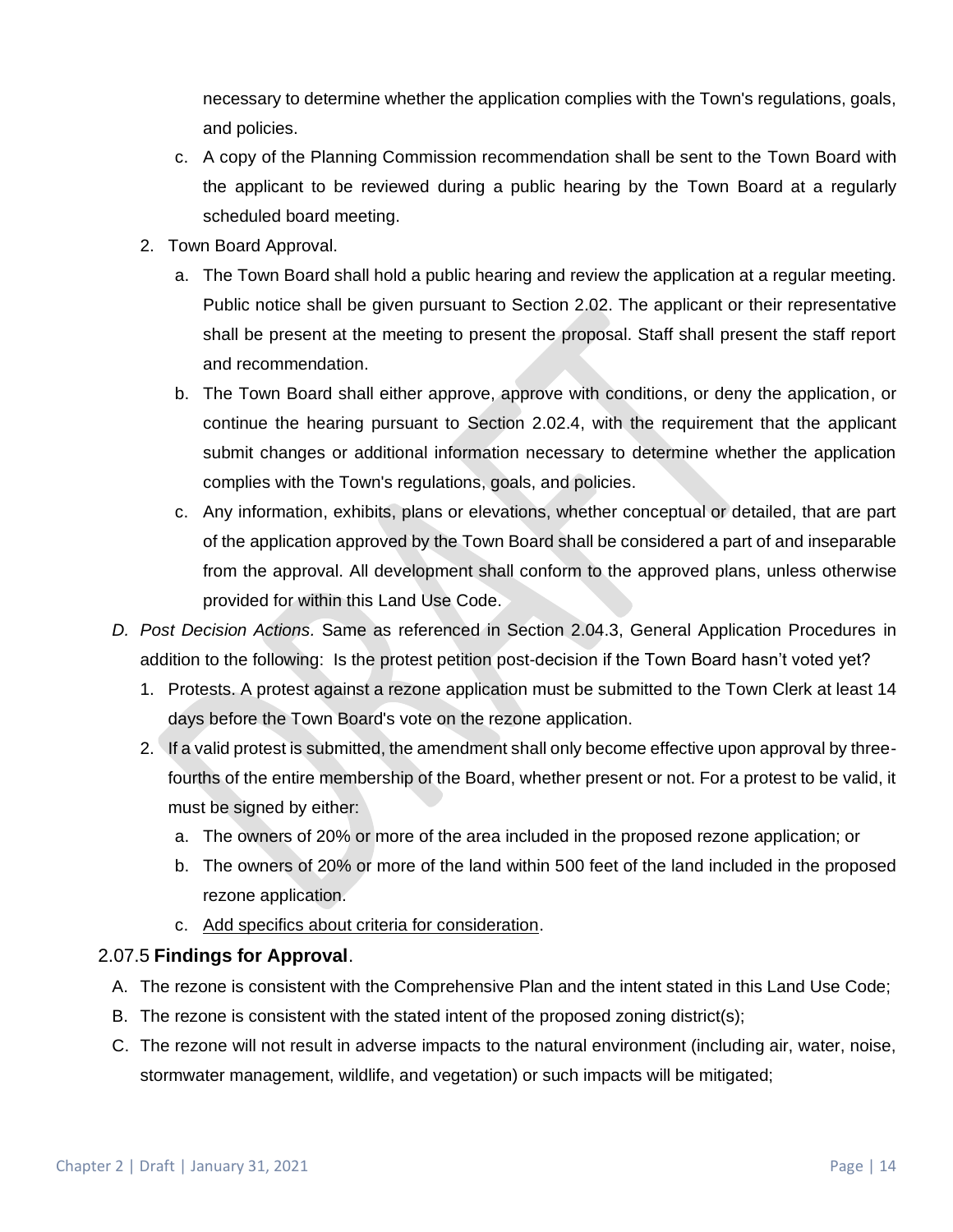necessary to determine whether the application complies with the Town's regulations, goals, and policies.

c. A copy of the Planning Commission recommendation shall be sent to the Town Board with the applicant to be reviewed during a public hearing by the Town Board at a regularly scheduled board meeting.

2. Town Board Approval.
   a. The Town Board shall hold a public hearing and review the application at a regular meeting. Public notice shall be given pursuant to Section 2.02. The applicant or their representative shall be present at the meeting to present the proposal. Staff shall present the staff report and recommendation.
   b. The Town Board shall either approve, approve with conditions, or deny the application, or continue the hearing pursuant to Section 2.02.4, with the requirement that the applicant submit changes or additional information necessary to determine whether the application complies with the Town's regulations, goals, and policies.
   c. Any information, exhibits, plans or elevations, whether conceptual or detailed, that are part of the application approved by the Town Board shall be considered a part of and inseparable from the approval. All development shall conform to the approved plans, unless otherwise provided for within this Land Use Code.

D. *Post Decision Actions.* Same as referenced in Section 2.04.3, General Application Procedures in addition to the following: Is the protest petition post-decision if the Town Board hasn't voted yet?

1. Protests. A protest against a rezone application must be submitted to the Town Clerk at least 14 days before the Town Board's vote on the rezone application.
2. If a valid protest is submitted, the amendment shall only become effective upon approval by three-fourths of the entire membership of the Board, whether present or not. For a protest to be valid, it must be signed by either:
   a. The owners of 20% or more of the area included in the proposed rezone application; or
   b. The owners of 20% or more of the land within 500 feet of the land included in the proposed rezone application.
   c. Add specifics about criteria for consideration.

### 2.07.5 **Findings for Approval**.

A. The rezone is consistent with the Comprehensive Plan and the intent stated in this Land Use Code;

B. The rezone is consistent with the stated intent of the proposed zoning district(s);

C. The rezone will not result in adverse impacts to the natural environment (including air, water, noise, stormwater management, wildlife, and vegetation) or such impacts will be mitigated;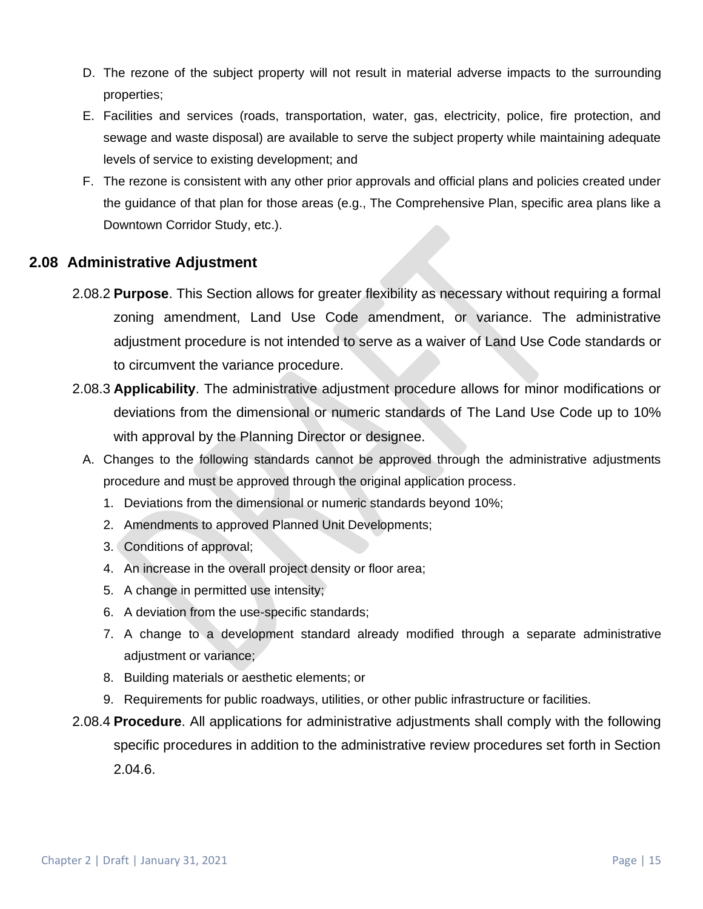D. The rezone of the subject property will not result in material adverse impacts to the surrounding properties;

E. Facilities and services (roads, transportation, water, gas, electricity, police, fire protection, and sewage and waste disposal) are available to serve the subject property while maintaining adequate levels of service to existing development; and

F. The rezone is consistent with any other prior approvals and official plans and policies created under the guidance of that plan for those areas (e.g., The Comprehensive Plan, specific area plans like a Downtown Corridor Study, etc.).

## 2.08 Administrative Adjustment

2.08.2 **Purpose**. This Section allows for greater flexibility as necessary without requiring a formal zoning amendment, Land Use Code amendment, or variance. The administrative adjustment procedure is not intended to serve as a waiver of Land Use Code standards or to circumvent the variance procedure.

2.08.3 **Applicability**. The administrative adjustment procedure allows for minor modifications or deviations from the dimensional or numeric standards of The Land Use Code up to 10% with approval by the Planning Director or designee.

A. Changes to the following standards cannot be approved through the administrative adjustments procedure and must be approved through the original application process.

1. Deviations from the dimensional or numeric standards beyond 10%;
2. Amendments to approved Planned Unit Developments;
3. Conditions of approval;
4. An increase in the overall project density or floor area;
5. A change in permitted use intensity;
6. A deviation from the use-specific standards;
7. A change to a development standard already modified through a separate administrative adjustment or variance;
8. Building materials or aesthetic elements; or
9. Requirements for public roadways, utilities, or other public infrastructure or facilities.

2.08.4 **Procedure**. All applications for administrative adjustments shall comply with the following specific procedures in addition to the administrative review procedures set forth in Section 2.04.6.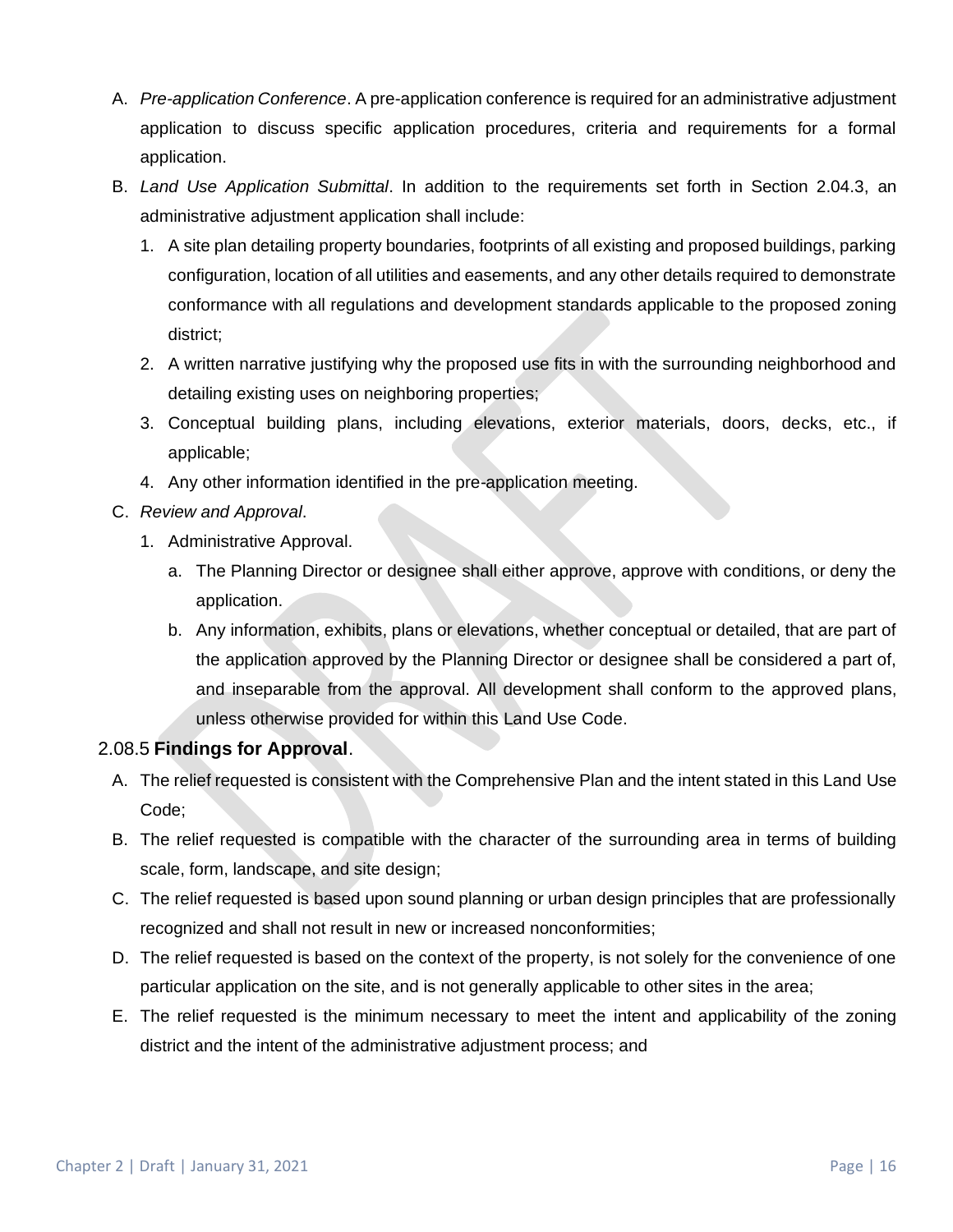A. *Pre-application Conference*. A pre-application conference is required for an administrative adjustment application to discuss specific application procedures, criteria and requirements for a formal application.

B. *Land Use Application Submittal*. In addition to the requirements set forth in Section 2.04.3, an administrative adjustment application shall include:

   1. A site plan detailing property boundaries, footprints of all existing and proposed buildings, parking configuration, location of all utilities and easements, and any other details required to demonstrate conformance with all regulations and development standards applicable to the proposed zoning district;
   2. A written narrative justifying why the proposed use fits in with the surrounding neighborhood and detailing existing uses on neighboring properties;
   3. Conceptual building plans, including elevations, exterior materials, doors, decks, etc., if applicable;
   4. Any other information identified in the pre-application meeting.

C. *Review and Approval*.

   1. Administrative Approval.
      a. The Planning Director or designee shall either approve, approve with conditions, or deny the application.
      b. Any information, exhibits, plans or elevations, whether conceptual or detailed, that are part of the application approved by the Planning Director or designee shall be considered a part of, and inseparable from the approval. All development shall conform to the approved plans, unless otherwise provided for within this Land Use Code.

### 2.08.5 **Findings for Approval**.

A. The relief requested is consistent with the Comprehensive Plan and the intent stated in this Land Use Code;

B. The relief requested is compatible with the character of the surrounding area in terms of building scale, form, landscape, and site design;

C. The relief requested is based upon sound planning or urban design principles that are professionally recognized and shall not result in new or increased nonconformities;

D. The relief requested is based on the context of the property, is not solely for the convenience of one particular application on the site, and is not generally applicable to other sites in the area;

E. The relief requested is the minimum necessary to meet the intent and applicability of the zoning district and the intent of the administrative adjustment process; and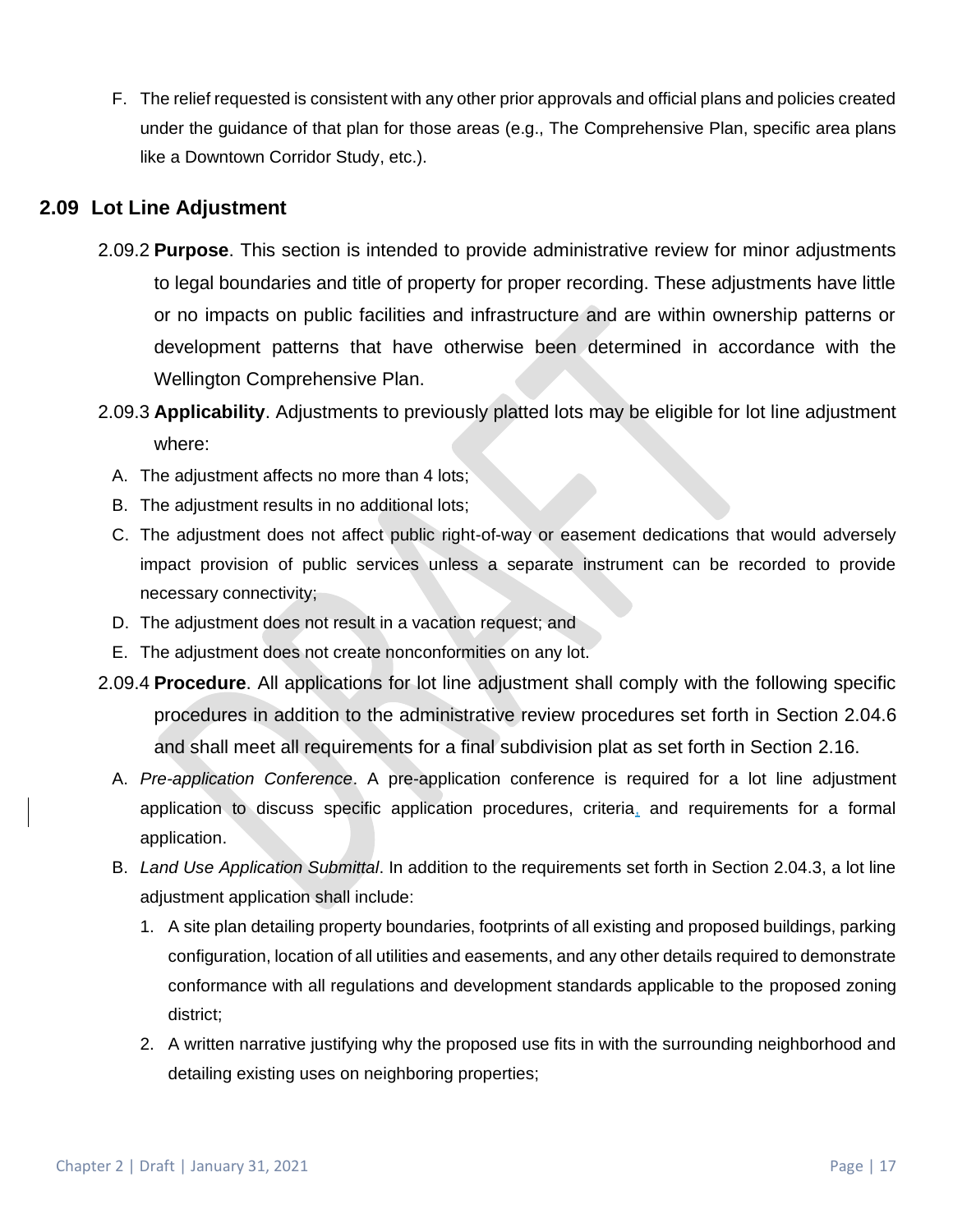F. The relief requested is consistent with any other prior approvals and official plans and policies created under the guidance of that plan for those areas (e.g., The Comprehensive Plan, specific area plans like a Downtown Corridor Study, etc.).

## 2.09 Lot Line Adjustment

2.09.2 **Purpose**. This section is intended to provide administrative review for minor adjustments to legal boundaries and title of property for proper recording. These adjustments have little or no impacts on public facilities and infrastructure and are within ownership patterns or development patterns that have otherwise been determined in accordance with the Wellington Comprehensive Plan.

2.09.3 **Applicability**. Adjustments to previously platted lots may be eligible for lot line adjustment where:

A. The adjustment affects no more than 4 lots;

B. The adjustment results in no additional lots;

C. The adjustment does not affect public right-of-way or easement dedications that would adversely impact provision of public services unless a separate instrument can be recorded to provide necessary connectivity;

D. The adjustment does not result in a vacation request; and

E. The adjustment does not create nonconformities on any lot.

2.09.4 **Procedure**. All applications for lot line adjustment shall comply with the following specific procedures in addition to the administrative review procedures set forth in Section 2.04.6 and shall meet all requirements for a final subdivision plat as set forth in Section 2.16.

A. *Pre-application Conference*. A pre-application conference is required for a lot line adjustment application to discuss specific application procedures, criteria, and requirements for a formal application.

B. *Land Use Application Submittal*. In addition to the requirements set forth in Section 2.04.3, a lot line adjustment application shall include:

1. A site plan detailing property boundaries, footprints of all existing and proposed buildings, parking configuration, location of all utilities and easements, and any other details required to demonstrate conformance with all regulations and development standards applicable to the proposed zoning district;

2. A written narrative justifying why the proposed use fits in with the surrounding neighborhood and detailing existing uses on neighboring properties;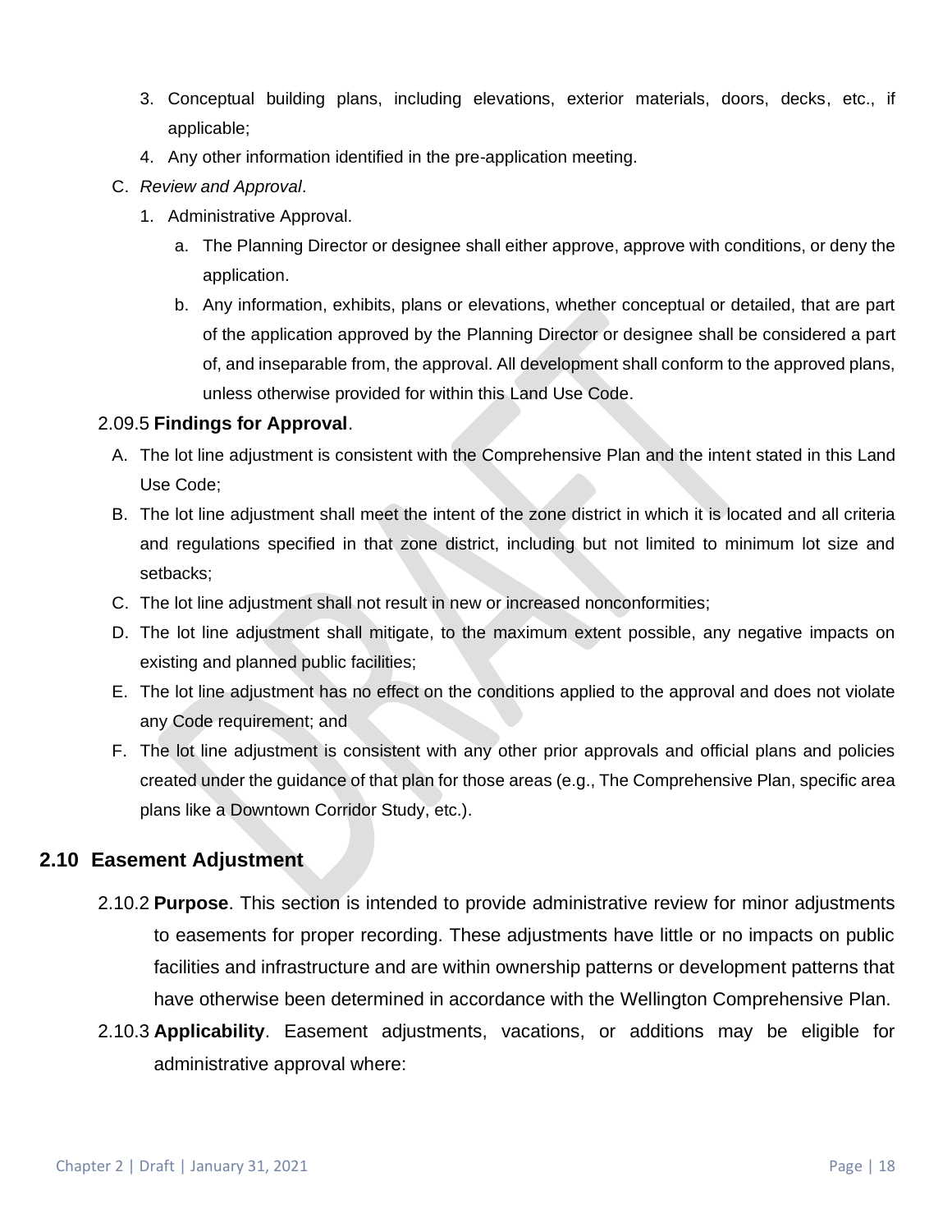3. Conceptual building plans, including elevations, exterior materials, doors, decks, etc., if applicable;
4. Any other information identified in the pre-application meeting.

C. *Review and Approval*.

1. Administrative Approval.
   a. The Planning Director or designee shall either approve, approve with conditions, or deny the application.
   b. Any information, exhibits, plans or elevations, whether conceptual or detailed, that are part of the application approved by the Planning Director or designee shall be considered a part of, and inseparable from, the approval. All development shall conform to the approved plans, unless otherwise provided for within this Land Use Code.

2.09.5 **Findings for Approval**.

A. The lot line adjustment is consistent with the Comprehensive Plan and the intent stated in this Land Use Code;
B. The lot line adjustment shall meet the intent of the zone district in which it is located and all criteria and regulations specified in that zone district, including but not limited to minimum lot size and setbacks;
C. The lot line adjustment shall not result in new or increased nonconformities;
D. The lot line adjustment shall mitigate, to the maximum extent possible, any negative impacts on existing and planned public facilities;
E. The lot line adjustment has no effect on the conditions applied to the approval and does not violate any Code requirement; and
F. The lot line adjustment is consistent with any other prior approvals and official plans and policies created under the guidance of that plan for those areas (e.g., The Comprehensive Plan, specific area plans like a Downtown Corridor Study, etc.).

## 2.10 Easement Adjustment

2.10.2 **Purpose**. This section is intended to provide administrative review for minor adjustments to easements for proper recording. These adjustments have little or no impacts on public facilities and infrastructure and are within ownership patterns or development patterns that have otherwise been determined in accordance with the Wellington Comprehensive Plan.

2.10.3 **Applicability**. Easement adjustments, vacations, or additions may be eligible for administrative approval where: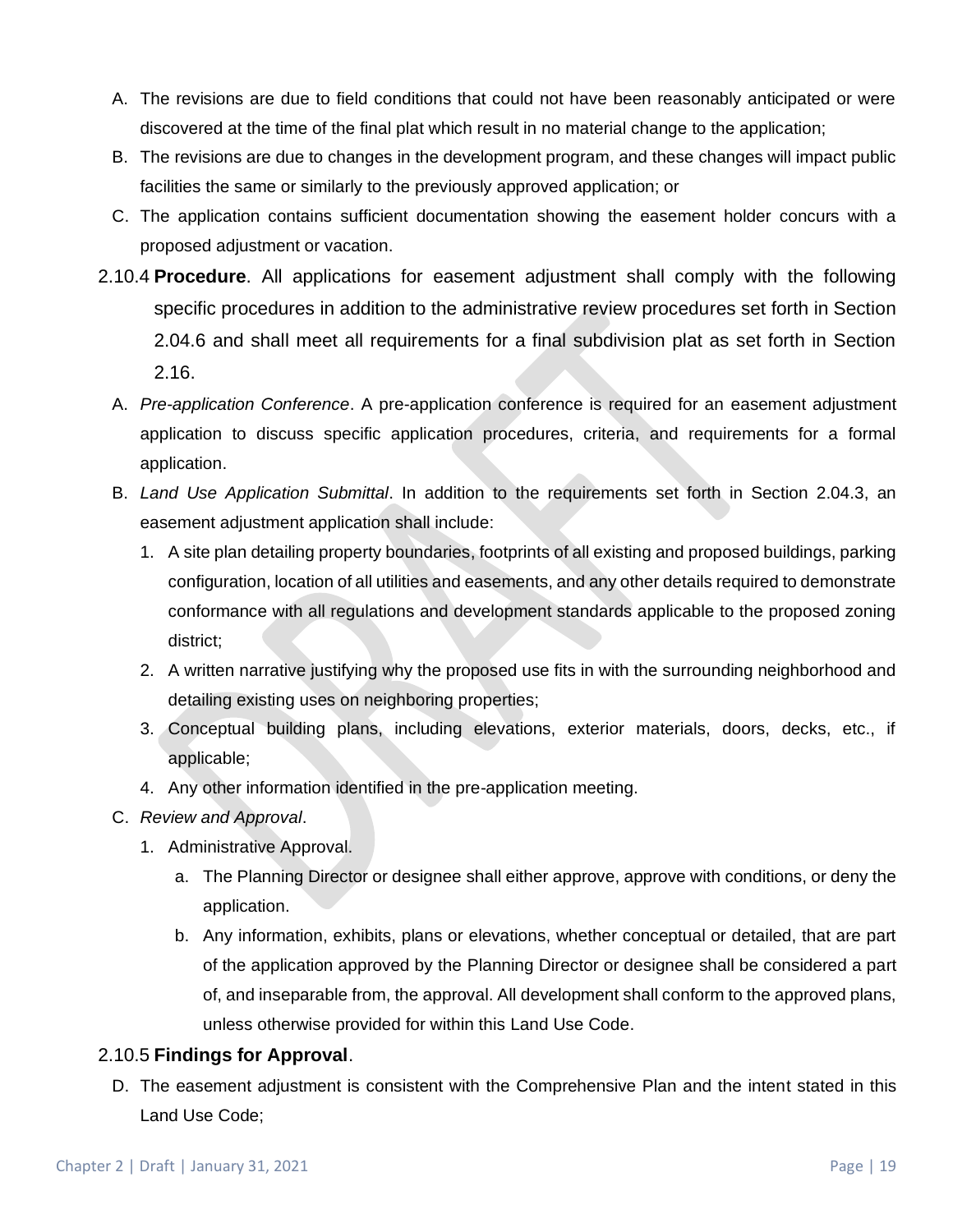A. The revisions are due to field conditions that could not have been reasonably anticipated or were discovered at the time of the final plat which result in no material change to the application;

B. The revisions are due to changes in the development program, and these changes will impact public facilities the same or similarly to the previously approved application; or

C. The application contains sufficient documentation showing the easement holder concurs with a proposed adjustment or vacation.

2.10.4 **Procedure**. All applications for easement adjustment shall comply with the following specific procedures in addition to the administrative review procedures set forth in Section 2.04.6 and shall meet all requirements for a final subdivision plat as set forth in Section 2.16.

A. *Pre-application Conference*. A pre-application conference is required for an easement adjustment application to discuss specific application procedures, criteria, and requirements for a formal application.

B. *Land Use Application Submittal*. In addition to the requirements set forth in Section 2.04.3, an easement adjustment application shall include:

1. A site plan detailing property boundaries, footprints of all existing and proposed buildings, parking configuration, location of all utilities and easements, and any other details required to demonstrate conformance with all regulations and development standards applicable to the proposed zoning district;
2. A written narrative justifying why the proposed use fits in with the surrounding neighborhood and detailing existing uses on neighboring properties;
3. Conceptual building plans, including elevations, exterior materials, doors, decks, etc., if applicable;
4. Any other information identified in the pre-application meeting.

C. *Review and Approval*.

1. Administrative Approval.
   a. The Planning Director or designee shall either approve, approve with conditions, or deny the application.
   b. Any information, exhibits, plans or elevations, whether conceptual or detailed, that are part of the application approved by the Planning Director or designee shall be considered a part of, and inseparable from, the approval. All development shall conform to the approved plans, unless otherwise provided for within this Land Use Code.

2.10.5 **Findings for Approval**.

D. The easement adjustment is consistent with the Comprehensive Plan and the intent stated in this Land Use Code;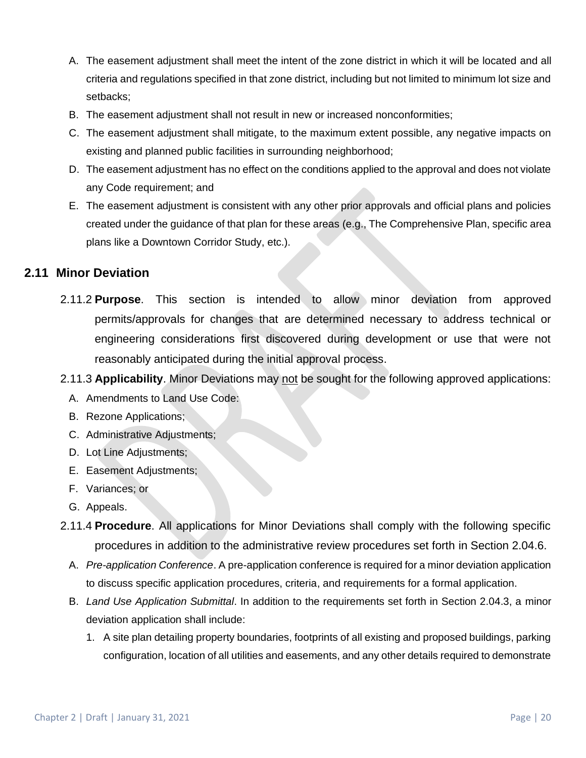A. The easement adjustment shall meet the intent of the zone district in which it will be located and all criteria and regulations specified in that zone district, including but not limited to minimum lot size and setbacks;
B. The easement adjustment shall not result in new or increased nonconformities;
C. The easement adjustment shall mitigate, to the maximum extent possible, any negative impacts on existing and planned public facilities in surrounding neighborhood;
D. The easement adjustment has no effect on the conditions applied to the approval and does not violate any Code requirement; and
E. The easement adjustment is consistent with any other prior approvals and official plans and policies created under the guidance of that plan for these areas (e.g., The Comprehensive Plan, specific area plans like a Downtown Corridor Study, etc.).

## 2.11 Minor Deviation

2.11.2 **Purpose**. This section is intended to allow minor deviation from approved permits/approvals for changes that are determined necessary to address technical or engineering considerations first discovered during development or use that were not reasonably anticipated during the initial approval process.

2.11.3 **Applicability**. Minor Deviations may <u>not</u> be sought for the following approved applications:

A. Amendments to Land Use Code:
B. Rezone Applications;
C. Administrative Adjustments;
D. Lot Line Adjustments;
E. Easement Adjustments;
F. Variances; or
G. Appeals.

2.11.4 **Procedure**. All applications for Minor Deviations shall comply with the following specific procedures in addition to the administrative review procedures set forth in Section 2.04.6.

A. *Pre-application Conference*. A pre-application conference is required for a minor deviation application to discuss specific application procedures, criteria, and requirements for a formal application.
B. *Land Use Application Submittal*. In addition to the requirements set forth in Section 2.04.3, a minor deviation application shall include:
   1. A site plan detailing property boundaries, footprints of all existing and proposed buildings, parking configuration, location of all utilities and easements, and any other details required to demonstrate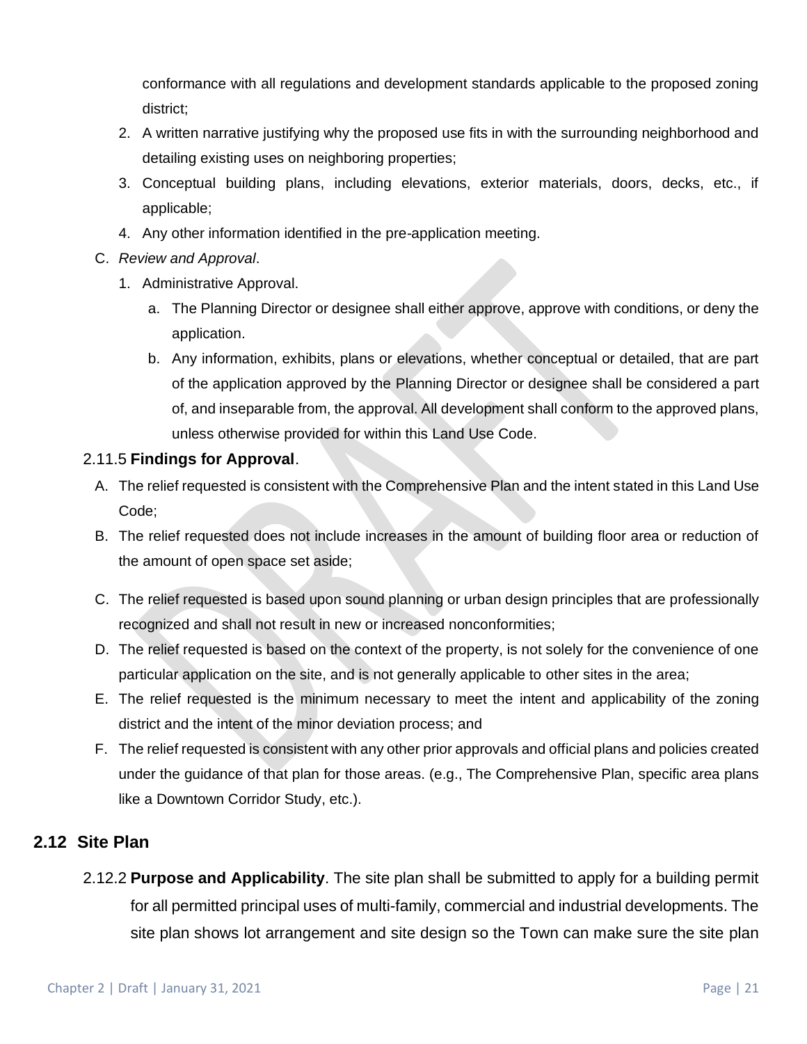conformance with all regulations and development standards applicable to the proposed zoning district;

2. A written narrative justifying why the proposed use fits in with the surrounding neighborhood and detailing existing uses on neighboring properties;
3. Conceptual building plans, including elevations, exterior materials, doors, decks, etc., if applicable;
4. Any other information identified in the pre-application meeting.

C. *Review and Approval*.

1. Administrative Approval.
   a. The Planning Director or designee shall either approve, approve with conditions, or deny the application.
   b. Any information, exhibits, plans or elevations, whether conceptual or detailed, that are part of the application approved by the Planning Director or designee shall be considered a part of, and inseparable from, the approval. All development shall conform to the approved plans, unless otherwise provided for within this Land Use Code.

2.11.5 **Findings for Approval**.

A. The relief requested is consistent with the Comprehensive Plan and the intent stated in this Land Use Code;

B. The relief requested does not include increases in the amount of building floor area or reduction of the amount of open space set aside;

C. The relief requested is based upon sound planning or urban design principles that are professionally recognized and shall not result in new or increased nonconformities;

D. The relief requested is based on the context of the property, is not solely for the convenience of one particular application on the site, and is not generally applicable to other sites in the area;

E. The relief requested is the minimum necessary to meet the intent and applicability of the zoning district and the intent of the minor deviation process; and

F. The relief requested is consistent with any other prior approvals and official plans and policies created under the guidance of that plan for those areas. (e.g., The Comprehensive Plan, specific area plans like a Downtown Corridor Study, etc.).

## 2.12 Site Plan

2.12.2 **Purpose and Applicability**. The site plan shall be submitted to apply for a building permit for all permitted principal uses of multi-family, commercial and industrial developments. The site plan shows lot arrangement and site design so the Town can make sure the site plan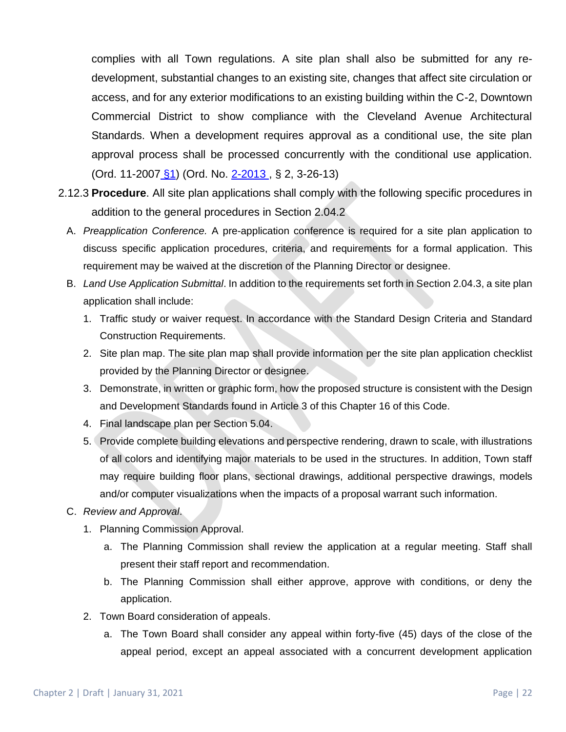complies with all Town regulations. A site plan shall also be submitted for any re-development, substantial changes to an existing site, changes that affect site circulation or access, and for any exterior modifications to an existing building within the C-2, Downtown Commercial District to show compliance with the Cleveland Avenue Architectural Standards. When a development requires approval as a conditional use, the site plan approval process shall be processed concurrently with the conditional use application. (Ord. 11-2007 §1) (Ord. No. 2-2013 , § 2, 3-26-13)

2.12.3 **Procedure**. All site plan applications shall comply with the following specific procedures in addition to the general procedures in Section 2.04.2

A. *Preapplication Conference.* A pre-application conference is required for a site plan application to discuss specific application procedures, criteria, and requirements for a formal application. This requirement may be waived at the discretion of the Planning Director or designee.

B. *Land Use Application Submittal*. In addition to the requirements set forth in Section 2.04.3, a site plan application shall include:

1. Traffic study or waiver request. In accordance with the Standard Design Criteria and Standard Construction Requirements.
2. Site plan map. The site plan map shall provide information per the site plan application checklist provided by the Planning Director or designee.
3. Demonstrate, in written or graphic form, how the proposed structure is consistent with the Design and Development Standards found in Article 3 of this Chapter 16 of this Code.
4. Final landscape plan per Section 5.04.
5. Provide complete building elevations and perspective rendering, drawn to scale, with illustrations of all colors and identifying major materials to be used in the structures. In addition, Town staff may require building floor plans, sectional drawings, additional perspective drawings, models and/or computer visualizations when the impacts of a proposal warrant such information.

C. *Review and Approval*.

1. Planning Commission Approval.
   a. The Planning Commission shall review the application at a regular meeting. Staff shall present their staff report and recommendation.
   b. The Planning Commission shall either approve, approve with conditions, or deny the application.
2. Town Board consideration of appeals.
   a. The Town Board shall consider any appeal within forty-five (45) days of the close of the appeal period, except an appeal associated with a concurrent development application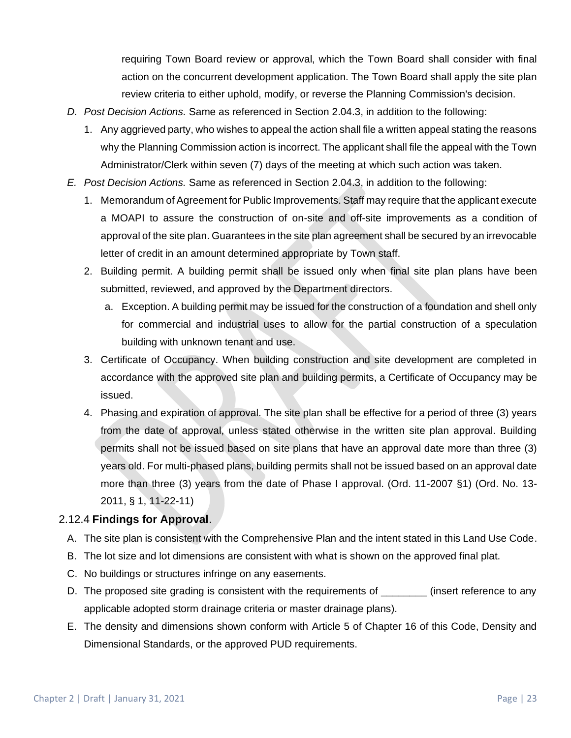requiring Town Board review or approval, which the Town Board shall consider with final action on the concurrent development application. The Town Board shall apply the site plan review criteria to either uphold, modify, or reverse the Planning Commission's decision.

D. *Post Decision Actions.* Same as referenced in Section 2.04.3, in addition to the following:

   1. Any aggrieved party, who wishes to appeal the action shall file a written appeal stating the reasons why the Planning Commission action is incorrect. The applicant shall file the appeal with the Town Administrator/Clerk within seven (7) days of the meeting at which such action was taken.

E. *Post Decision Actions.* Same as referenced in Section 2.04.3, in addition to the following:

   1. Memorandum of Agreement for Public Improvements. Staff may require that the applicant execute a MOAPI to assure the construction of on-site and off-site improvements as a condition of approval of the site plan. Guarantees in the site plan agreement shall be secured by an irrevocable letter of credit in an amount determined appropriate by Town staff.
   2. Building permit. A building permit shall be issued only when final site plan plans have been submitted, reviewed, and approved by the Department directors.
      a. Exception. A building permit may be issued for the construction of a foundation and shell only for commercial and industrial uses to allow for the partial construction of a speculation building with unknown tenant and use.
   3. Certificate of Occupancy. When building construction and site development are completed in accordance with the approved site plan and building permits, a Certificate of Occupancy may be issued.
   4. Phasing and expiration of approval. The site plan shall be effective for a period of three (3) years from the date of approval, unless stated otherwise in the written site plan approval. Building permits shall not be issued based on site plans that have an approval date more than three (3) years old. For multi-phased plans, building permits shall not be issued based on an approval date more than three (3) years from the date of Phase I approval. (Ord. 11-2007 §1) (Ord. No. 13-2011, § 1, 11-22-11)

### 2.12.4 **Findings for Approval**.

A. The site plan is consistent with the Comprehensive Plan and the intent stated in this Land Use Code.

B. The lot size and lot dimensions are consistent with what is shown on the approved final plat.

C. No buildings or structures infringe on any easements.

D. The proposed site grading is consistent with the requirements of ________ (insert reference to any applicable adopted storm drainage criteria or master drainage plans).

E. The density and dimensions shown conform with Article 5 of Chapter 16 of this Code, Density and Dimensional Standards, or the approved PUD requirements.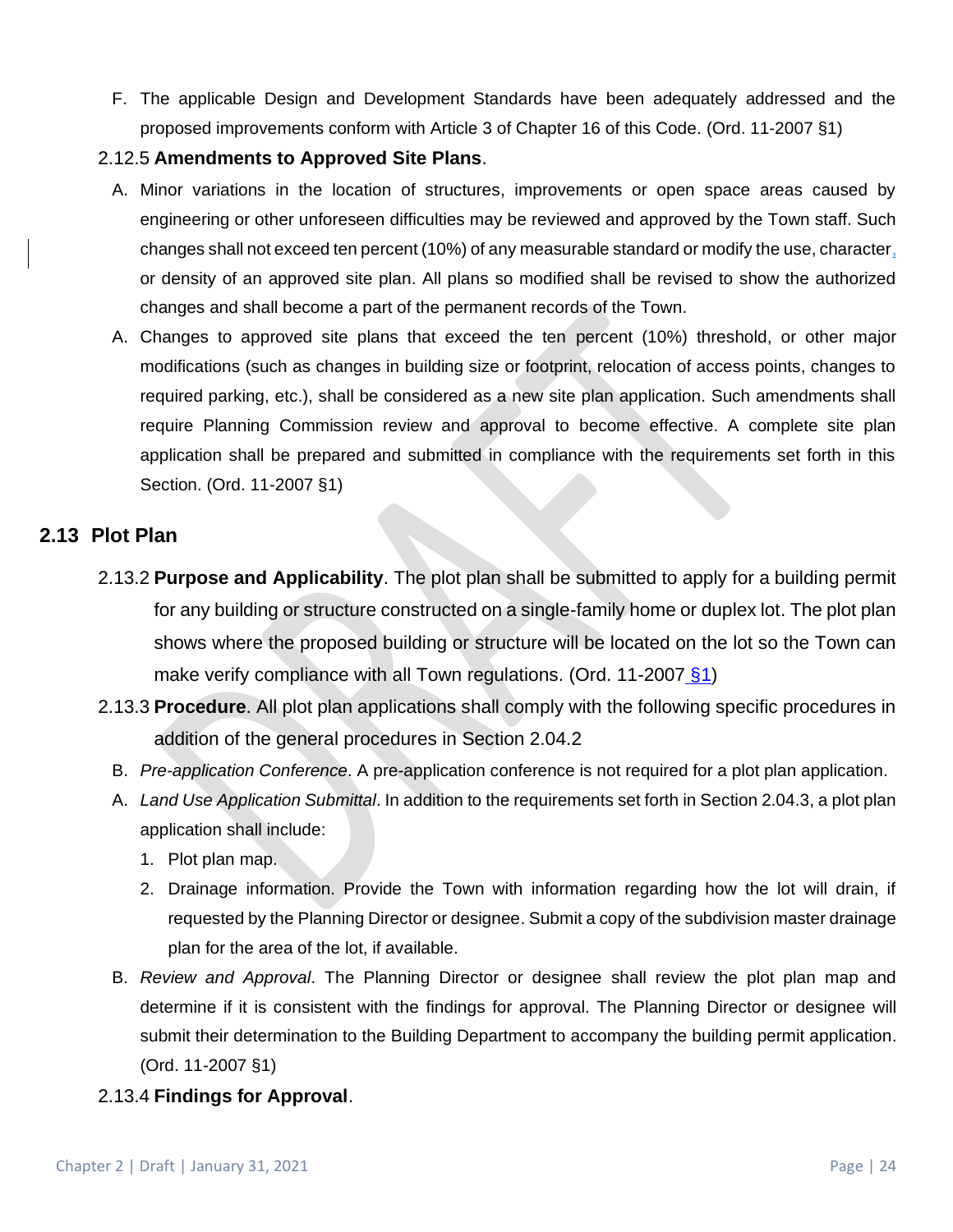F. The applicable Design and Development Standards have been adequately addressed and the proposed improvements conform with Article 3 of Chapter 16 of this Code. (Ord. 11-2007 §1)

2.12.5 **Amendments to Approved Site Plans**.

A. Minor variations in the location of structures, improvements or open space areas caused by engineering or other unforeseen difficulties may be reviewed and approved by the Town staff. Such changes shall not exceed ten percent (10%) of any measurable standard or modify the use, character, or density of an approved site plan. All plans so modified shall be revised to show the authorized changes and shall become a part of the permanent records of the Town.

A. Changes to approved site plans that exceed the ten percent (10%) threshold, or other major modifications (such as changes in building size or footprint, relocation of access points, changes to required parking, etc.), shall be considered as a new site plan application. Such amendments shall require Planning Commission review and approval to become effective. A complete site plan application shall be prepared and submitted in compliance with the requirements set forth in this Section. (Ord. 11-2007 §1)

## 2.13 Plot Plan

2.13.2 **Purpose and Applicability**. The plot plan shall be submitted to apply for a building permit for any building or structure constructed on a single-family home or duplex lot. The plot plan shows where the proposed building or structure will be located on the lot so the Town can make verify compliance with all Town regulations. (Ord. 11-2007 §1)

2.13.3 **Procedure**. All plot plan applications shall comply with the following specific procedures in addition of the general procedures in Section 2.04.2

B. *Pre-application Conference*. A pre-application conference is not required for a plot plan application.

A. *Land Use Application Submittal*. In addition to the requirements set forth in Section 2.04.3, a plot plan application shall include:

1. Plot plan map.
2. Drainage information. Provide the Town with information regarding how the lot will drain, if requested by the Planning Director or designee. Submit a copy of the subdivision master drainage plan for the area of the lot, if available.

B. *Review and Approval*. The Planning Director or designee shall review the plot plan map and determine if it is consistent with the findings for approval. The Planning Director or designee will submit their determination to the Building Department to accompany the building permit application. (Ord. 11-2007 §1)

2.13.4 **Findings for Approval**.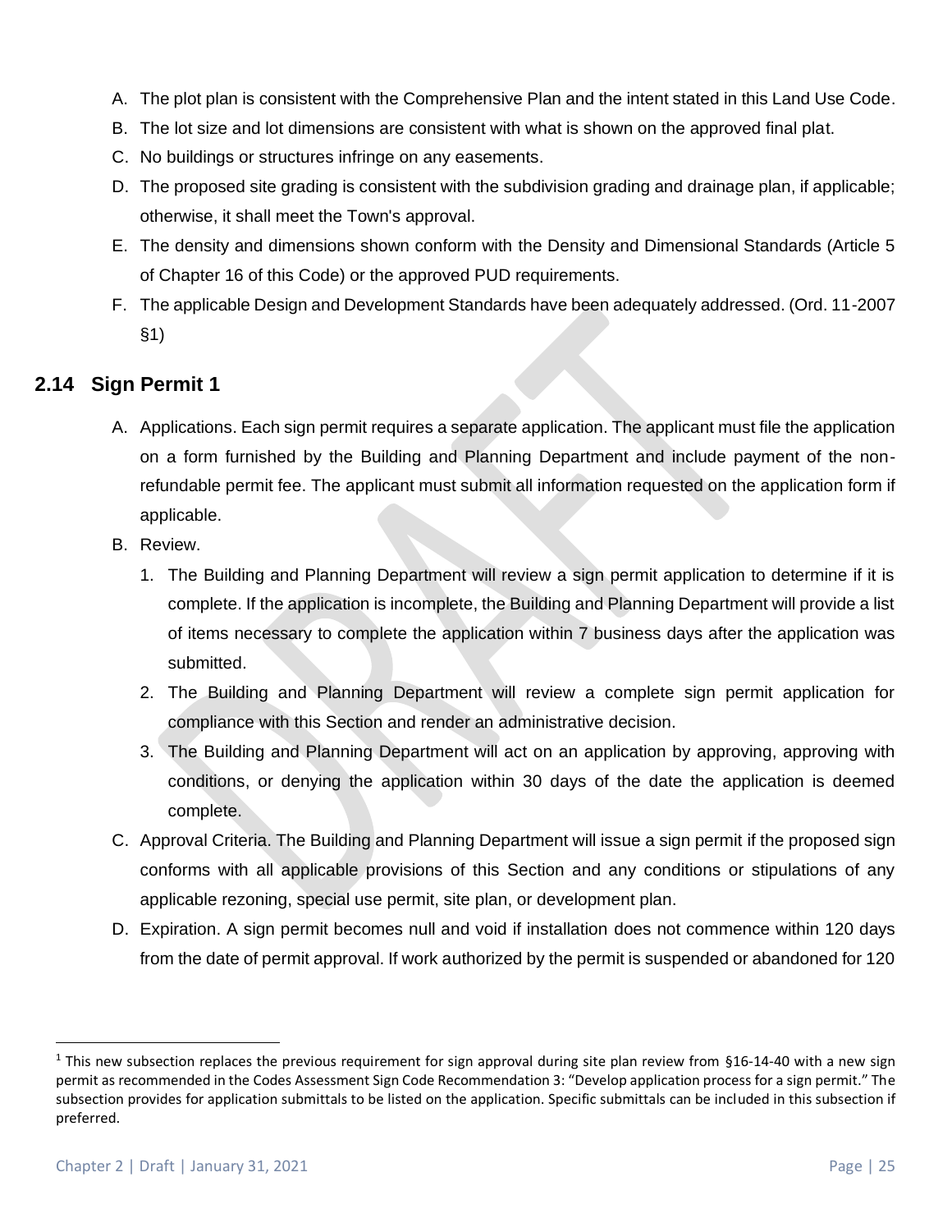A. The plot plan is consistent with the Comprehensive Plan and the intent stated in this Land Use Code.

B. The lot size and lot dimensions are consistent with what is shown on the approved final plat.

C. No buildings or structures infringe on any easements.

D. The proposed site grading is consistent with the subdivision grading and drainage plan, if applicable; otherwise, it shall meet the Town's approval.

E. The density and dimensions shown conform with the Density and Dimensional Standards (Article 5 of Chapter 16 of this Code) or the approved PUD requirements.

F. The applicable Design and Development Standards have been adequately addressed. (Ord. 11-2007 §1)

## 2.14 Sign Permit [1]

A. Applications. Each sign permit requires a separate application. The applicant must file the application on a form furnished by the Building and Planning Department and include payment of the non-refundable permit fee. The applicant must submit all information requested on the application form if applicable.

B. Review.

   1. The Building and Planning Department will review a sign permit application to determine if it is complete. If the application is incomplete, the Building and Planning Department will provide a list of items necessary to complete the application within 7 business days after the application was submitted.
   2. The Building and Planning Department will review a complete sign permit application for compliance with this Section and render an administrative decision.
   3. The Building and Planning Department will act on an application by approving, approving with conditions, or denying the application within 30 days of the date the application is deemed complete.

C. Approval Criteria. The Building and Planning Department will issue a sign permit if the proposed sign conforms with all applicable provisions of this Section and any conditions or stipulations of any applicable rezoning, special use permit, site plan, or development plan.

D. Expiration. A sign permit becomes null and void if installation does not commence within 120 days from the date of permit approval. If work authorized by the permit is suspended or abandoned for 120

[1] This new subsection replaces the previous requirement for sign approval during site plan review from §16-14-40 with a new sign permit as recommended in the Codes Assessment Sign Code Recommendation 3: "Develop application process for a sign permit." The subsection provides for application submittals to be listed on the application. Specific submittals can be included in this subsection if preferred.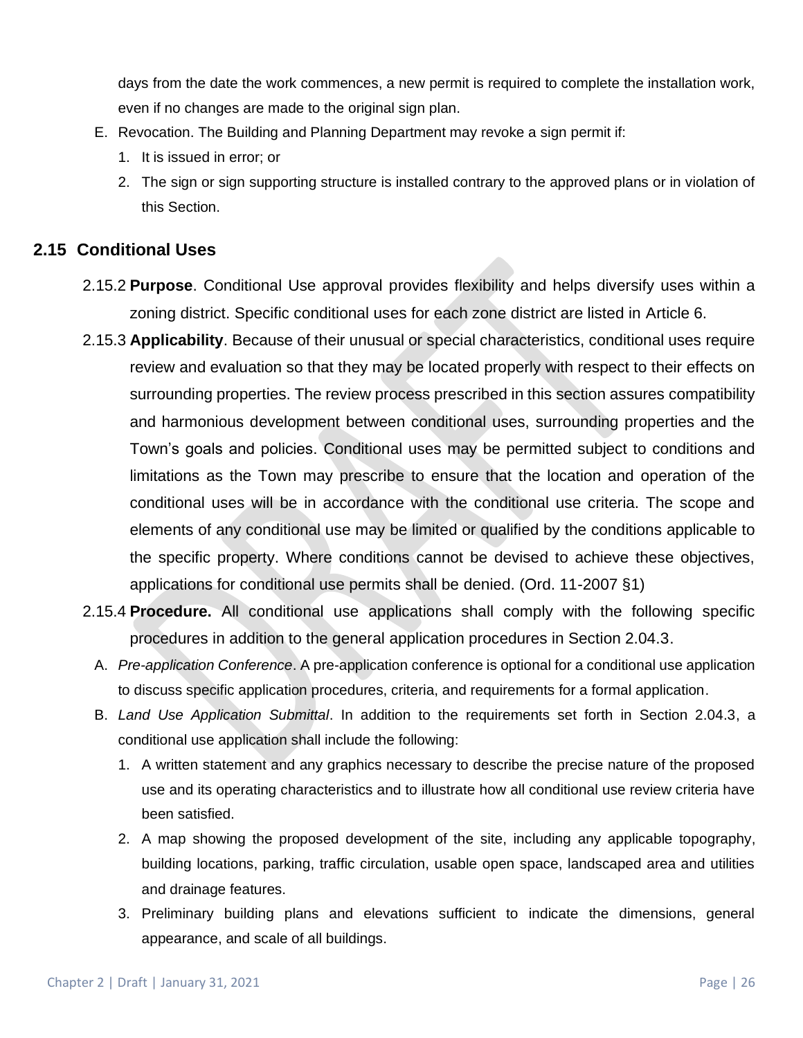days from the date the work commences, a new permit is required to complete the installation work, even if no changes are made to the original sign plan.

E. Revocation. The Building and Planning Department may revoke a sign permit if:

1. It is issued in error; or
2. The sign or sign supporting structure is installed contrary to the approved plans or in violation of this Section.

## 2.15 Conditional Uses

2.15.2 **Purpose**. Conditional Use approval provides flexibility and helps diversify uses within a zoning district. Specific conditional uses for each zone district are listed in Article 6.

2.15.3 **Applicability**. Because of their unusual or special characteristics, conditional uses require review and evaluation so that they may be located properly with respect to their effects on surrounding properties. The review process prescribed in this section assures compatibility and harmonious development between conditional uses, surrounding properties and the Town's goals and policies. Conditional uses may be permitted subject to conditions and limitations as the Town may prescribe to ensure that the location and operation of the conditional uses will be in accordance with the conditional use criteria. The scope and elements of any conditional use may be limited or qualified by the conditions applicable to the specific property. Where conditions cannot be devised to achieve these objectives, applications for conditional use permits shall be denied. (Ord. 11-2007 §1)

2.15.4 **Procedure.** All conditional use applications shall comply with the following specific procedures in addition to the general application procedures in Section 2.04.3.

A. *Pre-application Conference*. A pre-application conference is optional for a conditional use application to discuss specific application procedures, criteria, and requirements for a formal application.

B. *Land Use Application Submittal*. In addition to the requirements set forth in Section 2.04.3, a conditional use application shall include the following:

1. A written statement and any graphics necessary to describe the precise nature of the proposed use and its operating characteristics and to illustrate how all conditional use review criteria have been satisfied.
2. A map showing the proposed development of the site, including any applicable topography, building locations, parking, traffic circulation, usable open space, landscaped area and utilities and drainage features.
3. Preliminary building plans and elevations sufficient to indicate the dimensions, general appearance, and scale of all buildings.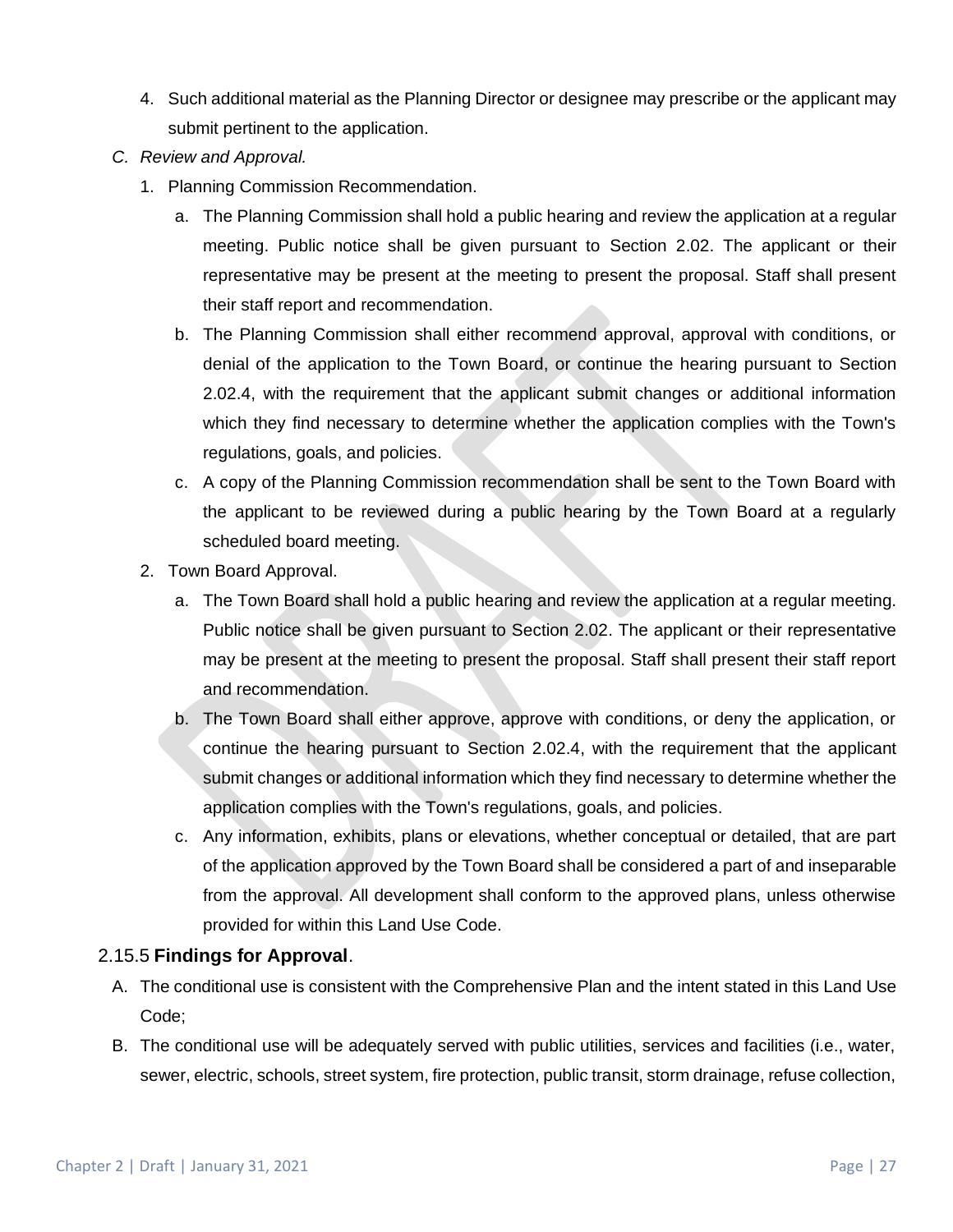4. Such additional material as the Planning Director or designee may prescribe or the applicant may submit pertinent to the application.

*C. Review and Approval.*

1. Planning Commission Recommendation.
   a. The Planning Commission shall hold a public hearing and review the application at a regular meeting. Public notice shall be given pursuant to Section 2.02. The applicant or their representative may be present at the meeting to present the proposal. Staff shall present their staff report and recommendation.
   b. The Planning Commission shall either recommend approval, approval with conditions, or denial of the application to the Town Board, or continue the hearing pursuant to Section 2.02.4, with the requirement that the applicant submit changes or additional information which they find necessary to determine whether the application complies with the Town's regulations, goals, and policies.
   c. A copy of the Planning Commission recommendation shall be sent to the Town Board with the applicant to be reviewed during a public hearing by the Town Board at a regularly scheduled board meeting.
2. Town Board Approval.
   a. The Town Board shall hold a public hearing and review the application at a regular meeting. Public notice shall be given pursuant to Section 2.02. The applicant or their representative may be present at the meeting to present the proposal. Staff shall present their staff report and recommendation.
   b. The Town Board shall either approve, approve with conditions, or deny the application, or continue the hearing pursuant to Section 2.02.4, with the requirement that the applicant submit changes or additional information which they find necessary to determine whether the application complies with the Town's regulations, goals, and policies.
   c. Any information, exhibits, plans or elevations, whether conceptual or detailed, that are part of the application approved by the Town Board shall be considered a part of and inseparable from the approval. All development shall conform to the approved plans, unless otherwise provided for within this Land Use Code.

### 2.15.5 **Findings for Approval**.

A. The conditional use is consistent with the Comprehensive Plan and the intent stated in this Land Use Code;

B. The conditional use will be adequately served with public utilities, services and facilities (i.e., water, sewer, electric, schools, street system, fire protection, public transit, storm drainage, refuse collection,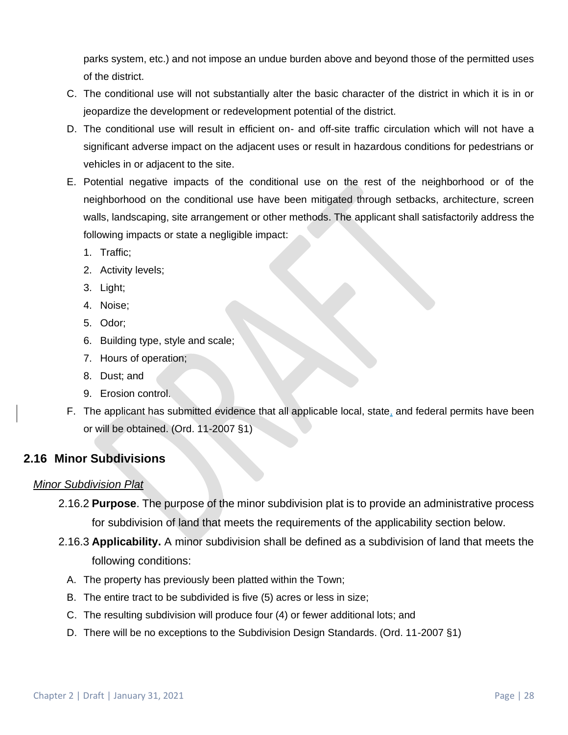parks system, etc.) and not impose an undue burden above and beyond those of the permitted uses of the district.

C. The conditional use will not substantially alter the basic character of the district in which it is in or jeopardize the development or redevelopment potential of the district.

D. The conditional use will result in efficient on- and off-site traffic circulation which will not have a significant adverse impact on the adjacent uses or result in hazardous conditions for pedestrians or vehicles in or adjacent to the site.

E. Potential negative impacts of the conditional use on the rest of the neighborhood or of the neighborhood on the conditional use have been mitigated through setbacks, architecture, screen walls, landscaping, site arrangement or other methods. The applicant shall satisfactorily address the following impacts or state a negligible impact:

1. Traffic;
2. Activity levels;
3. Light;
4. Noise;
5. Odor;
6. Building type, style and scale;
7. Hours of operation;
8. Dust; and
9. Erosion control.

F. The applicant has submitted evidence that all applicable local, state, and federal permits have been or will be obtained. (Ord. 11-2007 §1)

## 2.16 Minor Subdivisions

*Minor Subdivision Plat*

2.16.2 **Purpose**. The purpose of the minor subdivision plat is to provide an administrative process for subdivision of land that meets the requirements of the applicability section below.

2.16.3 **Applicability.** A minor subdivision shall be defined as a subdivision of land that meets the following conditions:

A. The property has previously been platted within the Town;

B. The entire tract to be subdivided is five (5) acres or less in size;

C. The resulting subdivision will produce four (4) or fewer additional lots; and

D. There will be no exceptions to the Subdivision Design Standards. (Ord. 11-2007 §1)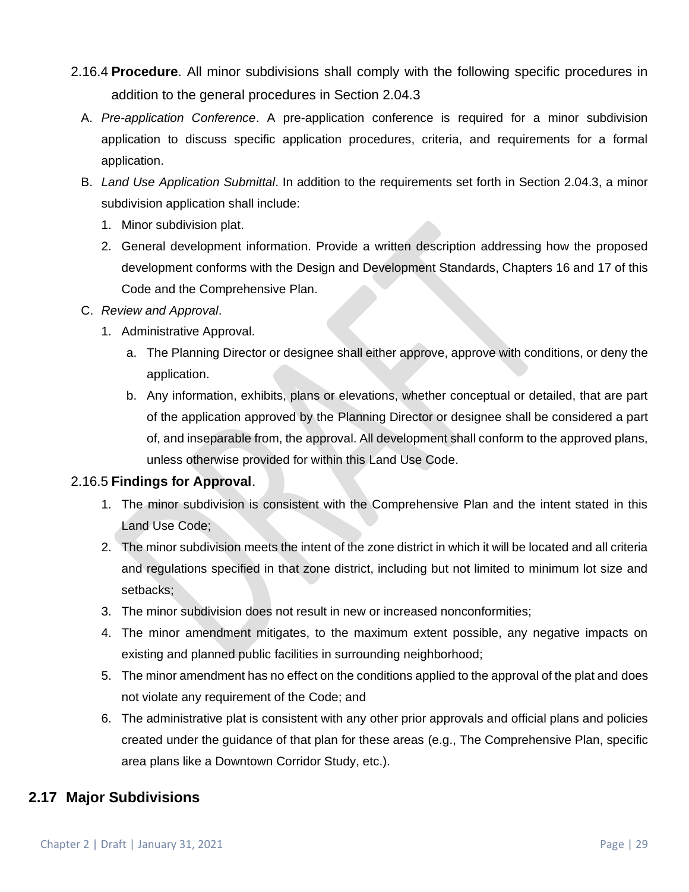2.16.4 **Procedure**. All minor subdivisions shall comply with the following specific procedures in addition to the general procedures in Section 2.04.3

A. *Pre-application Conference*. A pre-application conference is required for a minor subdivision application to discuss specific application procedures, criteria, and requirements for a formal application.

B. *Land Use Application Submittal*. In addition to the requirements set forth in Section 2.04.3, a minor subdivision application shall include:

1. Minor subdivision plat.
2. General development information. Provide a written description addressing how the proposed development conforms with the Design and Development Standards, Chapters 16 and 17 of this Code and the Comprehensive Plan.

C. *Review and Approval*.

1. Administrative Approval.
   a. The Planning Director or designee shall either approve, approve with conditions, or deny the application.
   b. Any information, exhibits, plans or elevations, whether conceptual or detailed, that are part of the application approved by the Planning Director or designee shall be considered a part of, and inseparable from, the approval. All development shall conform to the approved plans, unless otherwise provided for within this Land Use Code.

2.16.5 **Findings for Approval**.

1. The minor subdivision is consistent with the Comprehensive Plan and the intent stated in this Land Use Code;
2. The minor subdivision meets the intent of the zone district in which it will be located and all criteria and regulations specified in that zone district, including but not limited to minimum lot size and setbacks;
3. The minor subdivision does not result in new or increased nonconformities;
4. The minor amendment mitigates, to the maximum extent possible, any negative impacts on existing and planned public facilities in surrounding neighborhood;
5. The minor amendment has no effect on the conditions applied to the approval of the plat and does not violate any requirement of the Code; and
6. The administrative plat is consistent with any other prior approvals and official plans and policies created under the guidance of that plan for these areas (e.g., The Comprehensive Plan, specific area plans like a Downtown Corridor Study, etc.).

## 2.17 Major Subdivisions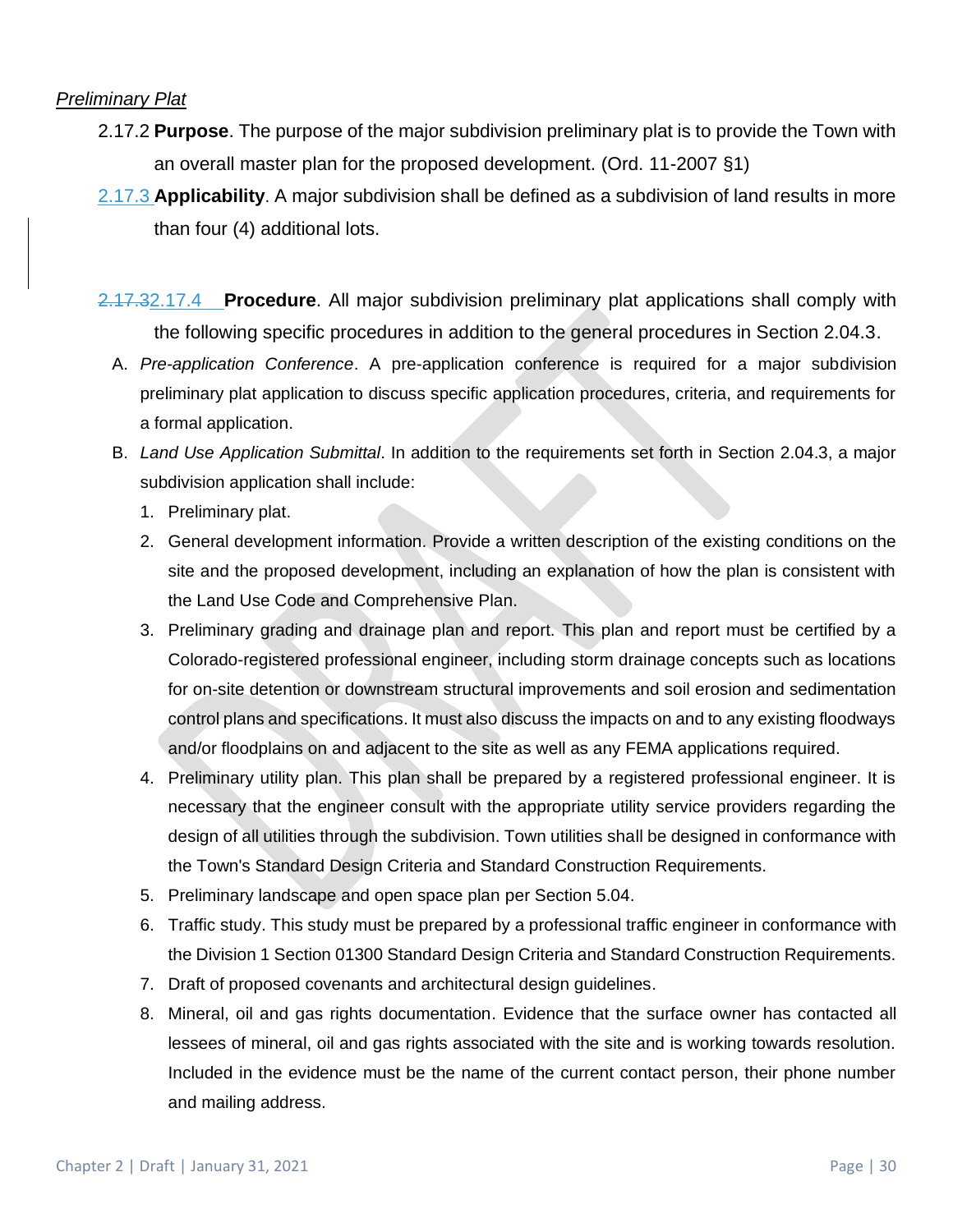*Preliminary Plat*

2.17.2 **Purpose**. The purpose of the major subdivision preliminary plat is to provide the Town with an overall master plan for the proposed development. (Ord. 11-2007 §1)

2.17.3 **Applicability**. A major subdivision shall be defined as a subdivision of land results in more than four (4) additional lots.

~~2.17.3~~2.17.4 **Procedure**. All major subdivision preliminary plat applications shall comply with the following specific procedures in addition to the general procedures in Section 2.04.3.

A. *Pre-application Conference*. A pre-application conference is required for a major subdivision preliminary plat application to discuss specific application procedures, criteria, and requirements for a formal application.

B. *Land Use Application Submittal*. In addition to the requirements set forth in Section 2.04.3, a major subdivision application shall include:

1. Preliminary plat.
2. General development information. Provide a written description of the existing conditions on the site and the proposed development, including an explanation of how the plan is consistent with the Land Use Code and Comprehensive Plan.
3. Preliminary grading and drainage plan and report. This plan and report must be certified by a Colorado-registered professional engineer, including storm drainage concepts such as locations for on-site detention or downstream structural improvements and soil erosion and sedimentation control plans and specifications. It must also discuss the impacts on and to any existing floodways and/or floodplains on and adjacent to the site as well as any FEMA applications required.
4. Preliminary utility plan. This plan shall be prepared by a registered professional engineer. It is necessary that the engineer consult with the appropriate utility service providers regarding the design of all utilities through the subdivision. Town utilities shall be designed in conformance with the Town's Standard Design Criteria and Standard Construction Requirements.
5. Preliminary landscape and open space plan per Section 5.04.
6. Traffic study. This study must be prepared by a professional traffic engineer in conformance with the Division 1 Section 01300 Standard Design Criteria and Standard Construction Requirements.
7. Draft of proposed covenants and architectural design guidelines.
8. Mineral, oil and gas rights documentation. Evidence that the surface owner has contacted all lessees of mineral, oil and gas rights associated with the site and is working towards resolution. Included in the evidence must be the name of the current contact person, their phone number and mailing address.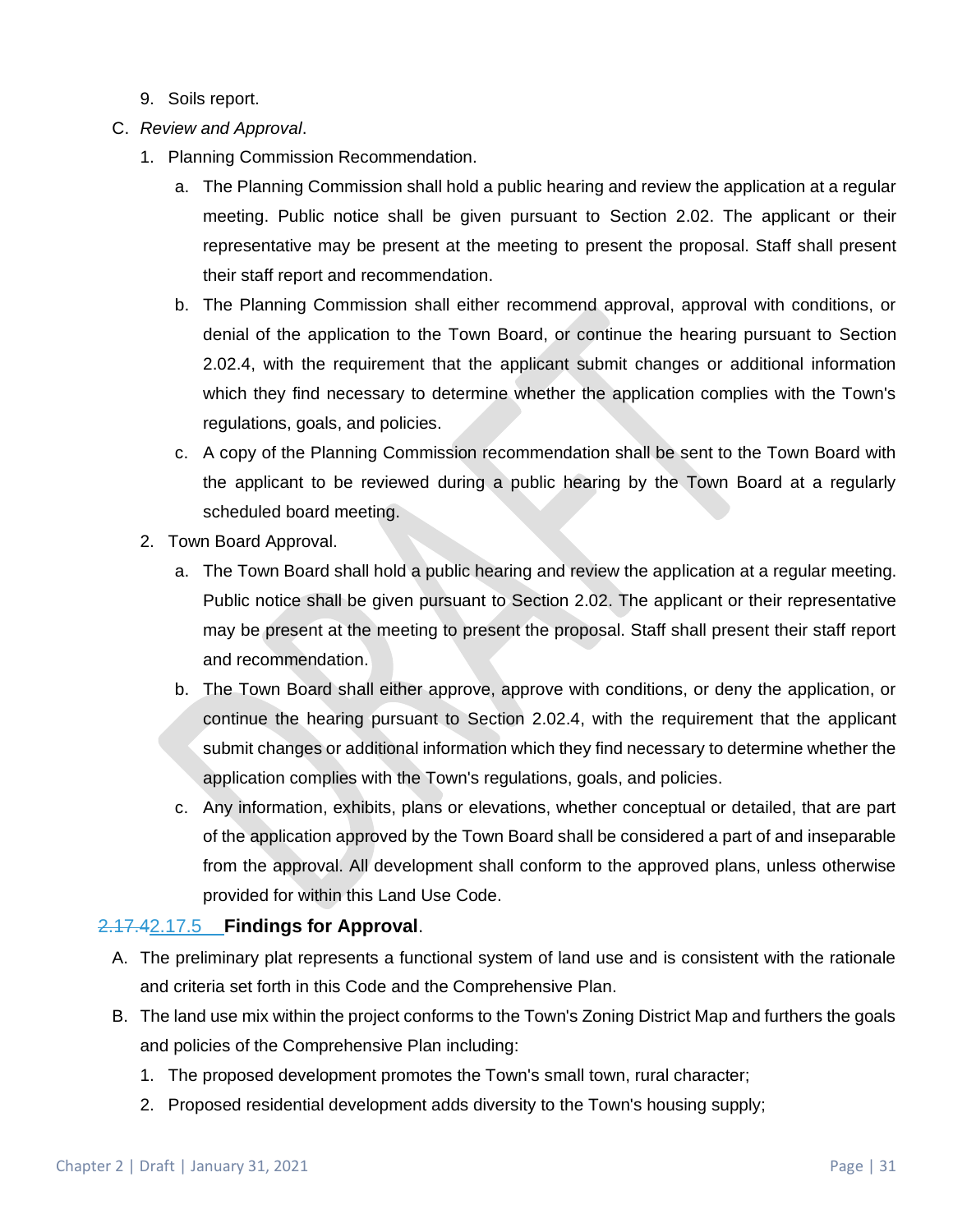9. Soils report.

C. *Review and Approval*.

1. Planning Commission Recommendation.

   a. The Planning Commission shall hold a public hearing and review the application at a regular meeting. Public notice shall be given pursuant to Section 2.02. The applicant or their representative may be present at the meeting to present the proposal. Staff shall present their staff report and recommendation.

   b. The Planning Commission shall either recommend approval, approval with conditions, or denial of the application to the Town Board, or continue the hearing pursuant to Section 2.02.4, with the requirement that the applicant submit changes or additional information which they find necessary to determine whether the application complies with the Town's regulations, goals, and policies.

   c. A copy of the Planning Commission recommendation shall be sent to the Town Board with the applicant to be reviewed during a public hearing by the Town Board at a regularly scheduled board meeting.

2. Town Board Approval.

   a. The Town Board shall hold a public hearing and review the application at a regular meeting. Public notice shall be given pursuant to Section 2.02. The applicant or their representative may be present at the meeting to present the proposal. Staff shall present their staff report and recommendation.

   b. The Town Board shall either approve, approve with conditions, or deny the application, or continue the hearing pursuant to Section 2.02.4, with the requirement that the applicant submit changes or additional information which they find necessary to determine whether the application complies with the Town's regulations, goals, and policies.

   c. Any information, exhibits, plans or elevations, whether conceptual or detailed, that are part of the application approved by the Town Board shall be considered a part of and inseparable from the approval. All development shall conform to the approved plans, unless otherwise provided for within this Land Use Code.

### ~~2.17.4~~2.17.5 **Findings for Approval**.

A. The preliminary plat represents a functional system of land use and is consistent with the rationale and criteria set forth in this Code and the Comprehensive Plan.

B. The land use mix within the project conforms to the Town's Zoning District Map and furthers the goals and policies of the Comprehensive Plan including:

1. The proposed development promotes the Town's small town, rural character;
2. Proposed residential development adds diversity to the Town's housing supply;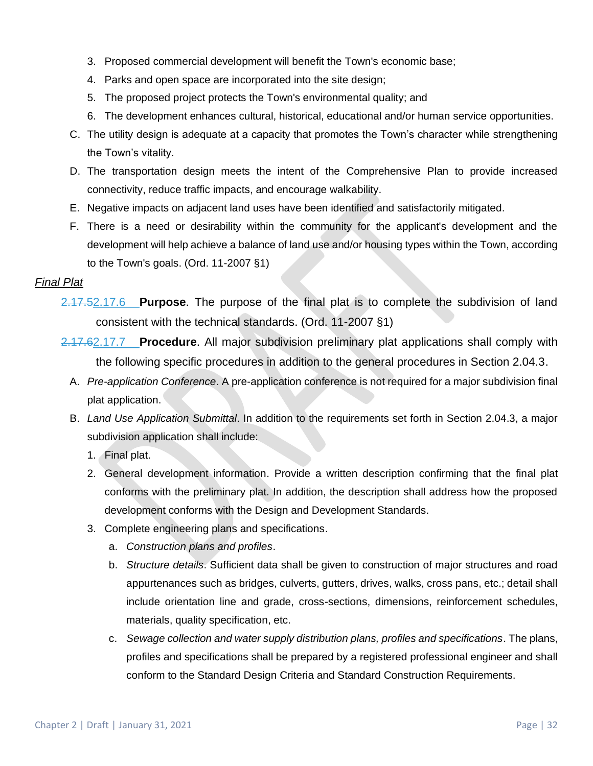3. Proposed commercial development will benefit the Town's economic base;
4. Parks and open space are incorporated into the site design;
5. The proposed project protects the Town's environmental quality; and
6. The development enhances cultural, historical, educational and/or human service opportunities.

C. The utility design is adequate at a capacity that promotes the Town's character while strengthening the Town's vitality.

D. The transportation design meets the intent of the Comprehensive Plan to provide increased connectivity, reduce traffic impacts, and encourage walkability.

E. Negative impacts on adjacent land uses have been identified and satisfactorily mitigated.

F. There is a need or desirability within the community for the applicant's development and the development will help achieve a balance of land use and/or housing types within the Town, according to the Town's goals. (Ord. 11-2007 §1)

*Final Plat*

~~2.17.5~~2.17.6 **Purpose**. The purpose of the final plat is to complete the subdivision of land consistent with the technical standards. (Ord. 11-2007 §1)

~~2.17.6~~2.17.7 **Procedure**. All major subdivision preliminary plat applications shall comply with the following specific procedures in addition to the general procedures in Section 2.04.3.

A. *Pre-application Conference*. A pre-application conference is not required for a major subdivision final plat application.

B. *Land Use Application Submittal*. In addition to the requirements set forth in Section 2.04.3, a major subdivision application shall include:

1. Final plat.
2. General development information. Provide a written description confirming that the final plat conforms with the preliminary plat. In addition, the description shall address how the proposed development conforms with the Design and Development Standards.
3. Complete engineering plans and specifications.
   a. *Construction plans and profiles*.
   b. *Structure details*. Sufficient data shall be given to construction of major structures and road appurtenances such as bridges, culverts, gutters, drives, walks, cross pans, etc.; detail shall include orientation line and grade, cross-sections, dimensions, reinforcement schedules, materials, quality specification, etc.
   c. *Sewage collection and water supply distribution plans, profiles and specifications*. The plans, profiles and specifications shall be prepared by a registered professional engineer and shall conform to the Standard Design Criteria and Standard Construction Requirements.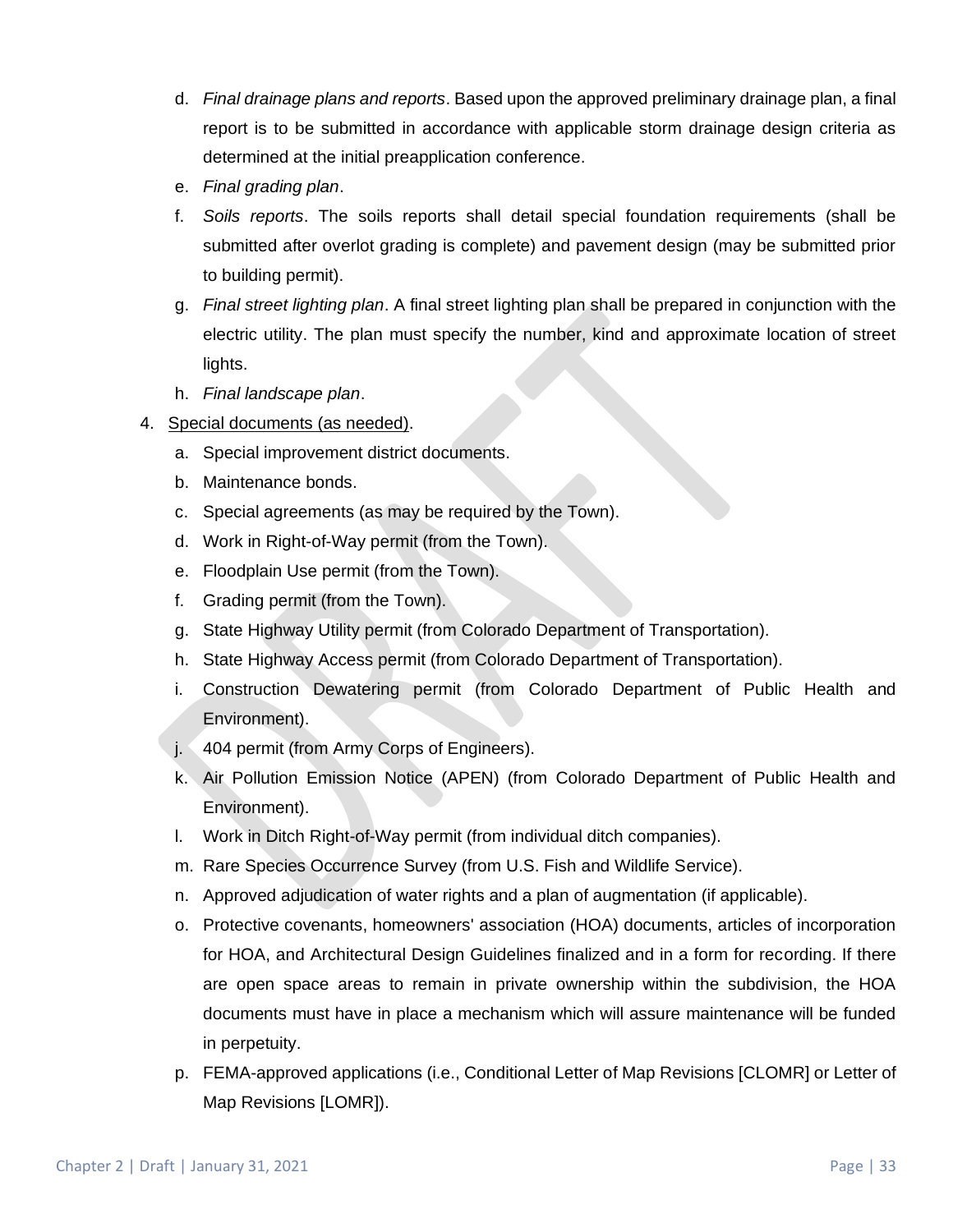d. *Final drainage plans and reports*. Based upon the approved preliminary drainage plan, a final report is to be submitted in accordance with applicable storm drainage design criteria as determined at the initial preapplication conference.
   e. *Final grading plan*.
   f. *Soils reports*. The soils reports shall detail special foundation requirements (shall be submitted after overlot grading is complete) and pavement design (may be submitted prior to building permit).
   g. *Final street lighting plan*. A final street lighting plan shall be prepared in conjunction with the electric utility. The plan must specify the number, kind and approximate location of street lights.
   h. *Final landscape plan*.
4. <u>Special documents (as needed)</u>.
   a. Special improvement district documents.
   b. Maintenance bonds.
   c. Special agreements (as may be required by the Town).
   d. Work in Right-of-Way permit (from the Town).
   e. Floodplain Use permit (from the Town).
   f. Grading permit (from the Town).
   g. State Highway Utility permit (from Colorado Department of Transportation).
   h. State Highway Access permit (from Colorado Department of Transportation).
   i. Construction Dewatering permit (from Colorado Department of Public Health and Environment).
   j. 404 permit (from Army Corps of Engineers).
   k. Air Pollution Emission Notice (APEN) (from Colorado Department of Public Health and Environment).
   l. Work in Ditch Right-of-Way permit (from individual ditch companies).
   m. Rare Species Occurrence Survey (from U.S. Fish and Wildlife Service).
   n. Approved adjudication of water rights and a plan of augmentation (if applicable).
   o. Protective covenants, homeowners' association (HOA) documents, articles of incorporation for HOA, and Architectural Design Guidelines finalized and in a form for recording. If there are open space areas to remain in private ownership within the subdivision, the HOA documents must have in place a mechanism which will assure maintenance will be funded in perpetuity.
   p. FEMA-approved applications (i.e., Conditional Letter of Map Revisions [CLOMR] or Letter of Map Revisions [LOMR]).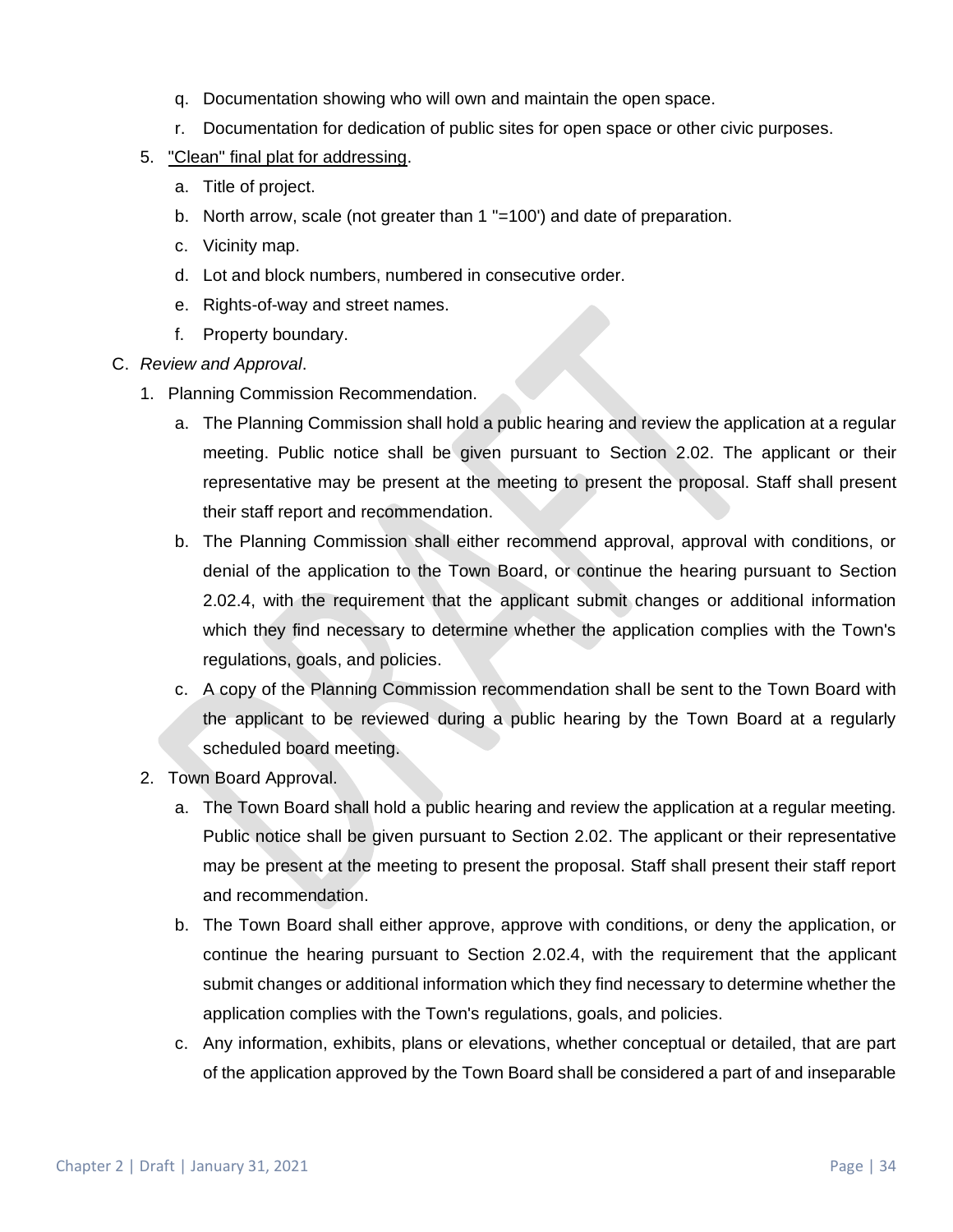q. Documentation showing who will own and maintain the open space.

r. Documentation for dedication of public sites for open space or other civic purposes.

5. "Clean" final plat for addressing.

   a. Title of project.

   b. North arrow, scale (not greater than 1 "=100') and date of preparation.

   c. Vicinity map.

   d. Lot and block numbers, numbered in consecutive order.

   e. Rights-of-way and street names.

   f. Property boundary.

C. *Review and Approval*.

1. Planning Commission Recommendation.

   a. The Planning Commission shall hold a public hearing and review the application at a regular meeting. Public notice shall be given pursuant to Section 2.02. The applicant or their representative may be present at the meeting to present the proposal. Staff shall present their staff report and recommendation.

   b. The Planning Commission shall either recommend approval, approval with conditions, or denial of the application to the Town Board, or continue the hearing pursuant to Section 2.02.4, with the requirement that the applicant submit changes or additional information which they find necessary to determine whether the application complies with the Town's regulations, goals, and policies.

   c. A copy of the Planning Commission recommendation shall be sent to the Town Board with the applicant to be reviewed during a public hearing by the Town Board at a regularly scheduled board meeting.

2. Town Board Approval.

   a. The Town Board shall hold a public hearing and review the application at a regular meeting. Public notice shall be given pursuant to Section 2.02. The applicant or their representative may be present at the meeting to present the proposal. Staff shall present their staff report and recommendation.

   b. The Town Board shall either approve, approve with conditions, or deny the application, or continue the hearing pursuant to Section 2.02.4, with the requirement that the applicant submit changes or additional information which they find necessary to determine whether the application complies with the Town's regulations, goals, and policies.

   c. Any information, exhibits, plans or elevations, whether conceptual or detailed, that are part of the application approved by the Town Board shall be considered a part of and inseparable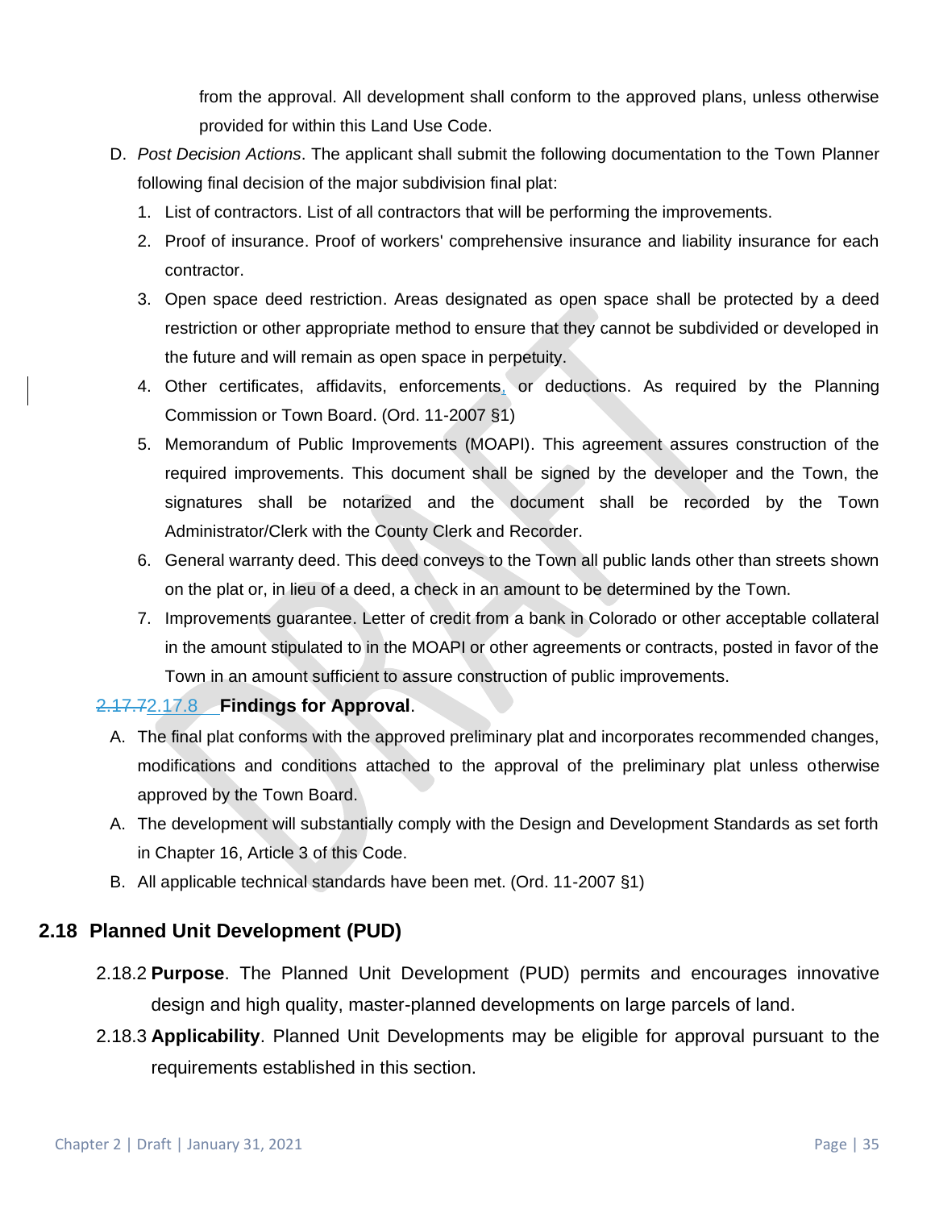from the approval. All development shall conform to the approved plans, unless otherwise provided for within this Land Use Code.

D. *Post Decision Actions*. The applicant shall submit the following documentation to the Town Planner following final decision of the major subdivision final plat:

   1. List of contractors. List of all contractors that will be performing the improvements.
   2. Proof of insurance. Proof of workers' comprehensive insurance and liability insurance for each contractor.
   3. Open space deed restriction. Areas designated as open space shall be protected by a deed restriction or other appropriate method to ensure that they cannot be subdivided or developed in the future and will remain as open space in perpetuity.
   4. Other certificates, affidavits, enforcements, or deductions. As required by the Planning Commission or Town Board. (Ord. 11-2007 §1)
   5. Memorandum of Public Improvements (MOAPI). This agreement assures construction of the required improvements. This document shall be signed by the developer and the Town, the signatures shall be notarized and the document shall be recorded by the Town Administrator/Clerk with the County Clerk and Recorder.
   6. General warranty deed. This deed conveys to the Town all public lands other than streets shown on the plat or, in lieu of a deed, a check in an amount to be determined by the Town.
   7. Improvements guarantee. Letter of credit from a bank in Colorado or other acceptable collateral in the amount stipulated to in the MOAPI or other agreements or contracts, posted in favor of the Town in an amount sufficient to assure construction of public improvements.

~~2.17.7~~2.17.8 **Findings for Approval**.

A. The final plat conforms with the approved preliminary plat and incorporates recommended changes, modifications and conditions attached to the approval of the preliminary plat unless otherwise approved by the Town Board.

A. The development will substantially comply with the Design and Development Standards as set forth in Chapter 16, Article 3 of this Code.

B. All applicable technical standards have been met. (Ord. 11-2007 §1)

## 2.18 Planned Unit Development (PUD)

2.18.2 **Purpose**. The Planned Unit Development (PUD) permits and encourages innovative design and high quality, master-planned developments on large parcels of land.

2.18.3 **Applicability**. Planned Unit Developments may be eligible for approval pursuant to the requirements established in this section.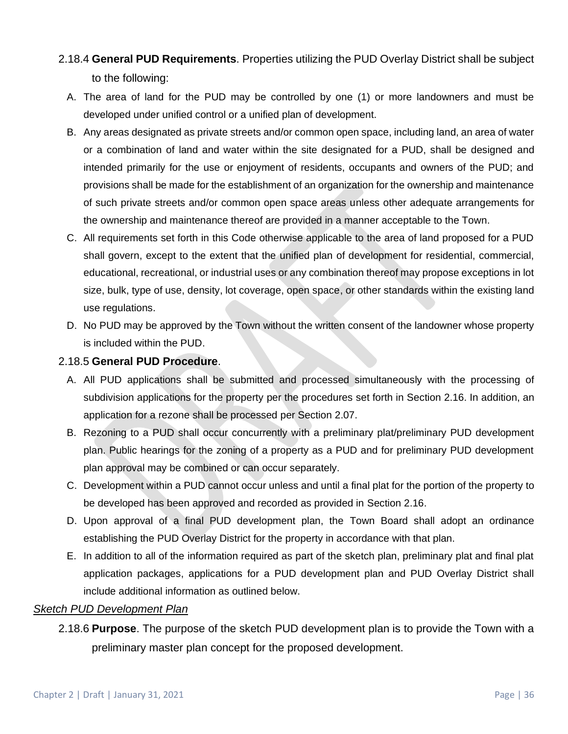2.18.4 **General PUD Requirements**. Properties utilizing the PUD Overlay District shall be subject to the following:

A. The area of land for the PUD may be controlled by one (1) or more landowners and must be developed under unified control or a unified plan of development.

B. Any areas designated as private streets and/or common open space, including land, an area of water or a combination of land and water within the site designated for a PUD, shall be designed and intended primarily for the use or enjoyment of residents, occupants and owners of the PUD; and provisions shall be made for the establishment of an organization for the ownership and maintenance of such private streets and/or common open space areas unless other adequate arrangements for the ownership and maintenance thereof are provided in a manner acceptable to the Town.

C. All requirements set forth in this Code otherwise applicable to the area of land proposed for a PUD shall govern, except to the extent that the unified plan of development for residential, commercial, educational, recreational, or industrial uses or any combination thereof may propose exceptions in lot size, bulk, type of use, density, lot coverage, open space, or other standards within the existing land use regulations.

D. No PUD may be approved by the Town without the written consent of the landowner whose property is included within the PUD.

2.18.5 **General PUD Procedure**.

A. All PUD applications shall be submitted and processed simultaneously with the processing of subdivision applications for the property per the procedures set forth in Section 2.16. In addition, an application for a rezone shall be processed per Section 2.07.

B. Rezoning to a PUD shall occur concurrently with a preliminary plat/preliminary PUD development plan. Public hearings for the zoning of a property as a PUD and for preliminary PUD development plan approval may be combined or can occur separately.

C. Development within a PUD cannot occur unless and until a final plat for the portion of the property to be developed has been approved and recorded as provided in Section 2.16.

D. Upon approval of a final PUD development plan, the Town Board shall adopt an ordinance establishing the PUD Overlay District for the property in accordance with that plan.

E. In addition to all of the information required as part of the sketch plan, preliminary plat and final plat application packages, applications for a PUD development plan and PUD Overlay District shall include additional information as outlined below.

*<u>Sketch PUD Development Plan</u>*

2.18.6 **Purpose**. The purpose of the sketch PUD development plan is to provide the Town with a preliminary master plan concept for the proposed development.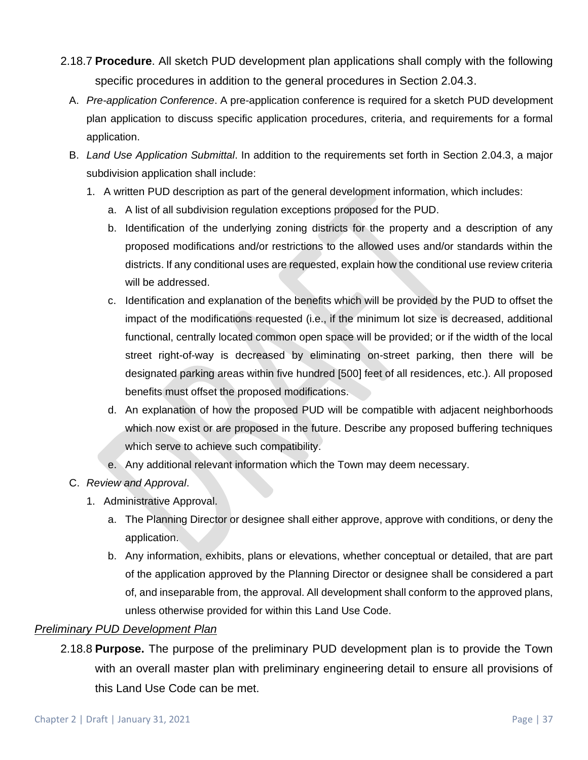2.18.7 **Procedure**. All sketch PUD development plan applications shall comply with the following specific procedures in addition to the general procedures in Section 2.04.3.

A. *Pre-application Conference*. A pre-application conference is required for a sketch PUD development plan application to discuss specific application procedures, criteria, and requirements for a formal application.

B. *Land Use Application Submittal*. In addition to the requirements set forth in Section 2.04.3, a major subdivision application shall include:

1. A written PUD description as part of the general development information, which includes:
   a. A list of all subdivision regulation exceptions proposed for the PUD.
   b. Identification of the underlying zoning districts for the property and a description of any proposed modifications and/or restrictions to the allowed uses and/or standards within the districts. If any conditional uses are requested, explain how the conditional use review criteria will be addressed.
   c. Identification and explanation of the benefits which will be provided by the PUD to offset the impact of the modifications requested (i.e., if the minimum lot size is decreased, additional functional, centrally located common open space will be provided; or if the width of the local street right-of-way is decreased by eliminating on-street parking, then there will be designated parking areas within five hundred [500] feet of all residences, etc.). All proposed benefits must offset the proposed modifications.
   d. An explanation of how the proposed PUD will be compatible with adjacent neighborhoods which now exist or are proposed in the future. Describe any proposed buffering techniques which serve to achieve such compatibility.
   e. Any additional relevant information which the Town may deem necessary.

C. *Review and Approval*.

1. Administrative Approval.
   a. The Planning Director or designee shall either approve, approve with conditions, or deny the application.
   b. Any information, exhibits, plans or elevations, whether conceptual or detailed, that are part of the application approved by the Planning Director or designee shall be considered a part of, and inseparable from, the approval. All development shall conform to the approved plans, unless otherwise provided for within this Land Use Code.

*<u>Preliminary PUD Development Plan</u>*

2.18.8 **Purpose.** The purpose of the preliminary PUD development plan is to provide the Town with an overall master plan with preliminary engineering detail to ensure all provisions of this Land Use Code can be met.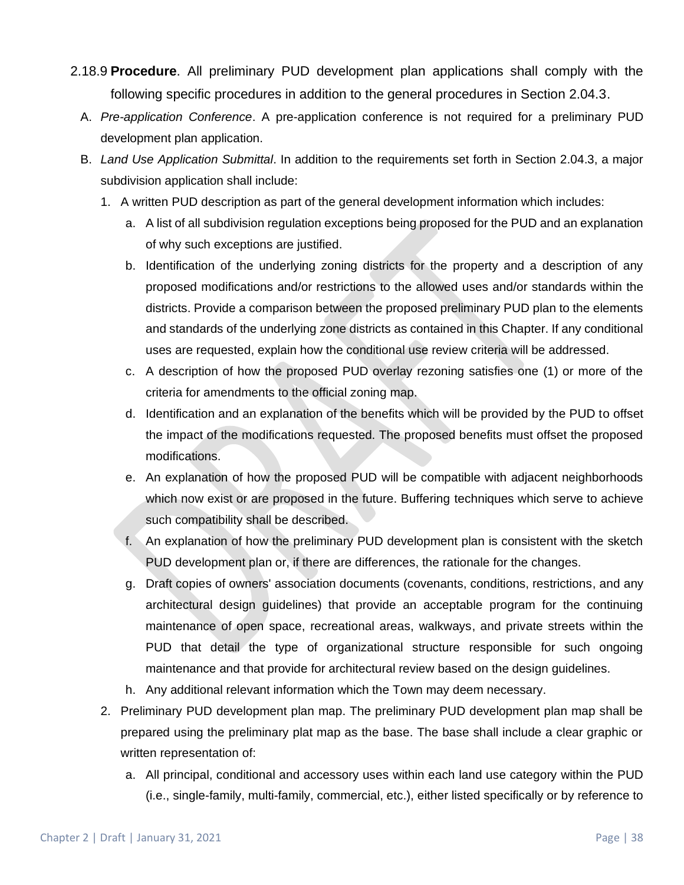2.18.9 **Procedure**. All preliminary PUD development plan applications shall comply with the following specific procedures in addition to the general procedures in Section 2.04.3.

A. *Pre-application Conference*. A pre-application conference is not required for a preliminary PUD development plan application.

B. *Land Use Application Submittal*. In addition to the requirements set forth in Section 2.04.3, a major subdivision application shall include:

1. A written PUD description as part of the general development information which includes:

   a. A list of all subdivision regulation exceptions being proposed for the PUD and an explanation of why such exceptions are justified.

   b. Identification of the underlying zoning districts for the property and a description of any proposed modifications and/or restrictions to the allowed uses and/or standards within the districts. Provide a comparison between the proposed preliminary PUD plan to the elements and standards of the underlying zone districts as contained in this Chapter. If any conditional uses are requested, explain how the conditional use review criteria will be addressed.

   c. A description of how the proposed PUD overlay rezoning satisfies one (1) or more of the criteria for amendments to the official zoning map.

   d. Identification and an explanation of the benefits which will be provided by the PUD to offset the impact of the modifications requested. The proposed benefits must offset the proposed modifications.

   e. An explanation of how the proposed PUD will be compatible with adjacent neighborhoods which now exist or are proposed in the future. Buffering techniques which serve to achieve such compatibility shall be described.

   f. An explanation of how the preliminary PUD development plan is consistent with the sketch PUD development plan or, if there are differences, the rationale for the changes.

   g. Draft copies of owners' association documents (covenants, conditions, restrictions, and any architectural design guidelines) that provide an acceptable program for the continuing maintenance of open space, recreational areas, walkways, and private streets within the PUD that detail the type of organizational structure responsible for such ongoing maintenance and that provide for architectural review based on the design guidelines.

   h. Any additional relevant information which the Town may deem necessary.

2. Preliminary PUD development plan map. The preliminary PUD development plan map shall be prepared using the preliminary plat map as the base. The base shall include a clear graphic or written representation of:

   a. All principal, conditional and accessory uses within each land use category within the PUD (i.e., single-family, multi-family, commercial, etc.), either listed specifically or by reference to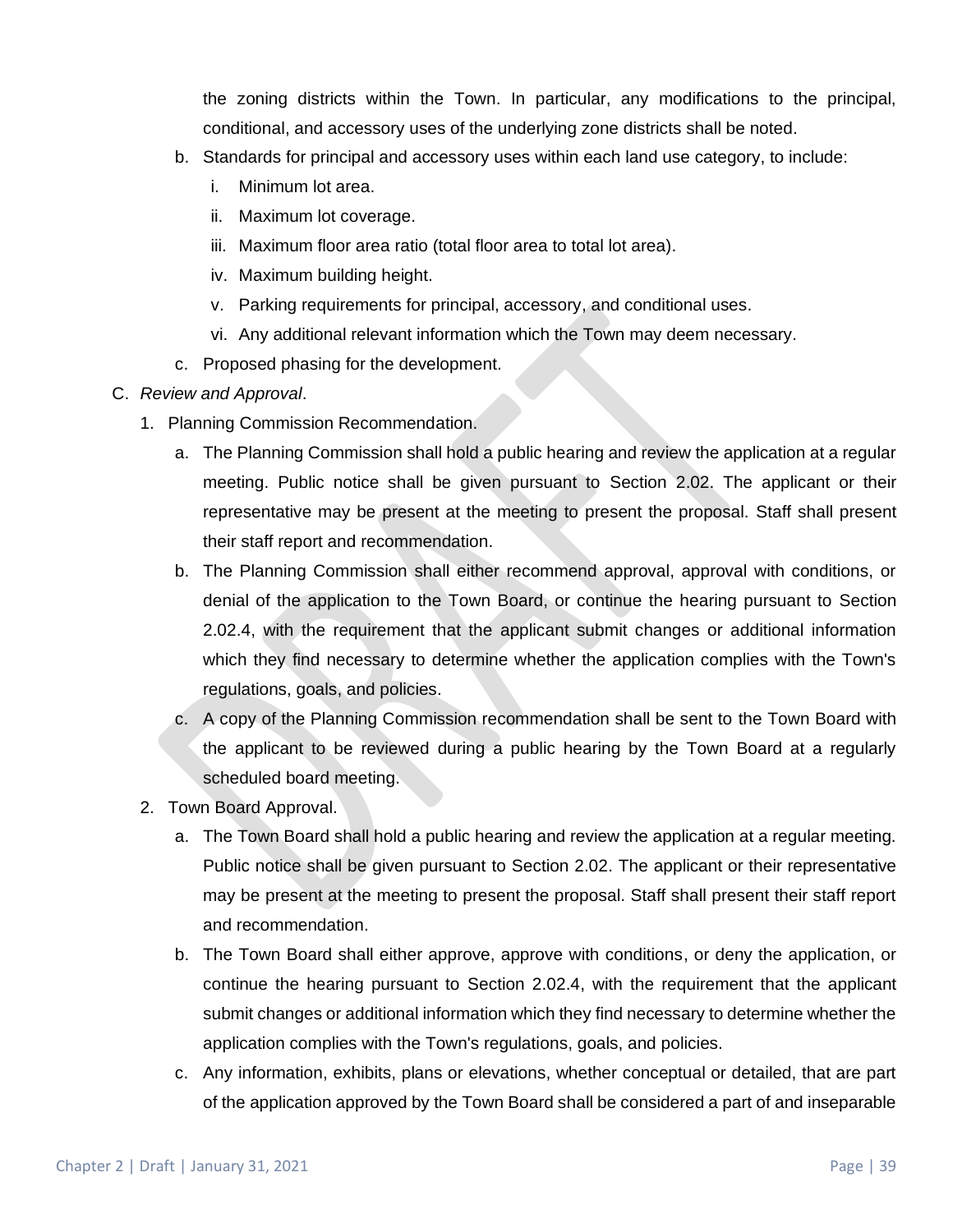the zoning districts within the Town. In particular, any modifications to the principal, conditional, and accessory uses of the underlying zone districts shall be noted.

b. Standards for principal and accessory uses within each land use category, to include:

   i. Minimum lot area.

   ii. Maximum lot coverage.

   iii. Maximum floor area ratio (total floor area to total lot area).

   iv. Maximum building height.

   v. Parking requirements for principal, accessory, and conditional uses.

   vi. Any additional relevant information which the Town may deem necessary.

c. Proposed phasing for the development.

C. *Review and Approval*.

1. Planning Commission Recommendation.

   a. The Planning Commission shall hold a public hearing and review the application at a regular meeting. Public notice shall be given pursuant to Section 2.02. The applicant or their representative may be present at the meeting to present the proposal. Staff shall present their staff report and recommendation.

   b. The Planning Commission shall either recommend approval, approval with conditions, or denial of the application to the Town Board, or continue the hearing pursuant to Section 2.02.4, with the requirement that the applicant submit changes or additional information which they find necessary to determine whether the application complies with the Town's regulations, goals, and policies.

   c. A copy of the Planning Commission recommendation shall be sent to the Town Board with the applicant to be reviewed during a public hearing by the Town Board at a regularly scheduled board meeting.

2. Town Board Approval.

   a. The Town Board shall hold a public hearing and review the application at a regular meeting. Public notice shall be given pursuant to Section 2.02. The applicant or their representative may be present at the meeting to present the proposal. Staff shall present their staff report and recommendation.

   b. The Town Board shall either approve, approve with conditions, or deny the application, or continue the hearing pursuant to Section 2.02.4, with the requirement that the applicant submit changes or additional information which they find necessary to determine whether the application complies with the Town's regulations, goals, and policies.

   c. Any information, exhibits, plans or elevations, whether conceptual or detailed, that are part of the application approved by the Town Board shall be considered a part of and inseparable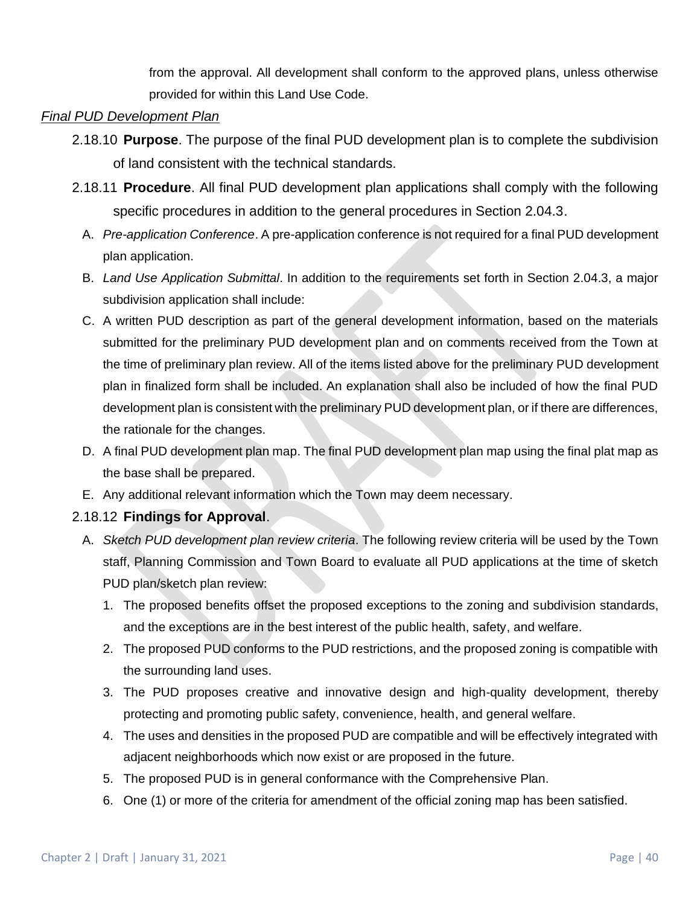from the approval. All development shall conform to the approved plans, unless otherwise provided for within this Land Use Code.

*Final PUD Development Plan*

2.18.10 **Purpose**. The purpose of the final PUD development plan is to complete the subdivision of land consistent with the technical standards.

2.18.11 **Procedure**. All final PUD development plan applications shall comply with the following specific procedures in addition to the general procedures in Section 2.04.3.

A. *Pre-application Conference*. A pre-application conference is not required for a final PUD development plan application.

B. *Land Use Application Submittal*. In addition to the requirements set forth in Section 2.04.3, a major subdivision application shall include:

C. A written PUD description as part of the general development information, based on the materials submitted for the preliminary PUD development plan and on comments received from the Town at the time of preliminary plan review. All of the items listed above for the preliminary PUD development plan in finalized form shall be included. An explanation shall also be included of how the final PUD development plan is consistent with the preliminary PUD development plan, or if there are differences, the rationale for the changes.

D. A final PUD development plan map. The final PUD development plan map using the final plat map as the base shall be prepared.

E. Any additional relevant information which the Town may deem necessary.

2.18.12 **Findings for Approval**.

A. *Sketch PUD development plan review criteria*. The following review criteria will be used by the Town staff, Planning Commission and Town Board to evaluate all PUD applications at the time of sketch PUD plan/sketch plan review:

1. The proposed benefits offset the proposed exceptions to the zoning and subdivision standards, and the exceptions are in the best interest of the public health, safety, and welfare.
2. The proposed PUD conforms to the PUD restrictions, and the proposed zoning is compatible with the surrounding land uses.
3. The PUD proposes creative and innovative design and high-quality development, thereby protecting and promoting public safety, convenience, health, and general welfare.
4. The uses and densities in the proposed PUD are compatible and will be effectively integrated with adjacent neighborhoods which now exist or are proposed in the future.
5. The proposed PUD is in general conformance with the Comprehensive Plan.
6. One (1) or more of the criteria for amendment of the official zoning map has been satisfied.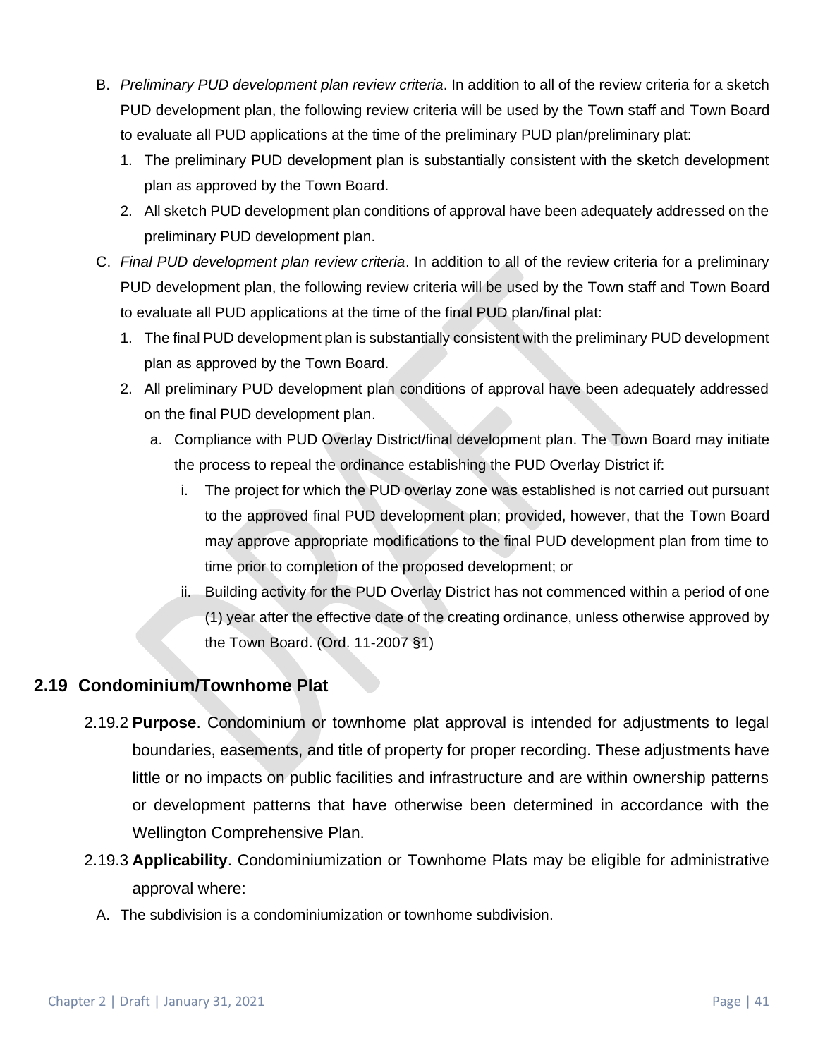B. *Preliminary PUD development plan review criteria*. In addition to all of the review criteria for a sketch PUD development plan, the following review criteria will be used by the Town staff and Town Board to evaluate all PUD applications at the time of the preliminary PUD plan/preliminary plat:

   1. The preliminary PUD development plan is substantially consistent with the sketch development plan as approved by the Town Board.
   2. All sketch PUD development plan conditions of approval have been adequately addressed on the preliminary PUD development plan.

C. *Final PUD development plan review criteria*. In addition to all of the review criteria for a preliminary PUD development plan, the following review criteria will be used by the Town staff and Town Board to evaluate all PUD applications at the time of the final PUD plan/final plat:

   1. The final PUD development plan is substantially consistent with the preliminary PUD development plan as approved by the Town Board.
   2. All preliminary PUD development plan conditions of approval have been adequately addressed on the final PUD development plan.
      a. Compliance with PUD Overlay District/final development plan. The Town Board may initiate the process to repeal the ordinance establishing the PUD Overlay District if:
         i. The project for which the PUD overlay zone was established is not carried out pursuant to the approved final PUD development plan; provided, however, that the Town Board may approve appropriate modifications to the final PUD development plan from time to time prior to completion of the proposed development; or
         ii. Building activity for the PUD Overlay District has not commenced within a period of one (1) year after the effective date of the creating ordinance, unless otherwise approved by the Town Board. (Ord. 11-2007 §1)

## 2.19 Condominium/Townhome Plat

2.19.2 **Purpose**. Condominium or townhome plat approval is intended for adjustments to legal boundaries, easements, and title of property for proper recording. These adjustments have little or no impacts on public facilities and infrastructure and are within ownership patterns or development patterns that have otherwise been determined in accordance with the Wellington Comprehensive Plan.

2.19.3 **Applicability**. Condominiumization or Townhome Plats may be eligible for administrative approval where:

A. The subdivision is a condominiumization or townhome subdivision.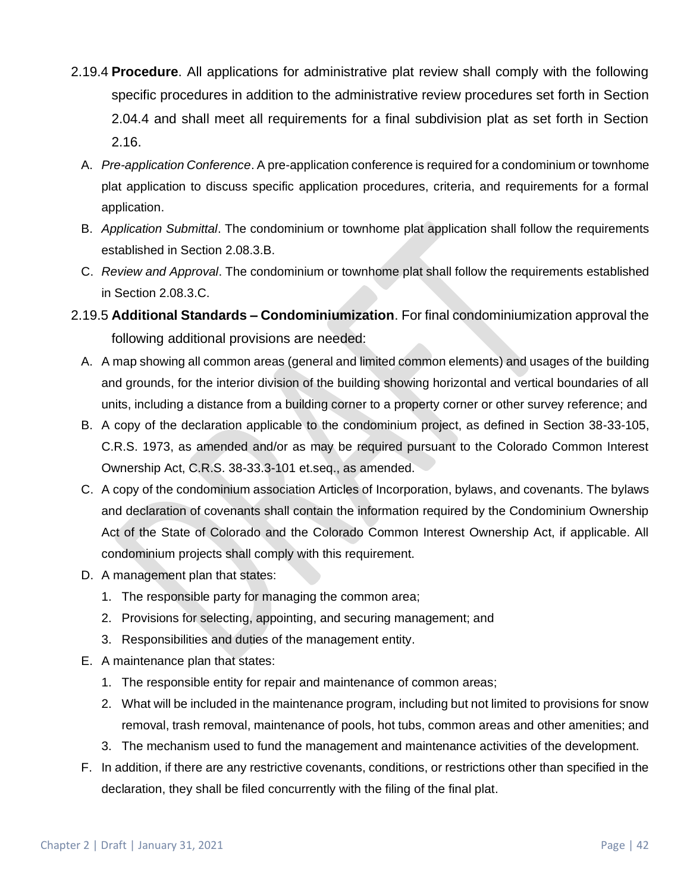2.19.4 **Procedure**. All applications for administrative plat review shall comply with the following specific procedures in addition to the administrative review procedures set forth in Section 2.04.4 and shall meet all requirements for a final subdivision plat as set forth in Section 2.16.

A. *Pre-application Conference*. A pre-application conference is required for a condominium or townhome plat application to discuss specific application procedures, criteria, and requirements for a formal application.

B. *Application Submittal*. The condominium or townhome plat application shall follow the requirements established in Section 2.08.3.B.

C. *Review and Approval*. The condominium or townhome plat shall follow the requirements established in Section 2.08.3.C.

2.19.5 **Additional Standards – Condominiumization**. For final condominiumization approval the following additional provisions are needed:

A. A map showing all common areas (general and limited common elements) and usages of the building and grounds, for the interior division of the building showing horizontal and vertical boundaries of all units, including a distance from a building corner to a property corner or other survey reference; and

B. A copy of the declaration applicable to the condominium project, as defined in Section 38-33-105, C.R.S. 1973, as amended and/or as may be required pursuant to the Colorado Common Interest Ownership Act, C.R.S. 38-33.3-101 et.seq., as amended.

C. A copy of the condominium association Articles of Incorporation, bylaws, and covenants. The bylaws and declaration of covenants shall contain the information required by the Condominium Ownership Act of the State of Colorado and the Colorado Common Interest Ownership Act, if applicable. All condominium projects shall comply with this requirement.

D. A management plan that states:
   1. The responsible party for managing the common area;
   2. Provisions for selecting, appointing, and securing management; and
   3. Responsibilities and duties of the management entity.

E. A maintenance plan that states:
   1. The responsible entity for repair and maintenance of common areas;
   2. What will be included in the maintenance program, including but not limited to provisions for snow removal, trash removal, maintenance of pools, hot tubs, common areas and other amenities; and
   3. The mechanism used to fund the management and maintenance activities of the development.

F. In addition, if there are any restrictive covenants, conditions, or restrictions other than specified in the declaration, they shall be filed concurrently with the filing of the final plat.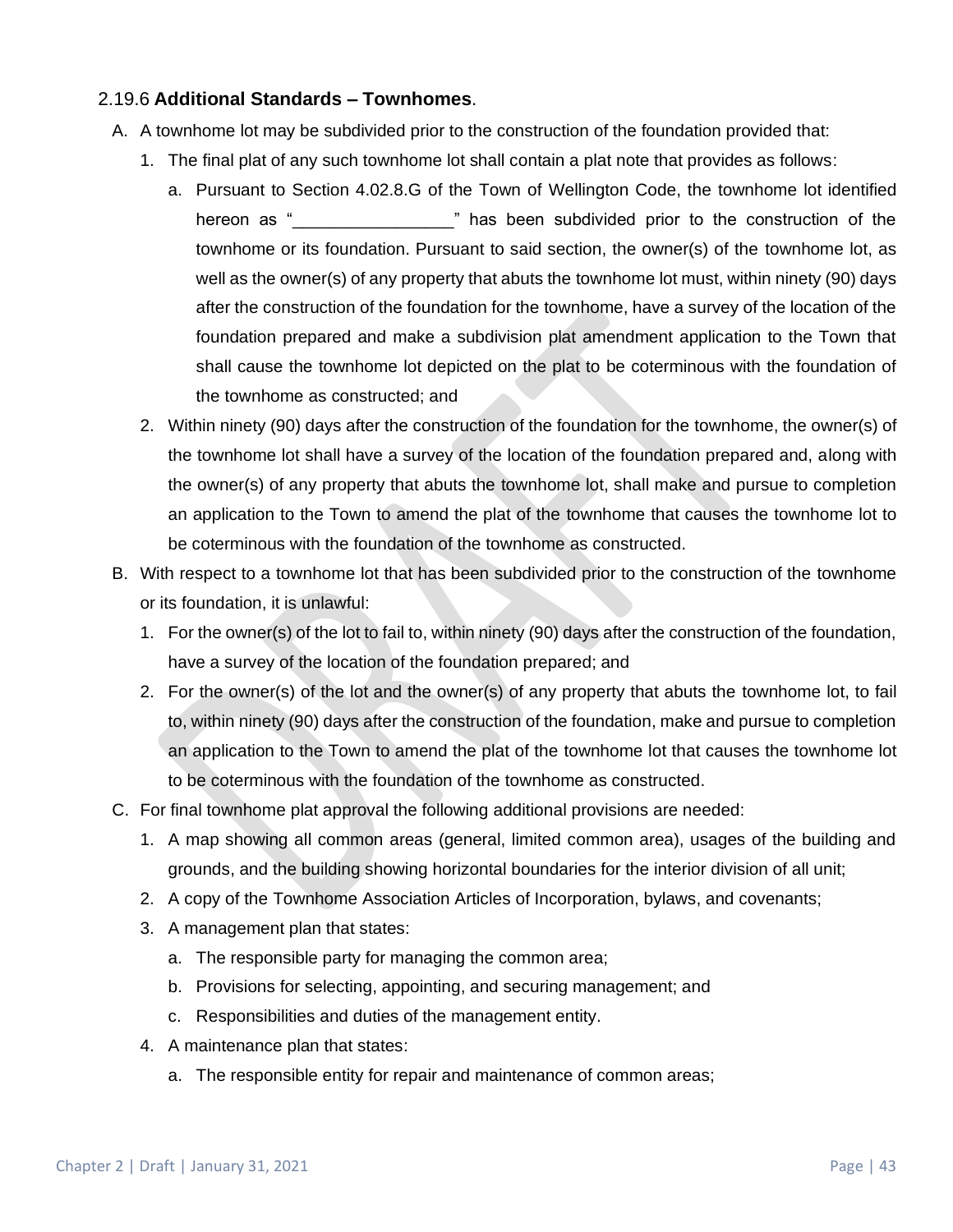### 2.19.6 **Additional Standards – Townhomes**.

A. A townhome lot may be subdivided prior to the construction of the foundation provided that:

   1. The final plat of any such townhome lot shall contain a plat note that provides as follows:

      a. Pursuant to Section 4.02.8.G of the Town of Wellington Code, the townhome lot identified hereon as "_________________" has been subdivided prior to the construction of the townhome or its foundation. Pursuant to said section, the owner(s) of the townhome lot, as well as the owner(s) of any property that abuts the townhome lot must, within ninety (90) days after the construction of the foundation for the townhome, have a survey of the location of the foundation prepared and make a subdivision plat amendment application to the Town that shall cause the townhome lot depicted on the plat to be coterminous with the foundation of the townhome as constructed; and

   2. Within ninety (90) days after the construction of the foundation for the townhome, the owner(s) of the townhome lot shall have a survey of the location of the foundation prepared and, along with the owner(s) of any property that abuts the townhome lot, shall make and pursue to completion an application to the Town to amend the plat of the townhome that causes the townhome lot to be coterminous with the foundation of the townhome as constructed.

B. With respect to a townhome lot that has been subdivided prior to the construction of the townhome or its foundation, it is unlawful:

   1. For the owner(s) of the lot to fail to, within ninety (90) days after the construction of the foundation, have a survey of the location of the foundation prepared; and

   2. For the owner(s) of the lot and the owner(s) of any property that abuts the townhome lot, to fail to, within ninety (90) days after the construction of the foundation, make and pursue to completion an application to the Town to amend the plat of the townhome lot that causes the townhome lot to be coterminous with the foundation of the townhome as constructed.

C. For final townhome plat approval the following additional provisions are needed:

   1. A map showing all common areas (general, limited common area), usages of the building and grounds, and the building showing horizontal boundaries for the interior division of all unit;

   2. A copy of the Townhome Association Articles of Incorporation, bylaws, and covenants;

   3. A management plan that states:

      a. The responsible party for managing the common area;

      b. Provisions for selecting, appointing, and securing management; and

      c. Responsibilities and duties of the management entity.

   4. A maintenance plan that states:

      a. The responsible entity for repair and maintenance of common areas;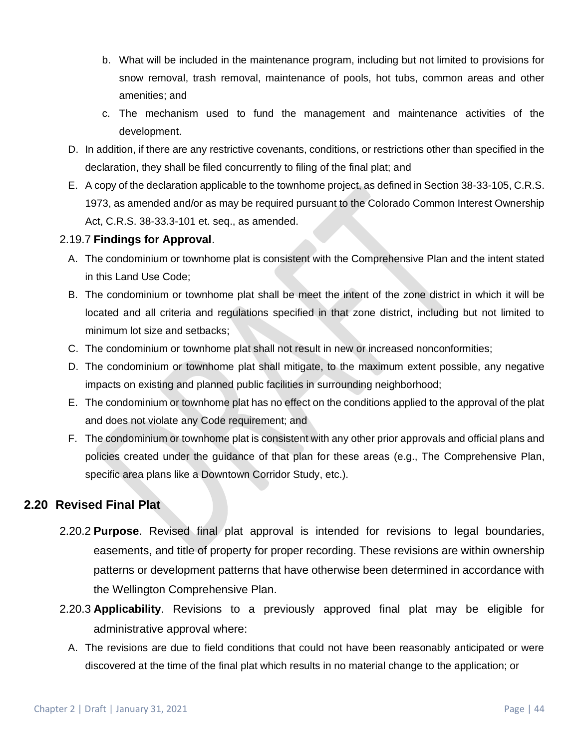b. What will be included in the maintenance program, including but not limited to provisions for snow removal, trash removal, maintenance of pools, hot tubs, common areas and other amenities; and

c. The mechanism used to fund the management and maintenance activities of the development.

D. In addition, if there are any restrictive covenants, conditions, or restrictions other than specified in the declaration, they shall be filed concurrently to filing of the final plat; and

E. A copy of the declaration applicable to the townhome project, as defined in Section 38-33-105, C.R.S. 1973, as amended and/or as may be required pursuant to the Colorado Common Interest Ownership Act, C.R.S. 38-33.3-101 et. seq., as amended.

2.19.7 **Findings for Approval**.

A. The condominium or townhome plat is consistent with the Comprehensive Plan and the intent stated in this Land Use Code;

B. The condominium or townhome plat shall be meet the intent of the zone district in which it will be located and all criteria and regulations specified in that zone district, including but not limited to minimum lot size and setbacks;

C. The condominium or townhome plat shall not result in new or increased nonconformities;

D. The condominium or townhome plat shall mitigate, to the maximum extent possible, any negative impacts on existing and planned public facilities in surrounding neighborhood;

E. The condominium or townhome plat has no effect on the conditions applied to the approval of the plat and does not violate any Code requirement; and

F. The condominium or townhome plat is consistent with any other prior approvals and official plans and policies created under the guidance of that plan for these areas (e.g., The Comprehensive Plan, specific area plans like a Downtown Corridor Study, etc.).

## 2.20 Revised Final Plat

2.20.2 **Purpose**. Revised final plat approval is intended for revisions to legal boundaries, easements, and title of property for proper recording. These revisions are within ownership patterns or development patterns that have otherwise been determined in accordance with the Wellington Comprehensive Plan.

2.20.3 **Applicability**. Revisions to a previously approved final plat may be eligible for administrative approval where:

A. The revisions are due to field conditions that could not have been reasonably anticipated or were discovered at the time of the final plat which results in no material change to the application; or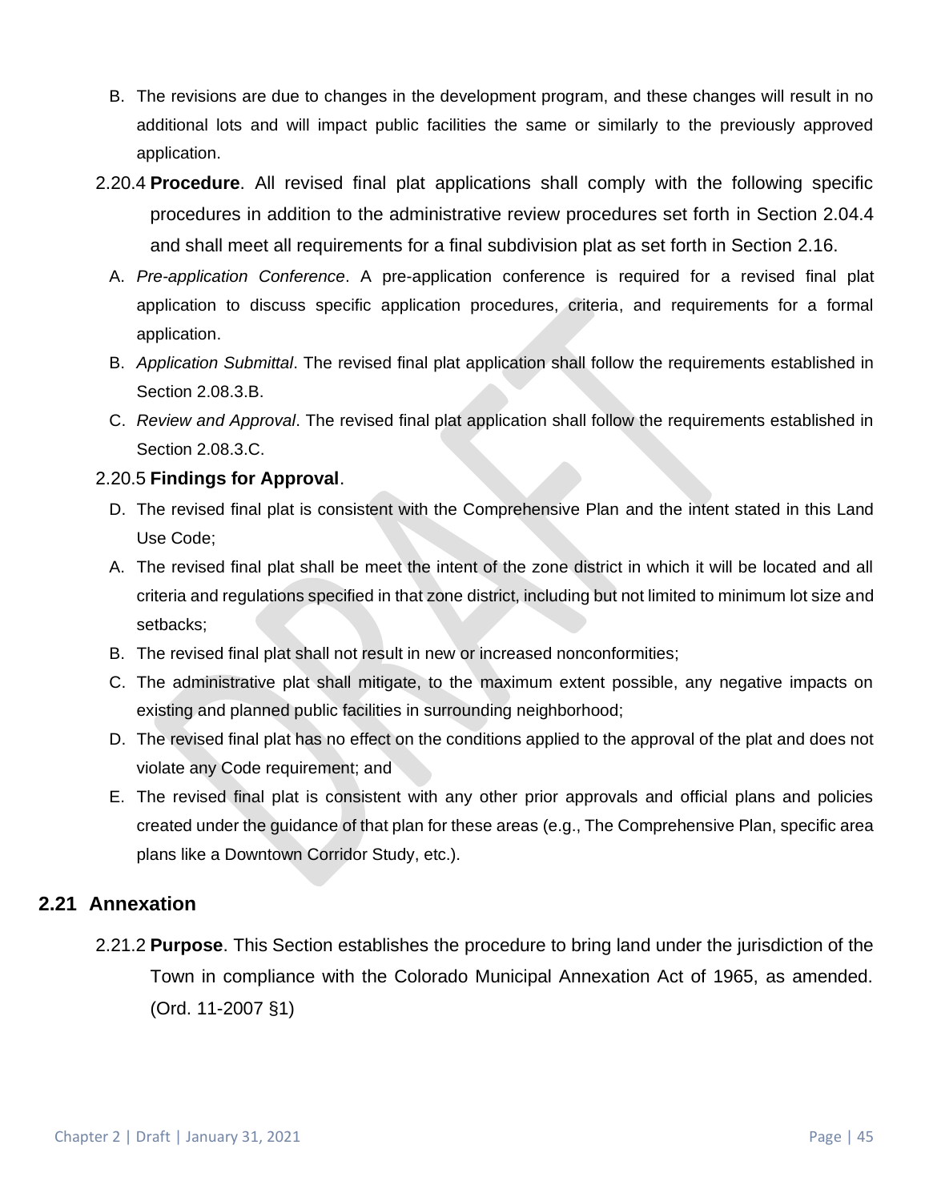B. The revisions are due to changes in the development program, and these changes will result in no additional lots and will impact public facilities the same or similarly to the previously approved application.

2.20.4 **Procedure**. All revised final plat applications shall comply with the following specific procedures in addition to the administrative review procedures set forth in Section 2.04.4 and shall meet all requirements for a final subdivision plat as set forth in Section 2.16.

A. *Pre-application Conference*. A pre-application conference is required for a revised final plat application to discuss specific application procedures, criteria, and requirements for a formal application.

B. *Application Submittal*. The revised final plat application shall follow the requirements established in Section 2.08.3.B.

C. *Review and Approval*. The revised final plat application shall follow the requirements established in Section 2.08.3.C.

2.20.5 **Findings for Approval**.

D. The revised final plat is consistent with the Comprehensive Plan and the intent stated in this Land Use Code;

A. The revised final plat shall be meet the intent of the zone district in which it will be located and all criteria and regulations specified in that zone district, including but not limited to minimum lot size and setbacks;

B. The revised final plat shall not result in new or increased nonconformities;

C. The administrative plat shall mitigate, to the maximum extent possible, any negative impacts on existing and planned public facilities in surrounding neighborhood;

D. The revised final plat has no effect on the conditions applied to the approval of the plat and does not violate any Code requirement; and

E. The revised final plat is consistent with any other prior approvals and official plans and policies created under the guidance of that plan for these areas (e.g., The Comprehensive Plan, specific area plans like a Downtown Corridor Study, etc.).

## 2.21 Annexation

2.21.2 **Purpose**. This Section establishes the procedure to bring land under the jurisdiction of the Town in compliance with the Colorado Municipal Annexation Act of 1965, as amended. (Ord. 11-2007 §1)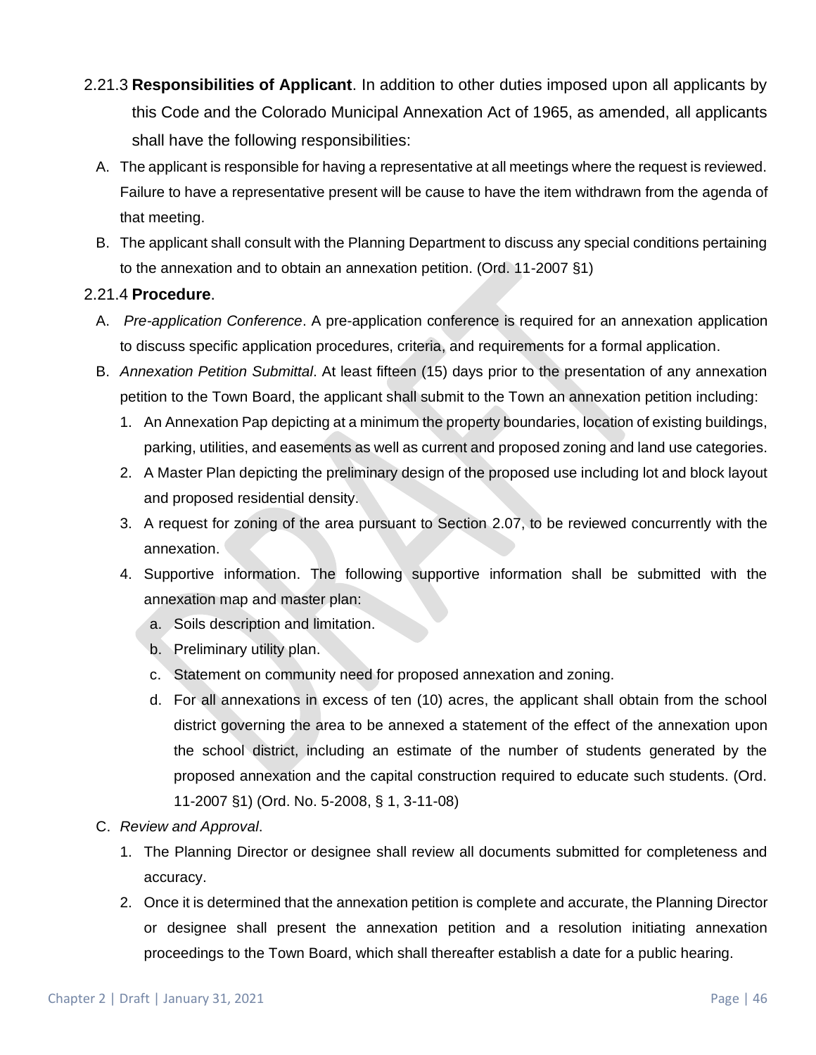2.21.3 **Responsibilities of Applicant**. In addition to other duties imposed upon all applicants by this Code and the Colorado Municipal Annexation Act of 1965, as amended, all applicants shall have the following responsibilities:

A. The applicant is responsible for having a representative at all meetings where the request is reviewed. Failure to have a representative present will be cause to have the item withdrawn from the agenda of that meeting.

B. The applicant shall consult with the Planning Department to discuss any special conditions pertaining to the annexation and to obtain an annexation petition. (Ord. 11-2007 §1)

2.21.4 **Procedure**.

A. *Pre-application Conference*. A pre-application conference is required for an annexation application to discuss specific application procedures, criteria, and requirements for a formal application.

B. *Annexation Petition Submittal*. At least fifteen (15) days prior to the presentation of any annexation petition to the Town Board, the applicant shall submit to the Town an annexation petition including:

1. An Annexation Pap depicting at a minimum the property boundaries, location of existing buildings, parking, utilities, and easements as well as current and proposed zoning and land use categories.
2. A Master Plan depicting the preliminary design of the proposed use including lot and block layout and proposed residential density.
3. A request for zoning of the area pursuant to Section 2.07, to be reviewed concurrently with the annexation.
4. Supportive information. The following supportive information shall be submitted with the annexation map and master plan:
   a. Soils description and limitation.
   b. Preliminary utility plan.
   c. Statement on community need for proposed annexation and zoning.
   d. For all annexations in excess of ten (10) acres, the applicant shall obtain from the school district governing the area to be annexed a statement of the effect of the annexation upon the school district, including an estimate of the number of students generated by the proposed annexation and the capital construction required to educate such students. (Ord. 11-2007 §1) (Ord. No. 5-2008, § 1, 3-11-08)

C. *Review and Approval*.

1. The Planning Director or designee shall review all documents submitted for completeness and accuracy.
2. Once it is determined that the annexation petition is complete and accurate, the Planning Director or designee shall present the annexation petition and a resolution initiating annexation proceedings to the Town Board, which shall thereafter establish a date for a public hearing.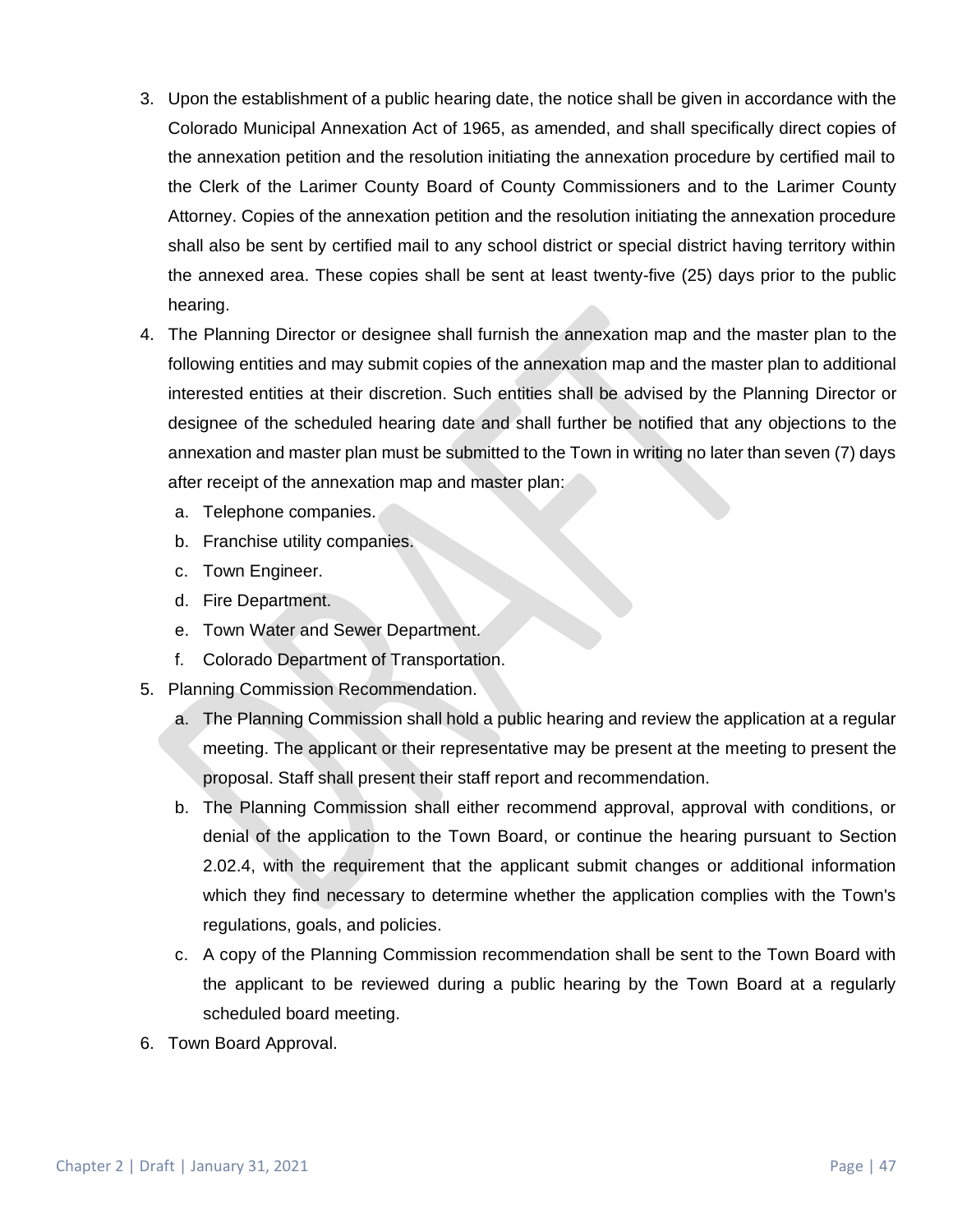3. Upon the establishment of a public hearing date, the notice shall be given in accordance with the Colorado Municipal Annexation Act of 1965, as amended, and shall specifically direct copies of the annexation petition and the resolution initiating the annexation procedure by certified mail to the Clerk of the Larimer County Board of County Commissioners and to the Larimer County Attorney. Copies of the annexation petition and the resolution initiating the annexation procedure shall also be sent by certified mail to any school district or special district having territory within the annexed area. These copies shall be sent at least twenty-five (25) days prior to the public hearing.
4. The Planning Director or designee shall furnish the annexation map and the master plan to the following entities and may submit copies of the annexation map and the master plan to additional interested entities at their discretion. Such entities shall be advised by the Planning Director or designee of the scheduled hearing date and shall further be notified that any objections to the annexation and master plan must be submitted to the Town in writing no later than seven (7) days after receipt of the annexation map and master plan:
   a. Telephone companies.
   b. Franchise utility companies.
   c. Town Engineer.
   d. Fire Department.
   e. Town Water and Sewer Department.
   f. Colorado Department of Transportation.
5. Planning Commission Recommendation.
   a. The Planning Commission shall hold a public hearing and review the application at a regular meeting. The applicant or their representative may be present at the meeting to present the proposal. Staff shall present their staff report and recommendation.
   b. The Planning Commission shall either recommend approval, approval with conditions, or denial of the application to the Town Board, or continue the hearing pursuant to Section 2.02.4, with the requirement that the applicant submit changes or additional information which they find necessary to determine whether the application complies with the Town's regulations, goals, and policies.
   c. A copy of the Planning Commission recommendation shall be sent to the Town Board with the applicant to be reviewed during a public hearing by the Town Board at a regularly scheduled board meeting.
6. Town Board Approval.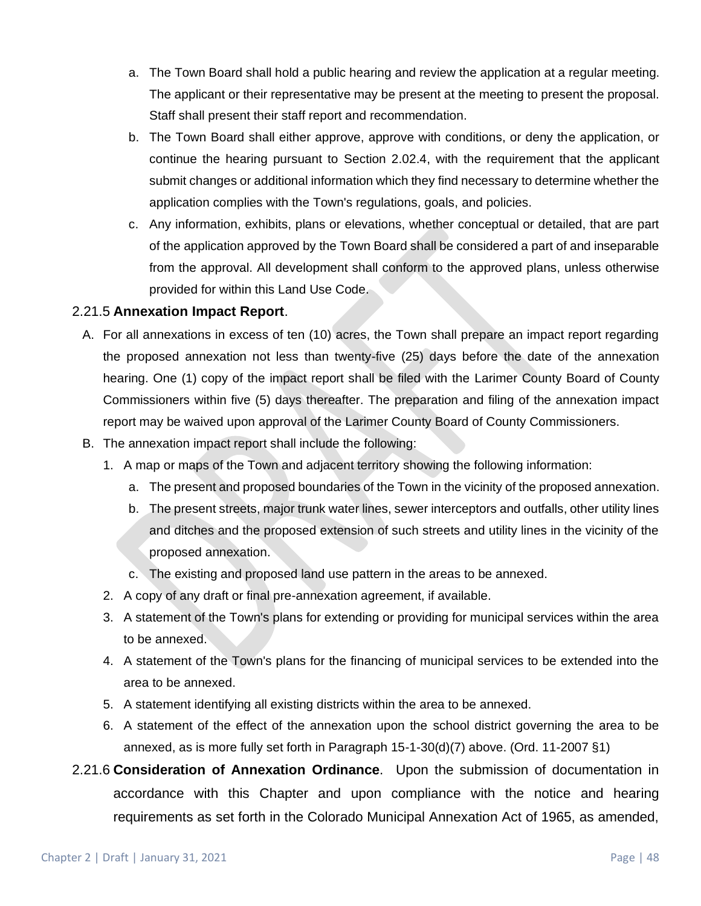a. The Town Board shall hold a public hearing and review the application at a regular meeting. The applicant or their representative may be present at the meeting to present the proposal. Staff shall present their staff report and recommendation.

b. The Town Board shall either approve, approve with conditions, or deny the application, or continue the hearing pursuant to Section 2.02.4, with the requirement that the applicant submit changes or additional information which they find necessary to determine whether the application complies with the Town's regulations, goals, and policies.

c. Any information, exhibits, plans or elevations, whether conceptual or detailed, that are part of the application approved by the Town Board shall be considered a part of and inseparable from the approval. All development shall conform to the approved plans, unless otherwise provided for within this Land Use Code.

2.21.5 **Annexation Impact Report**.

A. For all annexations in excess of ten (10) acres, the Town shall prepare an impact report regarding the proposed annexation not less than twenty-five (25) days before the date of the annexation hearing. One (1) copy of the impact report shall be filed with the Larimer County Board of County Commissioners within five (5) days thereafter. The preparation and filing of the annexation impact report may be waived upon approval of the Larimer County Board of County Commissioners.

B. The annexation impact report shall include the following:

1. A map or maps of the Town and adjacent territory showing the following information:
   a. The present and proposed boundaries of the Town in the vicinity of the proposed annexation.
   b. The present streets, major trunk water lines, sewer interceptors and outfalls, other utility lines and ditches and the proposed extension of such streets and utility lines in the vicinity of the proposed annexation.
   c. The existing and proposed land use pattern in the areas to be annexed.
2. A copy of any draft or final pre-annexation agreement, if available.
3. A statement of the Town's plans for extending or providing for municipal services within the area to be annexed.
4. A statement of the Town's plans for the financing of municipal services to be extended into the area to be annexed.
5. A statement identifying all existing districts within the area to be annexed.
6. A statement of the effect of the annexation upon the school district governing the area to be annexed, as is more fully set forth in Paragraph 15-1-30(d)(7) above. (Ord. 11-2007 §1)

2.21.6 **Consideration of Annexation Ordinance**. Upon the submission of documentation in accordance with this Chapter and upon compliance with the notice and hearing requirements as set forth in the Colorado Municipal Annexation Act of 1965, as amended,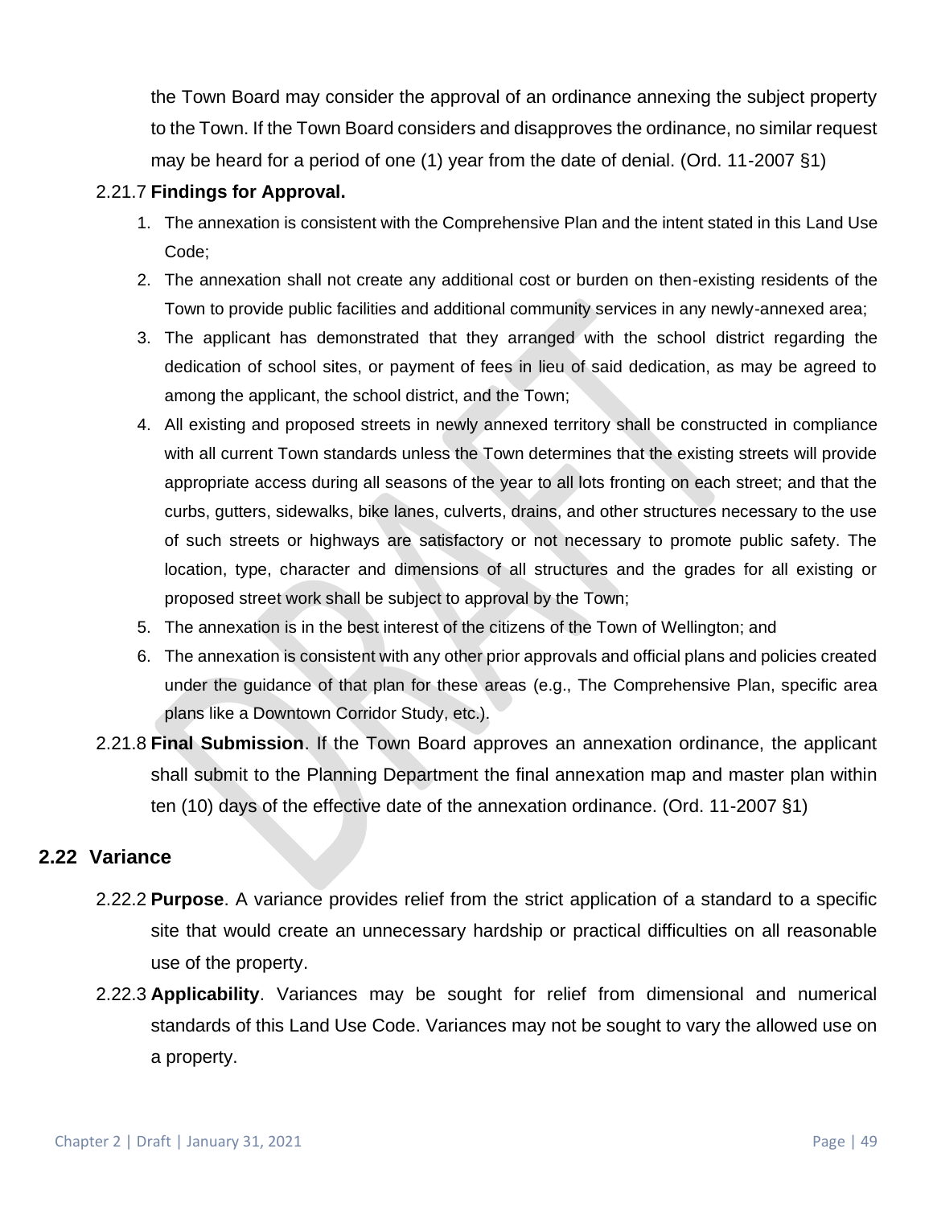the Town Board may consider the approval of an ordinance annexing the subject property to the Town. If the Town Board considers and disapproves the ordinance, no similar request may be heard for a period of one (1) year from the date of denial. (Ord. 11-2007 §1)

2.21.7 **Findings for Approval.**

1. The annexation is consistent with the Comprehensive Plan and the intent stated in this Land Use Code;
2. The annexation shall not create any additional cost or burden on then-existing residents of the Town to provide public facilities and additional community services in any newly-annexed area;
3. The applicant has demonstrated that they arranged with the school district regarding the dedication of school sites, or payment of fees in lieu of said dedication, as may be agreed to among the applicant, the school district, and the Town;
4. All existing and proposed streets in newly annexed territory shall be constructed in compliance with all current Town standards unless the Town determines that the existing streets will provide appropriate access during all seasons of the year to all lots fronting on each street; and that the curbs, gutters, sidewalks, bike lanes, culverts, drains, and other structures necessary to the use of such streets or highways are satisfactory or not necessary to promote public safety. The location, type, character and dimensions of all structures and the grades for all existing or proposed street work shall be subject to approval by the Town;
5. The annexation is in the best interest of the citizens of the Town of Wellington; and
6. The annexation is consistent with any other prior approvals and official plans and policies created under the guidance of that plan for these areas (e.g., The Comprehensive Plan, specific area plans like a Downtown Corridor Study, etc.).

2.21.8 **Final Submission**. If the Town Board approves an annexation ordinance, the applicant shall submit to the Planning Department the final annexation map and master plan within ten (10) days of the effective date of the annexation ordinance. (Ord. 11-2007 §1)

## 2.22 Variance

2.22.2 **Purpose**. A variance provides relief from the strict application of a standard to a specific site that would create an unnecessary hardship or practical difficulties on all reasonable use of the property.

2.22.3 **Applicability**. Variances may be sought for relief from dimensional and numerical standards of this Land Use Code. Variances may not be sought to vary the allowed use on a property.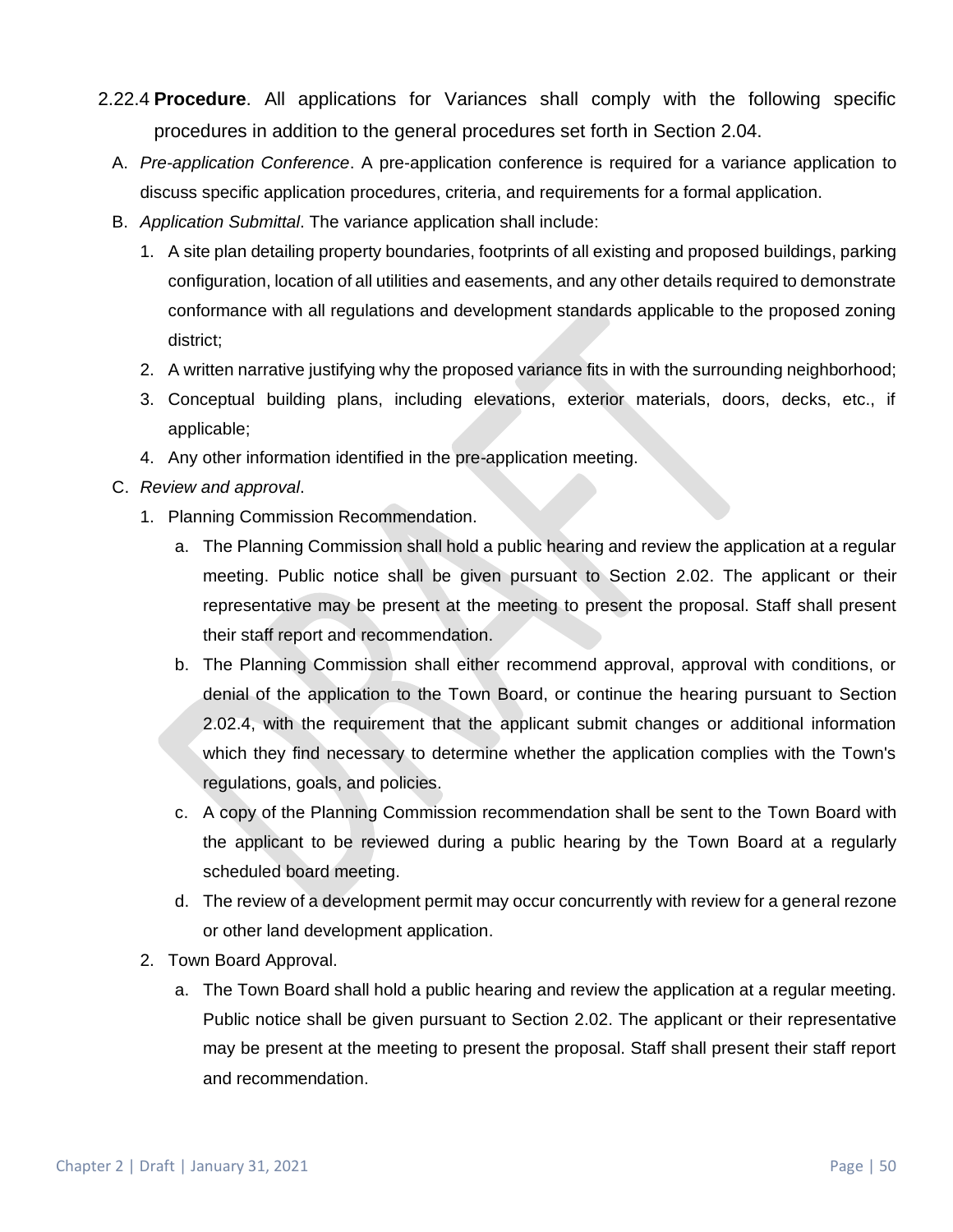2.22.4 **Procedure**. All applications for Variances shall comply with the following specific procedures in addition to the general procedures set forth in Section 2.04.

A. *Pre-application Conference*. A pre-application conference is required for a variance application to discuss specific application procedures, criteria, and requirements for a formal application.

B. *Application Submittal*. The variance application shall include:

1. A site plan detailing property boundaries, footprints of all existing and proposed buildings, parking configuration, location of all utilities and easements, and any other details required to demonstrate conformance with all regulations and development standards applicable to the proposed zoning district;
2. A written narrative justifying why the proposed variance fits in with the surrounding neighborhood;
3. Conceptual building plans, including elevations, exterior materials, doors, decks, etc., if applicable;
4. Any other information identified in the pre-application meeting.

C. *Review and approval*.

1. Planning Commission Recommendation.
   a. The Planning Commission shall hold a public hearing and review the application at a regular meeting. Public notice shall be given pursuant to Section 2.02. The applicant or their representative may be present at the meeting to present the proposal. Staff shall present their staff report and recommendation.
   b. The Planning Commission shall either recommend approval, approval with conditions, or denial of the application to the Town Board, or continue the hearing pursuant to Section 2.02.4, with the requirement that the applicant submit changes or additional information which they find necessary to determine whether the application complies with the Town's regulations, goals, and policies.
   c. A copy of the Planning Commission recommendation shall be sent to the Town Board with the applicant to be reviewed during a public hearing by the Town Board at a regularly scheduled board meeting.
   d. The review of a development permit may occur concurrently with review for a general rezone or other land development application.
2. Town Board Approval.
   a. The Town Board shall hold a public hearing and review the application at a regular meeting. Public notice shall be given pursuant to Section 2.02. The applicant or their representative may be present at the meeting to present the proposal. Staff shall present their staff report and recommendation.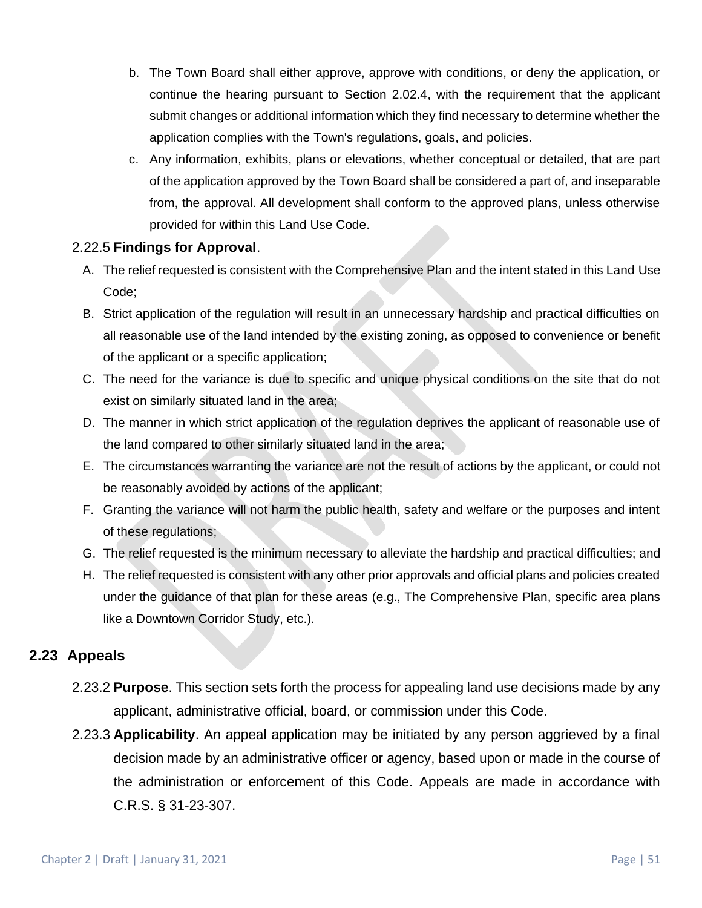b. The Town Board shall either approve, approve with conditions, or deny the application, or continue the hearing pursuant to Section 2.02.4, with the requirement that the applicant submit changes or additional information which they find necessary to determine whether the application complies with the Town's regulations, goals, and policies.

c. Any information, exhibits, plans or elevations, whether conceptual or detailed, that are part of the application approved by the Town Board shall be considered a part of, and inseparable from, the approval. All development shall conform to the approved plans, unless otherwise provided for within this Land Use Code.

2.22.5 **Findings for Approval**.

A. The relief requested is consistent with the Comprehensive Plan and the intent stated in this Land Use Code;

B. Strict application of the regulation will result in an unnecessary hardship and practical difficulties on all reasonable use of the land intended by the existing zoning, as opposed to convenience or benefit of the applicant or a specific application;

C. The need for the variance is due to specific and unique physical conditions on the site that do not exist on similarly situated land in the area;

D. The manner in which strict application of the regulation deprives the applicant of reasonable use of the land compared to other similarly situated land in the area;

E. The circumstances warranting the variance are not the result of actions by the applicant, or could not be reasonably avoided by actions of the applicant;

F. Granting the variance will not harm the public health, safety and welfare or the purposes and intent of these regulations;

G. The relief requested is the minimum necessary to alleviate the hardship and practical difficulties; and

H. The relief requested is consistent with any other prior approvals and official plans and policies created under the guidance of that plan for these areas (e.g., The Comprehensive Plan, specific area plans like a Downtown Corridor Study, etc.).

## 2.23 Appeals

2.23.2 **Purpose**. This section sets forth the process for appealing land use decisions made by any applicant, administrative official, board, or commission under this Code.

2.23.3 **Applicability**. An appeal application may be initiated by any person aggrieved by a final decision made by an administrative officer or agency, based upon or made in the course of the administration or enforcement of this Code. Appeals are made in accordance with C.R.S. § 31-23-307.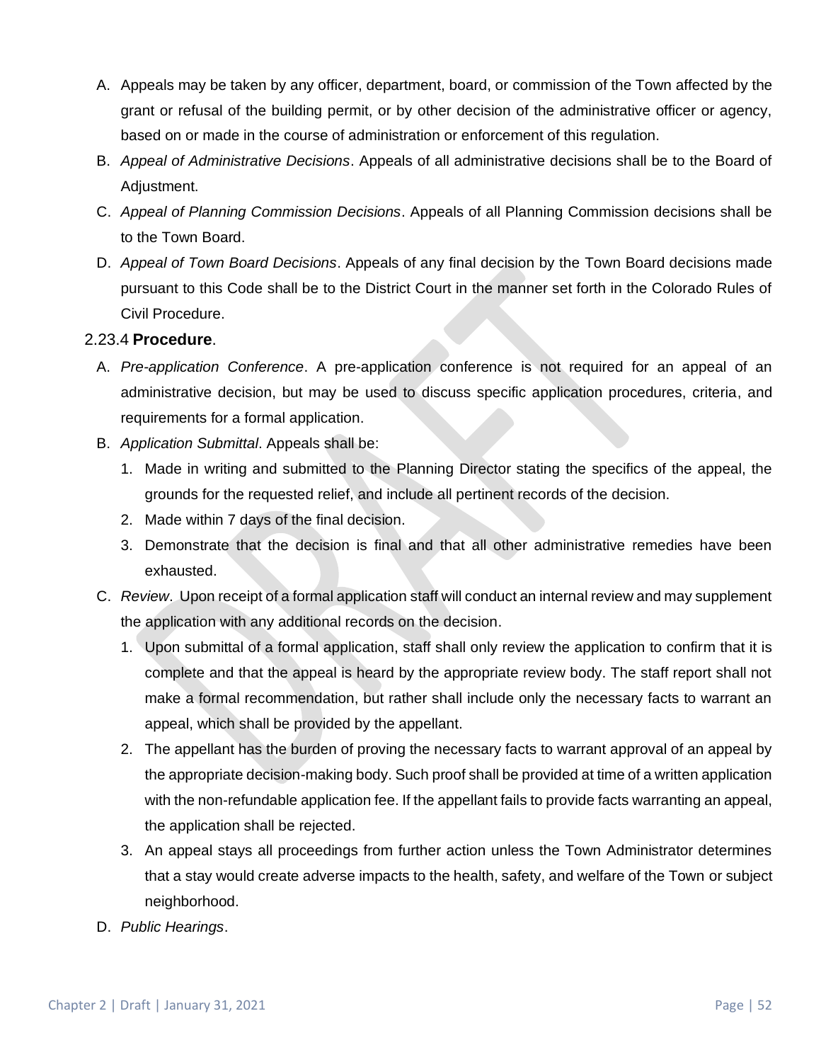A. Appeals may be taken by any officer, department, board, or commission of the Town affected by the grant or refusal of the building permit, or by other decision of the administrative officer or agency, based on or made in the course of administration or enforcement of this regulation.

B. *Appeal of Administrative Decisions*. Appeals of all administrative decisions shall be to the Board of Adjustment.

C. *Appeal of Planning Commission Decisions*. Appeals of all Planning Commission decisions shall be to the Town Board.

D. *Appeal of Town Board Decisions*. Appeals of any final decision by the Town Board decisions made pursuant to this Code shall be to the District Court in the manner set forth in the Colorado Rules of Civil Procedure.

2.23.4 **Procedure**.

A. *Pre-application Conference*. A pre-application conference is not required for an appeal of an administrative decision, but may be used to discuss specific application procedures, criteria, and requirements for a formal application.

B. *Application Submittal*. Appeals shall be:

1. Made in writing and submitted to the Planning Director stating the specifics of the appeal, the grounds for the requested relief, and include all pertinent records of the decision.
2. Made within 7 days of the final decision.
3. Demonstrate that the decision is final and that all other administrative remedies have been exhausted.

C. *Review*. Upon receipt of a formal application staff will conduct an internal review and may supplement the application with any additional records on the decision.

1. Upon submittal of a formal application, staff shall only review the application to confirm that it is complete and that the appeal is heard by the appropriate review body. The staff report shall not make a formal recommendation, but rather shall include only the necessary facts to warrant an appeal, which shall be provided by the appellant.
2. The appellant has the burden of proving the necessary facts to warrant approval of an appeal by the appropriate decision-making body. Such proof shall be provided at time of a written application with the non-refundable application fee. If the appellant fails to provide facts warranting an appeal, the application shall be rejected.
3. An appeal stays all proceedings from further action unless the Town Administrator determines that a stay would create adverse impacts to the health, safety, and welfare of the Town or subject neighborhood.

D. *Public Hearings*.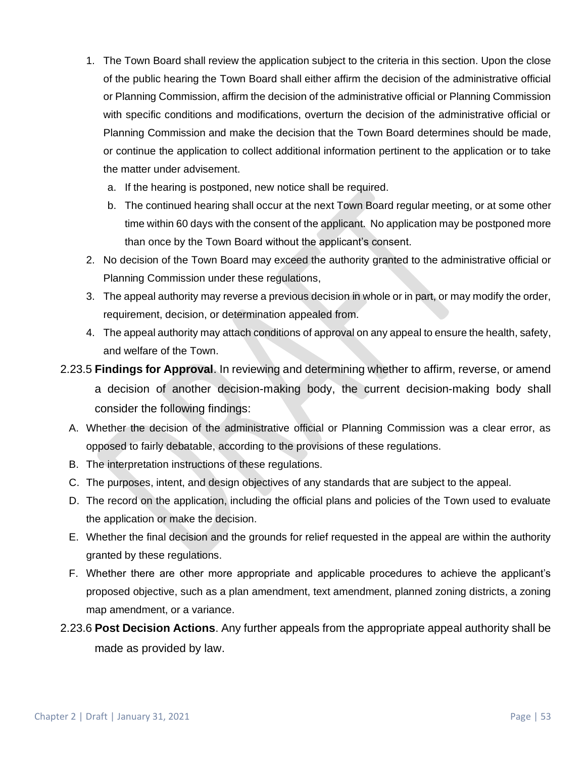1. The Town Board shall review the application subject to the criteria in this section. Upon the close of the public hearing the Town Board shall either affirm the decision of the administrative official or Planning Commission, affirm the decision of the administrative official or Planning Commission with specific conditions and modifications, overturn the decision of the administrative official or Planning Commission and make the decision that the Town Board determines should be made, or continue the application to collect additional information pertinent to the application or to take the matter under advisement.
   a. If the hearing is postponed, new notice shall be required.
   b. The continued hearing shall occur at the next Town Board regular meeting, or at some other time within 60 days with the consent of the applicant. No application may be postponed more than once by the Town Board without the applicant's consent.
2. No decision of the Town Board may exceed the authority granted to the administrative official or Planning Commission under these regulations,
3. The appeal authority may reverse a previous decision in whole or in part, or may modify the order, requirement, decision, or determination appealed from.
4. The appeal authority may attach conditions of approval on any appeal to ensure the health, safety, and welfare of the Town.

2.23.5 **Findings for Approval**. In reviewing and determining whether to affirm, reverse, or amend a decision of another decision-making body, the current decision-making body shall consider the following findings:

A. Whether the decision of the administrative official or Planning Commission was a clear error, as opposed to fairly debatable, according to the provisions of these regulations.
B. The interpretation instructions of these regulations.
C. The purposes, intent, and design objectives of any standards that are subject to the appeal.
D. The record on the application, including the official plans and policies of the Town used to evaluate the application or make the decision.
E. Whether the final decision and the grounds for relief requested in the appeal are within the authority granted by these regulations.
F. Whether there are other more appropriate and applicable procedures to achieve the applicant's proposed objective, such as a plan amendment, text amendment, planned zoning districts, a zoning map amendment, or a variance.

2.23.6 **Post Decision Actions**. Any further appeals from the appropriate appeal authority shall be made as provided by law.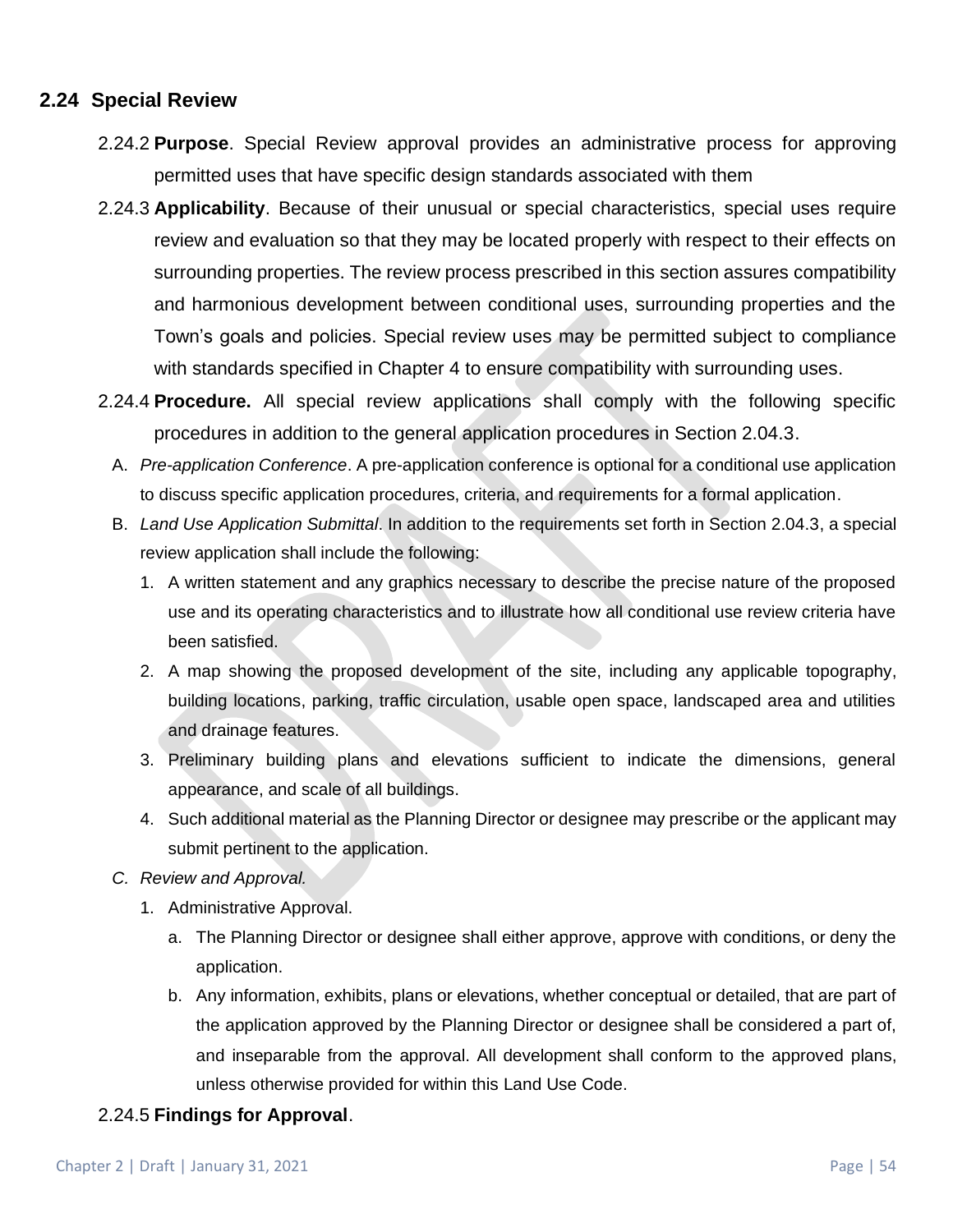## 2.24 Special Review

2.24.2 **Purpose**. Special Review approval provides an administrative process for approving permitted uses that have specific design standards associated with them

2.24.3 **Applicability**. Because of their unusual or special characteristics, special uses require review and evaluation so that they may be located properly with respect to their effects on surrounding properties. The review process prescribed in this section assures compatibility and harmonious development between conditional uses, surrounding properties and the Town's goals and policies. Special review uses may be permitted subject to compliance with standards specified in Chapter 4 to ensure compatibility with surrounding uses.

2.24.4 **Procedure.** All special review applications shall comply with the following specific procedures in addition to the general application procedures in Section 2.04.3.

A. *Pre-application Conference*. A pre-application conference is optional for a conditional use application to discuss specific application procedures, criteria, and requirements for a formal application.

B. *Land Use Application Submittal*. In addition to the requirements set forth in Section 2.04.3, a special review application shall include the following:

1. A written statement and any graphics necessary to describe the precise nature of the proposed use and its operating characteristics and to illustrate how all conditional use review criteria have been satisfied.
2. A map showing the proposed development of the site, including any applicable topography, building locations, parking, traffic circulation, usable open space, landscaped area and utilities and drainage features.
3. Preliminary building plans and elevations sufficient to indicate the dimensions, general appearance, and scale of all buildings.
4. Such additional material as the Planning Director or designee may prescribe or the applicant may submit pertinent to the application.

C. *Review and Approval.*

1. Administrative Approval.
   a. The Planning Director or designee shall either approve, approve with conditions, or deny the application.
   b. Any information, exhibits, plans or elevations, whether conceptual or detailed, that are part of the application approved by the Planning Director or designee shall be considered a part of, and inseparable from the approval. All development shall conform to the approved plans, unless otherwise provided for within this Land Use Code.

2.24.5 **Findings for Approval**.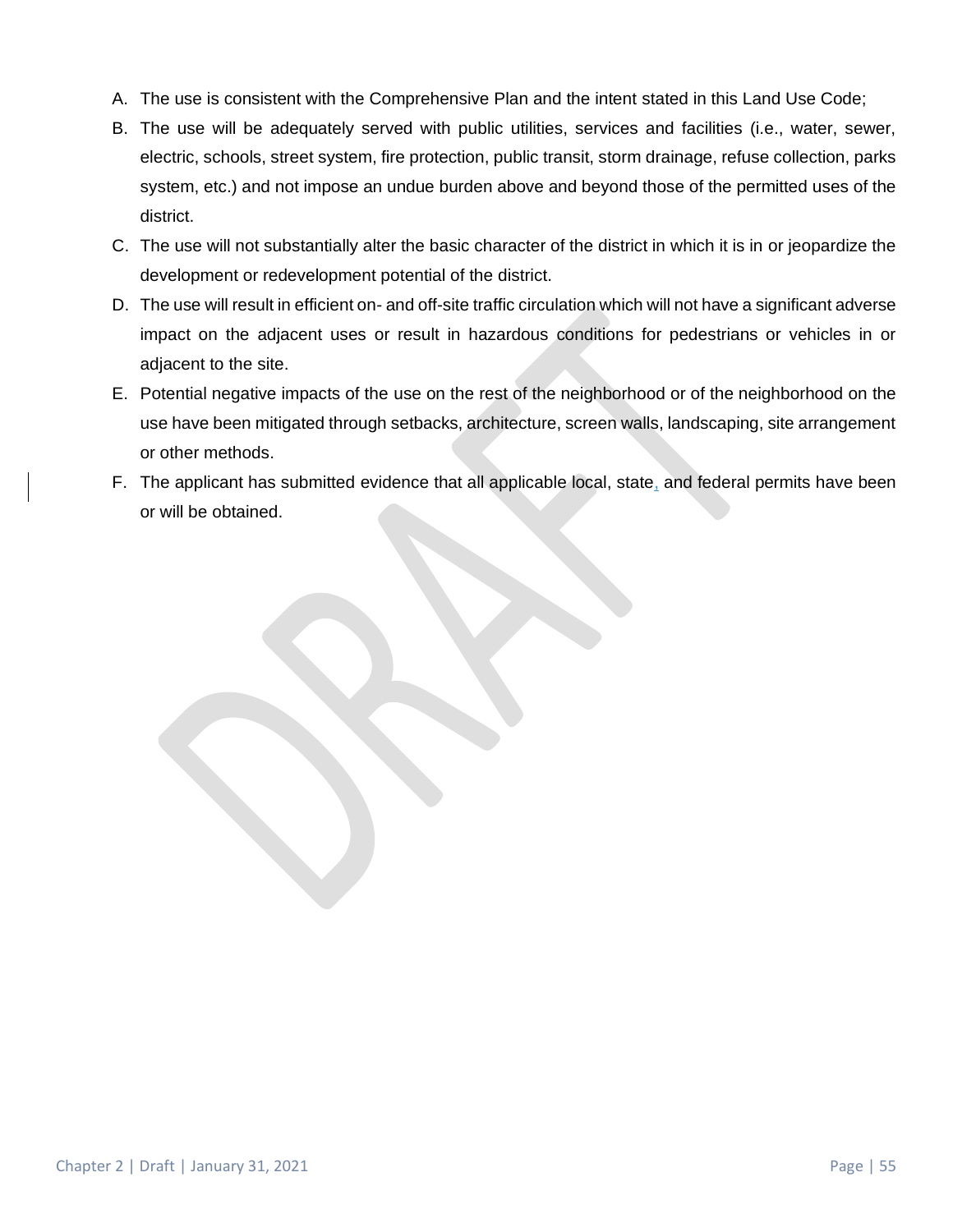A. The use is consistent with the Comprehensive Plan and the intent stated in this Land Use Code;
B. The use will be adequately served with public utilities, services and facilities (i.e., water, sewer, electric, schools, street system, fire protection, public transit, storm drainage, refuse collection, parks system, etc.) and not impose an undue burden above and beyond those of the permitted uses of the district.
C. The use will not substantially alter the basic character of the district in which it is in or jeopardize the development or redevelopment potential of the district.
D. The use will result in efficient on- and off-site traffic circulation which will not have a significant adverse impact on the adjacent uses or result in hazardous conditions for pedestrians or vehicles in or adjacent to the site.
E. Potential negative impacts of the use on the rest of the neighborhood or of the neighborhood on the use have been mitigated through setbacks, architecture, screen walls, landscaping, site arrangement or other methods.
F. The applicant has submitted evidence that all applicable local, state, and federal permits have been or will be obtained.